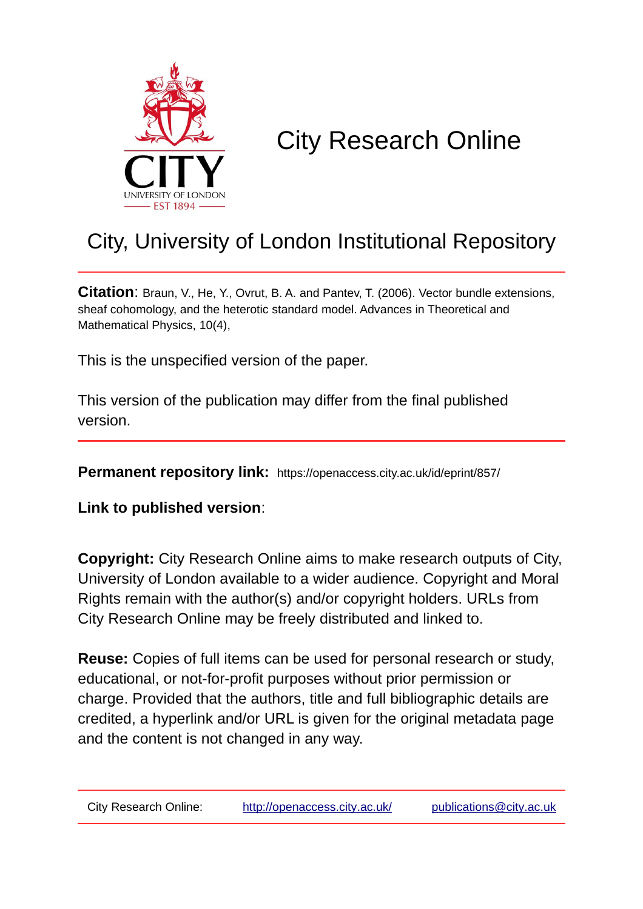# City Research Online

## City, University of London Institutional Repository

**Citation**: Braun, V., He, Y., Ovrut, B. A. and Pantev, T. (2006). Vector bundle extensions, sheaf cohomology, and the heterotic standard model. Advances in Theoretical and Mathematical Physics, 10(4),

This is the unspecified version of the paper.

This version of the publication may differ from the final published version.

**Permanent repository link:** https://openaccess.city.ac.uk/id/eprint/857/

**Link to published version**:

**Copyright:** City Research Online aims to make research outputs of City, University of London available to a wider audience. Copyright and Moral Rights remain with the author(s) and/or copyright holders. URLs from City Research Online may be freely distributed and linked to.

**Reuse:** Copies of full items can be used for personal research or study, educational, or not-for-profit purposes without prior permission or charge. Provided that the authors, title and full bibliographic details are credited, a hyperlink and/or URL is given for the original metadata page and the content is not changed in any way.

City Research Online: http://openaccess.city.ac.uk/ publications@city.ac.uk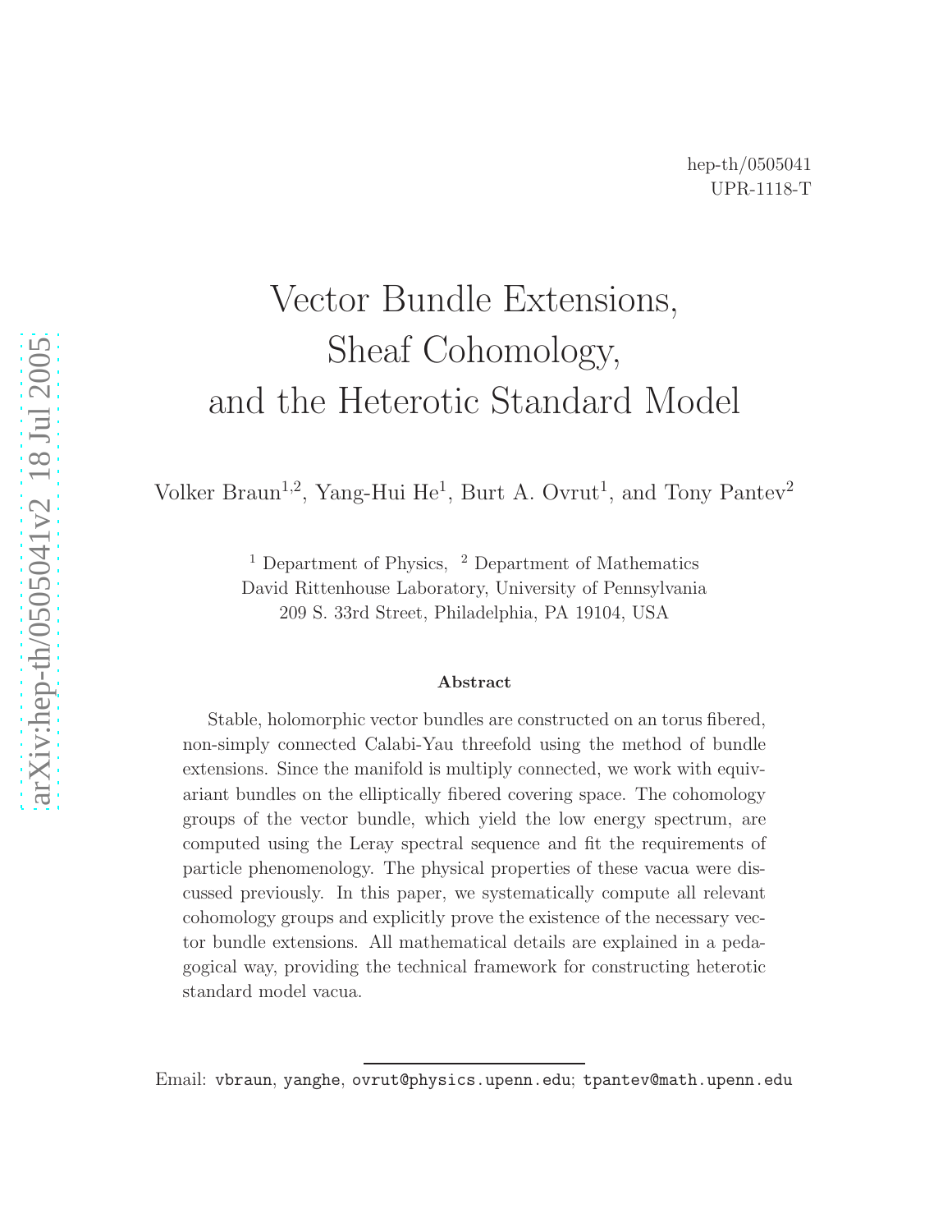hep-th/0505041
UPR-1118-T

# Vector Bundle Extensions, Sheaf Cohomology, and the Heterotic Standard Model

Volker Braun[1,2], Yang-Hui He[1], Burt A. Ovrut[1], and Tony Pantev[2]

[1] Department of Physics, [2] Department of Mathematics
David Rittenhouse Laboratory, University of Pennsylvania
209 S. 33rd Street, Philadelphia, PA 19104, USA

**Abstract**

Stable, holomorphic vector bundles are constructed on an torus fibered, non-simply connected Calabi-Yau threefold using the method of bundle extensions. Since the manifold is multiply connected, we work with equivariant bundles on the elliptically fibered covering space. The cohomology groups of the vector bundle, which yield the low energy spectrum, are computed using the Leray spectral sequence and fit the requirements of particle phenomenology. The physical properties of these vacua were discussed previously. In this paper, we systematically compute all relevant cohomology groups and explicitly prove the existence of the necessary vector bundle extensions. All mathematical details are explained in a pedagogical way, providing the technical framework for constructing heterotic standard model vacua.

Email: vbraun, yanghe, ovrut@physics.upenn.edu; tpantev@math.upenn.edu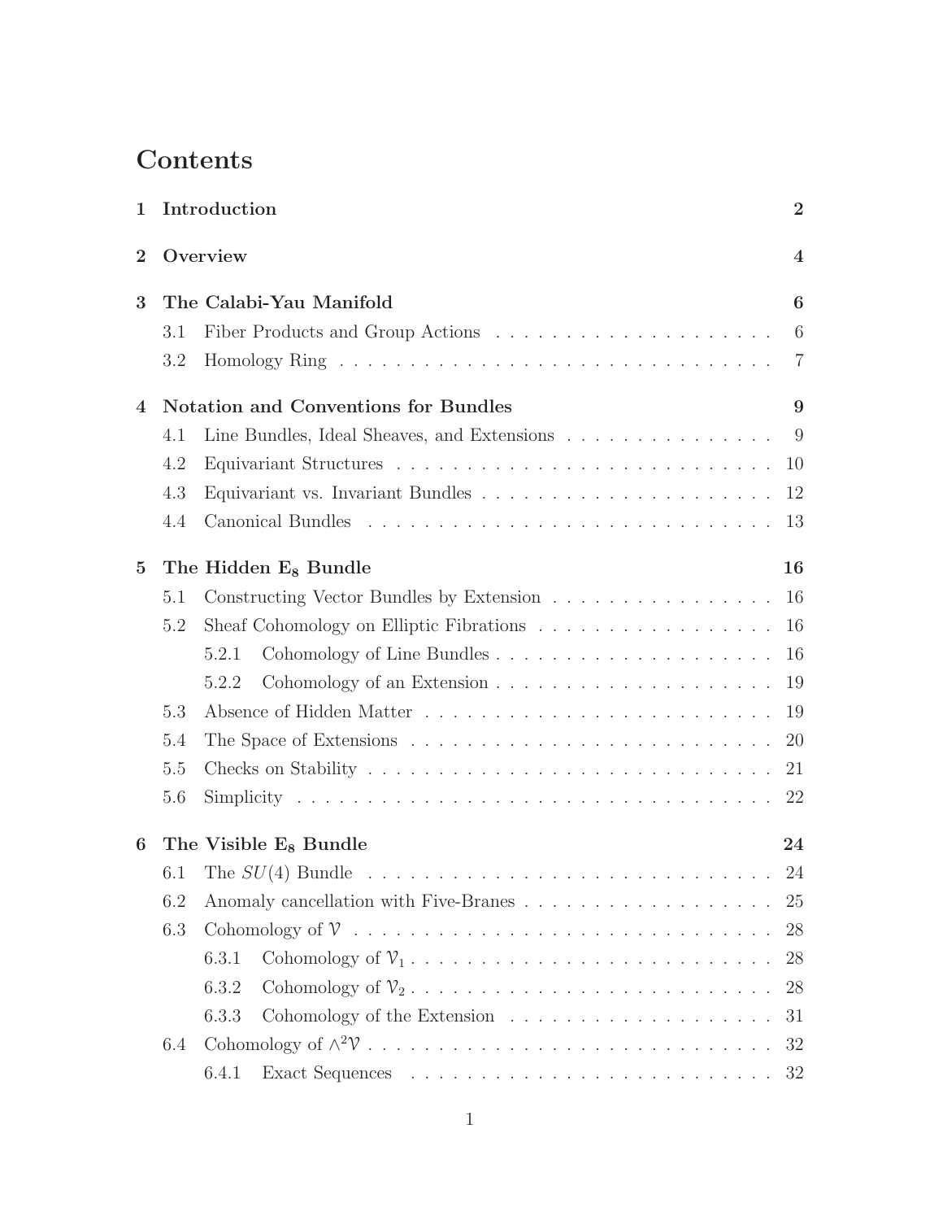# Contents

**1 Introduction** **2**

**2 Overview** **4**

**3 The Calabi-Yau Manifold** **6**

- 3.1 Fiber Products and Group Actions . . . . . . . . . . . . . . . . . . . . 6
- 3.2 Homology Ring . . . . . . . . . . . . . . . . . . . . . . . . . . . . . . . 7

**4 Notation and Conventions for Bundles** **9**

- 4.1 Line Bundles, Ideal Sheaves, and Extensions . . . . . . . . . . . . . . . 9
- 4.2 Equivariant Structures . . . . . . . . . . . . . . . . . . . . . . . . . . . 10
- 4.3 Equivariant vs. Invariant Bundles . . . . . . . . . . . . . . . . . . . . . 12
- 4.4 Canonical Bundles . . . . . . . . . . . . . . . . . . . . . . . . . . . . . 13

**5 The Hidden $\mathbf{E_8}$ Bundle** **16**

- 5.1 Constructing Vector Bundles by Extension . . . . . . . . . . . . . . . . 16
- 5.2 Sheaf Cohomology on Elliptic Fibrations . . . . . . . . . . . . . . . . . 16
  - 5.2.1 Cohomology of Line Bundles . . . . . . . . . . . . . . . . . . . . . 16
  - 5.2.2 Cohomology of an Extension . . . . . . . . . . . . . . . . . . . . . 19
- 5.3 Absence of Hidden Matter . . . . . . . . . . . . . . . . . . . . . . . . . 19
- 5.4 The Space of Extensions . . . . . . . . . . . . . . . . . . . . . . . . . . 20
- 5.5 Checks on Stability . . . . . . . . . . . . . . . . . . . . . . . . . . . . . 21
- 5.6 Simplicity . . . . . . . . . . . . . . . . . . . . . . . . . . . . . . . . . . 22

**6 The Visible $\mathbf{E_8}$ Bundle** **24**

- 6.1 The $SU(4)$ Bundle . . . . . . . . . . . . . . . . . . . . . . . . . . . . . 24
- 6.2 Anomaly cancellation with Five-Branes . . . . . . . . . . . . . . . . . . 25
- 6.3 Cohomology of $\mathcal{V}$ . . . . . . . . . . . . . . . . . . . . . . . . . . . . . 28
  - 6.3.1 Cohomology of $\mathcal{V}_1$ . . . . . . . . . . . . . . . . . . . . . . . . . 28
  - 6.3.2 Cohomology of $\mathcal{V}_2$ . . . . . . . . . . . . . . . . . . . . . . . . . 28
  - 6.3.3 Cohomology of the Extension . . . . . . . . . . . . . . . . . . . . 31
- 6.4 Cohomology of $\wedge^2\mathcal{V}$ . . . . . . . . . . . . . . . . . . . . . . . . . . . 32
  - 6.4.1 Exact Sequences . . . . . . . . . . . . . . . . . . . . . . . . . . . 32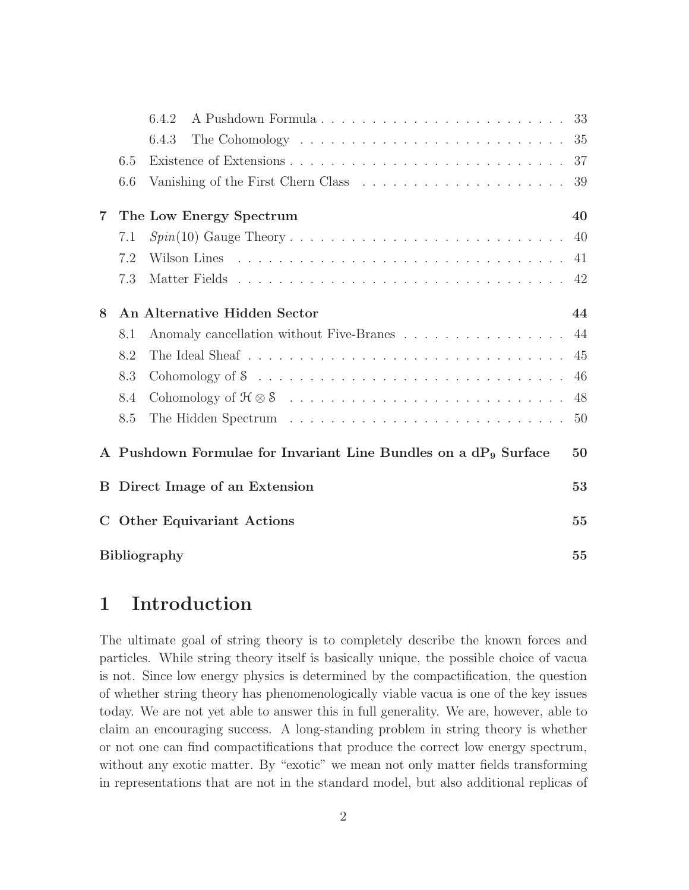6.4.2 A Pushdown Formula . . . . . . . . . . . . . . . . . . . . . . . . 33
6.4.3 The Cohomology . . . . . . . . . . . . . . . . . . . . . . . . 35
6.5 Existence of Extensions . . . . . . . . . . . . . . . . . . . . . . . . . . . 37
6.6 Vanishing of the First Chern Class . . . . . . . . . . . . . . . . . . . . 39

**7 The Low Energy Spectrum 40**
7.1 $Spin(10)$ Gauge Theory . . . . . . . . . . . . . . . . . . . . . . . . . . . 40
7.2 Wilson Lines . . . . . . . . . . . . . . . . . . . . . . . . . . . . . . . . . 41
7.3 Matter Fields . . . . . . . . . . . . . . . . . . . . . . . . . . . . . . . . 42

**8 An Alternative Hidden Sector 44**
8.1 Anomaly cancellation without Five-Branes . . . . . . . . . . . . . . . . 44
8.2 The Ideal Sheaf . . . . . . . . . . . . . . . . . . . . . . . . . . . . . . . 45
8.3 Cohomology of $\mathcal{S}$ . . . . . . . . . . . . . . . . . . . . . . . . . . . . . . 46
8.4 Cohomology of $\mathcal{H} \otimes \mathcal{S}$ . . . . . . . . . . . . . . . . . . . . . . . . . . 48
8.5 The Hidden Spectrum . . . . . . . . . . . . . . . . . . . . . . . . . . . . 50

**A Pushdown Formulae for Invariant Line Bundles on a dP$_9$ Surface 50**

**B Direct Image of an Extension 53**

**C Other Equivariant Actions 55**

**Bibliography 55**

# 1 Introduction

The ultimate goal of string theory is to completely describe the known forces and particles. While string theory itself is basically unique, the possible choice of vacua is not. Since low energy physics is determined by the compactification, the question of whether string theory has phenomenologically viable vacua is one of the key issues today. We are not yet able to answer this in full generality. We are, however, able to claim an encouraging success. A long-standing problem in string theory is whether or not one can find compactifications that produce the correct low energy spectrum, without any exotic matter. By "exotic" we mean not only matter fields transforming in representations that are not in the standard model, but also additional replicas of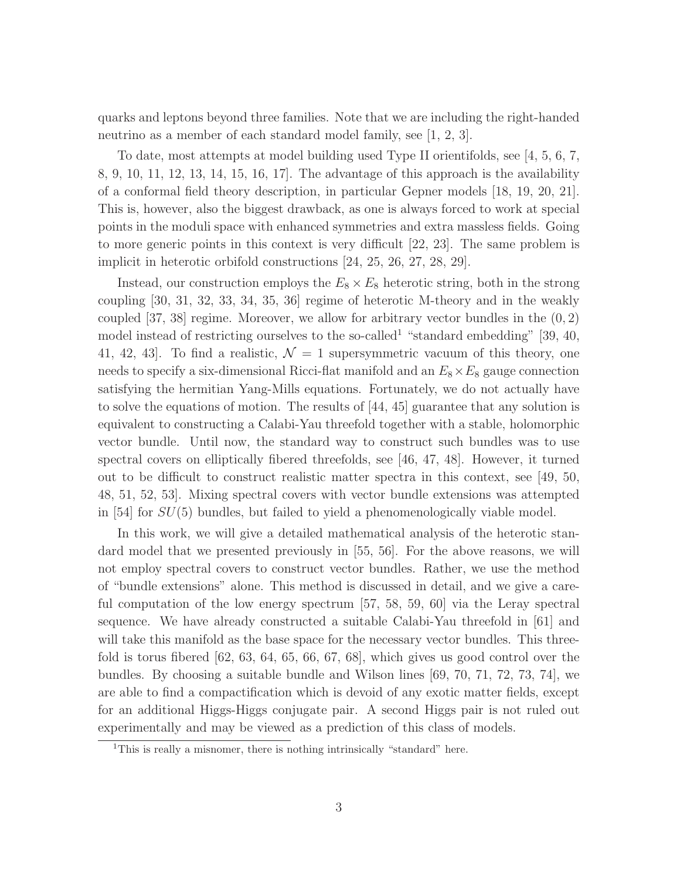quarks and leptons beyond three families. Note that we are including the right-handed neutrino as a member of each standard model family, see [1, 2, 3].

To date, most attempts at model building used Type II orientifolds, see [4, 5, 6, 7, 8, 9, 10, 11, 12, 13, 14, 15, 16, 17]. The advantage of this approach is the availability of a conformal field theory description, in particular Gepner models [18, 19, 20, 21]. This is, however, also the biggest drawback, as one is always forced to work at special points in the moduli space with enhanced symmetries and extra massless fields. Going to more generic points in this context is very difficult [22, 23]. The same problem is implicit in heterotic orbifold constructions [24, 25, 26, 27, 28, 29].

Instead, our construction employs the $E_8 \times E_8$ heterotic string, both in the strong coupling [30, 31, 32, 33, 34, 35, 36] regime of heterotic M-theory and in the weakly coupled [37, 38] regime. Moreover, we allow for arbitrary vector bundles in the $(0, 2)$ model instead of restricting ourselves to the so-called[1] "standard embedding" [39, 40, 41, 42, 43]. To find a realistic, $\mathcal{N} = 1$ supersymmetric vacuum of this theory, one needs to specify a six-dimensional Ricci-flat manifold and an $E_8 \times E_8$ gauge connection satisfying the hermitian Yang-Mills equations. Fortunately, we do not actually have to solve the equations of motion. The results of [44, 45] guarantee that any solution is equivalent to constructing a Calabi-Yau threefold together with a stable, holomorphic vector bundle. Until now, the standard way to construct such bundles was to use spectral covers on elliptically fibered threefolds, see [46, 47, 48]. However, it turned out to be difficult to construct realistic matter spectra in this context, see [49, 50, 48, 51, 52, 53]. Mixing spectral covers with vector bundle extensions was attempted in [54] for $SU(5)$ bundles, but failed to yield a phenomenologically viable model.

In this work, we will give a detailed mathematical analysis of the heterotic standard model that we presented previously in [55, 56]. For the above reasons, we will not employ spectral covers to construct vector bundles. Rather, we use the method of "bundle extensions" alone. This method is discussed in detail, and we give a careful computation of the low energy spectrum [57, 58, 59, 60] via the Leray spectral sequence. We have already constructed a suitable Calabi-Yau threefold in [61] and will take this manifold as the base space for the necessary vector bundles. This threefold is torus fibered [62, 63, 64, 65, 66, 67, 68], which gives us good control over the bundles. By choosing a suitable bundle and Wilson lines [69, 70, 71, 72, 73, 74], we are able to find a compactification which is devoid of any exotic matter fields, except for an additional Higgs-Higgs conjugate pair. A second Higgs pair is not ruled out experimentally and may be viewed as a prediction of this class of models.

[1] This is really a misnomer, there is nothing intrinsically "standard" here.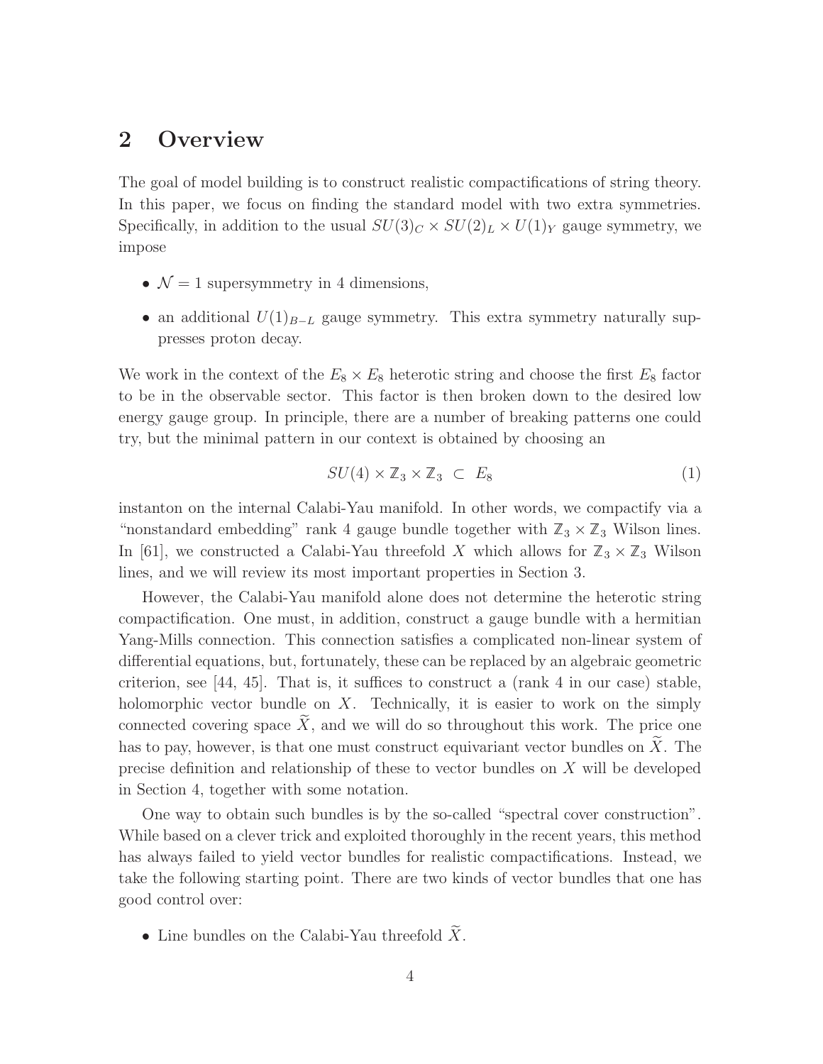## 2 Overview

The goal of model building is to construct realistic compactifications of string theory. In this paper, we focus on finding the standard model with two extra symmetries. Specifically, in addition to the usual $SU(3)_C \times SU(2)_L \times U(1)_Y$ gauge symmetry, we impose

- $\mathcal{N} = 1$ supersymmetry in 4 dimensions,
- an additional $U(1)_{B-L}$ gauge symmetry. This extra symmetry naturally suppresses proton decay.

We work in the context of the $E_8 \times E_8$ heterotic string and choose the first $E_8$ factor to be in the observable sector. This factor is then broken down to the desired low energy gauge group. In principle, there are a number of breaking patterns one could try, but the minimal pattern in our context is obtained by choosing an

$$SU(4) \times \mathbb{Z}_3 \times \mathbb{Z}_3 \ \subset \ E_8 \tag{1}$$

instanton on the internal Calabi-Yau manifold. In other words, we compactify via a "nonstandard embedding" rank 4 gauge bundle together with $\mathbb{Z}_3 \times \mathbb{Z}_3$ Wilson lines. In [61], we constructed a Calabi-Yau threefold $X$ which allows for $\mathbb{Z}_3 \times \mathbb{Z}_3$ Wilson lines, and we will review its most important properties in Section 3.

However, the Calabi-Yau manifold alone does not determine the heterotic string compactification. One must, in addition, construct a gauge bundle with a hermitian Yang-Mills connection. This connection satisfies a complicated non-linear system of differential equations, but, fortunately, these can be replaced by an algebraic geometric criterion, see [44, 45]. That is, it suffices to construct a (rank 4 in our case) stable, holomorphic vector bundle on $X$. Technically, it is easier to work on the simply connected covering space $\widetilde{X}$, and we will do so throughout this work. The price one has to pay, however, is that one must construct equivariant vector bundles on $\widetilde{X}$. The precise definition and relationship of these to vector bundles on $X$ will be developed in Section 4, together with some notation.

One way to obtain such bundles is by the so-called "spectral cover construction". While based on a clever trick and exploited thoroughly in the recent years, this method has always failed to yield vector bundles for realistic compactifications. Instead, we take the following starting point. There are two kinds of vector bundles that one has good control over:

- Line bundles on the Calabi-Yau threefold $\widetilde{X}$.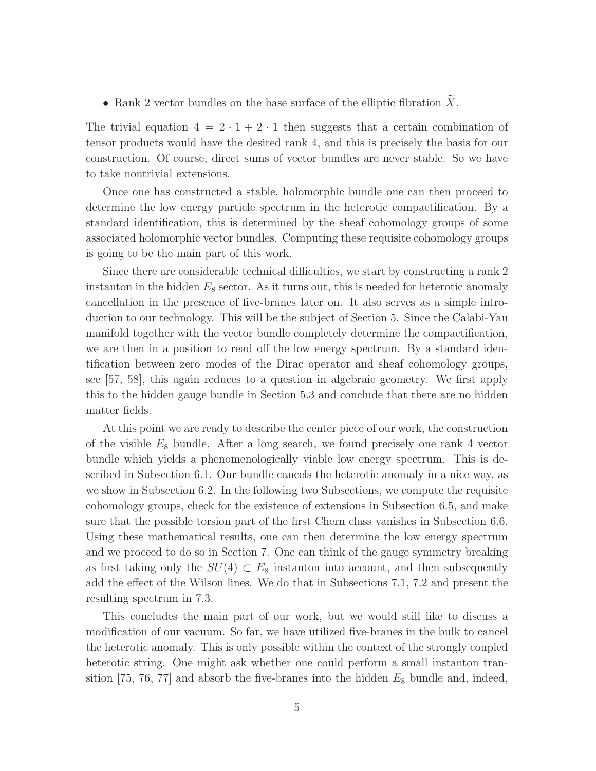- Rank 2 vector bundles on the base surface of the elliptic fibration $\widetilde{X}$.

The trivial equation $4 = 2 \cdot 1 + 2 \cdot 1$ then suggests that a certain combination of tensor products would have the desired rank 4, and this is precisely the basis for our construction. Of course, direct sums of vector bundles are never stable. So we have to take nontrivial extensions.

Once one has constructed a stable, holomorphic bundle one can then proceed to determine the low energy particle spectrum in the heterotic compactification. By a standard identification, this is determined by the sheaf cohomology groups of some associated holomorphic vector bundles. Computing these requisite cohomology groups is going to be the main part of this work.

Since there are considerable technical difficulties, we start by constructing a rank 2 instanton in the hidden $E_8$ sector. As it turns out, this is needed for heterotic anomaly cancellation in the presence of five-branes later on. It also serves as a simple introduction to our technology. This will be the subject of Section 5. Since the Calabi-Yau manifold together with the vector bundle completely determine the compactification, we are then in a position to read off the low energy spectrum. By a standard identification between zero modes of the Dirac operator and sheaf cohomology groups, see [57, 58], this again reduces to a question in algebraic geometry. We first apply this to the hidden gauge bundle in Section 5.3 and conclude that there are no hidden matter fields.

At this point we are ready to describe the center piece of our work, the construction of the visible $E_8$ bundle. After a long search, we found precisely one rank 4 vector bundle which yields a phenomenologically viable low energy spectrum. This is described in Subsection 6.1. Our bundle cancels the heterotic anomaly in a nice way, as we show in Subsection 6.2. In the following two Subsections, we compute the requisite cohomology groups, check for the existence of extensions in Subsection 6.5, and make sure that the possible torsion part of the first Chern class vanishes in Subsection 6.6. Using these mathematical results, one can then determine the low energy spectrum and we proceed to do so in Section 7. One can think of the gauge symmetry breaking as first taking only the $SU(4) \subset E_8$ instanton into account, and then subsequently add the effect of the Wilson lines. We do that in Subsections 7.1, 7.2 and present the resulting spectrum in 7.3.

This concludes the main part of our work, but we would still like to discuss a modification of our vacuum. So far, we have utilized five-branes in the bulk to cancel the heterotic anomaly. This is only possible within the context of the strongly coupled heterotic string. One might ask whether one could perform a small instanton transition [75, 76, 77] and absorb the five-branes into the hidden $E_8$ bundle and, indeed,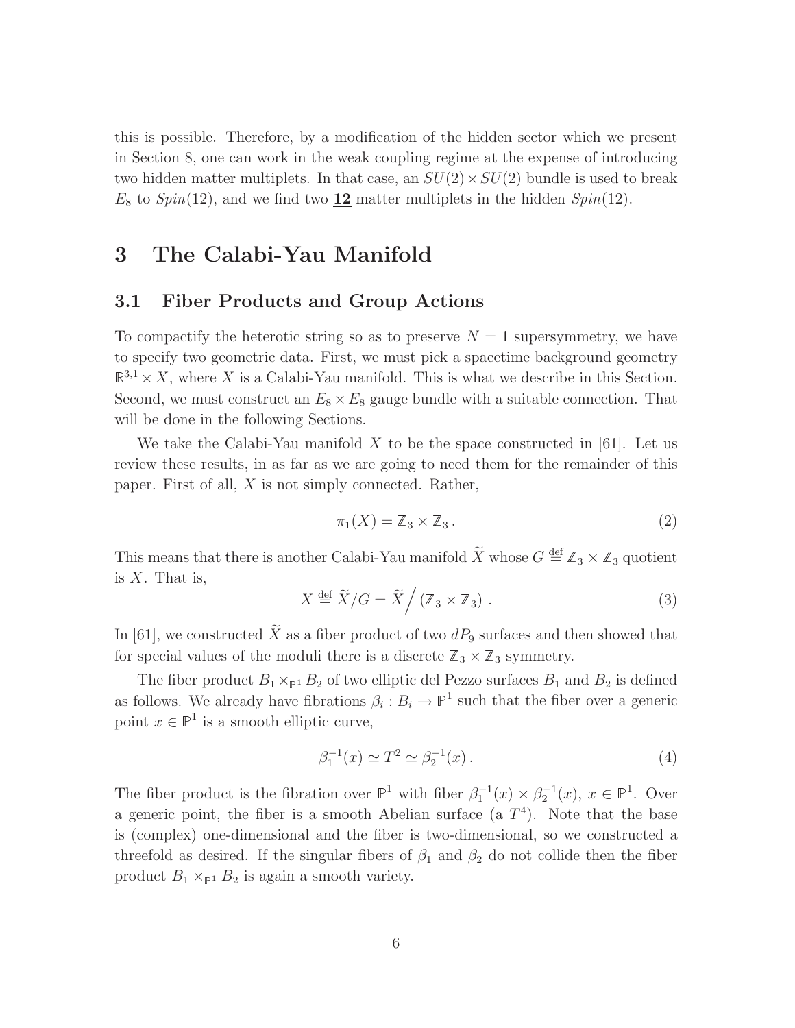this is possible. Therefore, by a modification of the hidden sector which we present in Section 8, one can work in the weak coupling regime at the expense of introducing two hidden matter multiplets. In that case, an $SU(2) \times SU(2)$ bundle is used to break $E_8$ to $Spin(12)$, and we find two $\underline{\mathbf{12}}$ matter multiplets in the hidden $Spin(12)$.

# 3 The Calabi-Yau Manifold

## 3.1 Fiber Products and Group Actions

To compactify the heterotic string so as to preserve $N = 1$ supersymmetry, we have to specify two geometric data. First, we must pick a spacetime background geometry $\mathbb{R}^{3,1} \times X$, where $X$ is a Calabi-Yau manifold. This is what we describe in this Section. Second, we must construct an $E_8 \times E_8$ gauge bundle with a suitable connection. That will be done in the following Sections.

We take the Calabi-Yau manifold $X$ to be the space constructed in [61]. Let us review these results, in as far as we are going to need them for the remainder of this paper. First of all, $X$ is not simply connected. Rather,

$$\pi_1(X) = \mathbb{Z}_3 \times \mathbb{Z}_3 \,. \tag{2}$$

This means that there is another Calabi-Yau manifold $\widetilde{X}$ whose $G \stackrel{\text{def}}{=} \mathbb{Z}_3 \times \mathbb{Z}_3$ quotient is $X$. That is,

$$X \stackrel{\text{def}}{=} \widetilde{X}/G = \widetilde{X} \Big/ \left(\mathbb{Z}_3 \times \mathbb{Z}_3\right) \,. \tag{3}$$

In [61], we constructed $\widetilde{X}$ as a fiber product of two $dP_9$ surfaces and then showed that for special values of the moduli there is a discrete $\mathbb{Z}_3 \times \mathbb{Z}_3$ symmetry.

The fiber product $B_1 \times_{\mathbb{P}^1} B_2$ of two elliptic del Pezzo surfaces $B_1$ and $B_2$ is defined as follows. We already have fibrations $\beta_i : B_i \to \mathbb{P}^1$ such that the fiber over a generic point $x \in \mathbb{P}^1$ is a smooth elliptic curve,

$$\beta_1^{-1}(x) \simeq T^2 \simeq \beta_2^{-1}(x) \,. \tag{4}$$

The fiber product is the fibration over $\mathbb{P}^1$ with fiber $\beta_1^{-1}(x) \times \beta_2^{-1}(x)$, $x \in \mathbb{P}^1$. Over a generic point, the fiber is a smooth Abelian surface (a $T^4$). Note that the base is (complex) one-dimensional and the fiber is two-dimensional, so we constructed a threefold as desired. If the singular fibers of $\beta_1$ and $\beta_2$ do not collide then the fiber product $B_1 \times_{\mathbb{P}^1} B_2$ is again a smooth variety.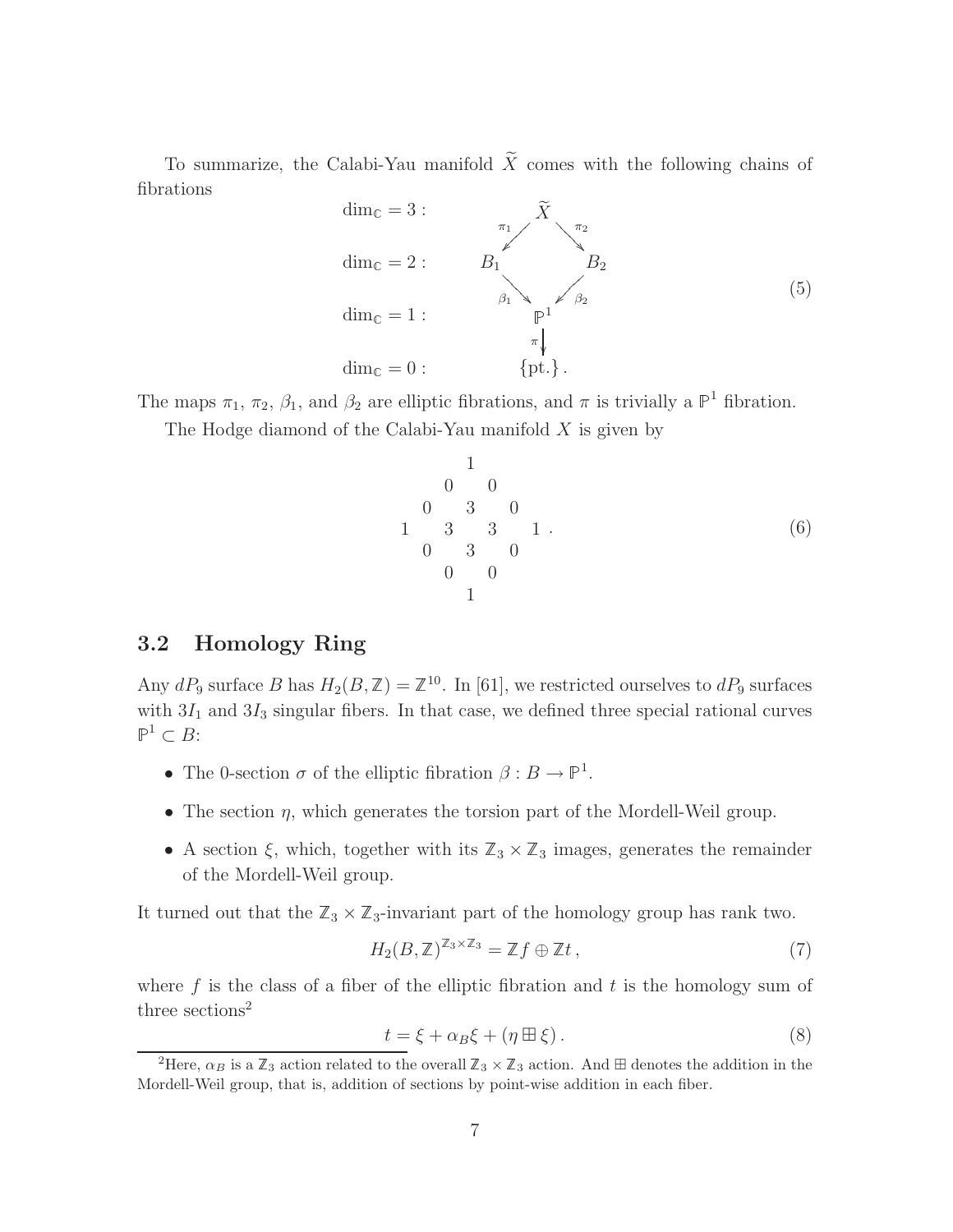To summarize, the Calabi-Yau manifold $\widetilde{X}$ comes with the following chains of fibrations

$$
\begin{array}{lc}
\dim_{\mathbb{C}} = 3: & \widetilde{X} \\
 & {}^{\pi_1}\swarrow \quad \searrow^{\pi_2} \\
\dim_{\mathbb{C}} = 2: & B_1 \qquad\qquad B_2 \\
 & {}_{\beta_1}\searrow \quad \swarrow_{\beta_2} \\
\dim_{\mathbb{C}} = 1: & \mathbb{P}^1 \\
 & \downarrow \pi \\
\dim_{\mathbb{C}} = 0: & \{\text{pt.}\}\,.
\end{array}
\tag{5}
$$

The maps $\pi_1$, $\pi_2$, $\beta_1$, and $\beta_2$ are elliptic fibrations, and $\pi$ is trivially a $\mathbb{P}^1$ fibration.

The Hodge diamond of the Calabi-Yau manifold $X$ is given by

$$
\begin{array}{ccccccc}
 & & & 1 & & & \\
 & & 0 & & 0 & & \\
 & 0 & & 3 & & 0 & \\
1 & & 3 & & 3 & & 1 \\
 & 0 & & 3 & & 0 & \\
 & & 0 & & 0 & & \\
 & & & 1 & & &
\end{array}
\,.
\tag{6}
$$

### 3.2 Homology Ring

Any $dP_9$ surface $B$ has $H_2(B, \mathbb{Z}) = \mathbb{Z}^{10}$. In [61], we restricted ourselves to $dP_9$ surfaces with $3I_1$ and $3I_3$ singular fibers. In that case, we defined three special rational curves $\mathbb{P}^1 \subset B$:

- The 0-section $\sigma$ of the elliptic fibration $\beta : B \to \mathbb{P}^1$.
- The section $\eta$, which generates the torsion part of the Mordell-Weil group.
- A section $\xi$, which, together with its $\mathbb{Z}_3 \times \mathbb{Z}_3$ images, generates the remainder of the Mordell-Weil group.

It turned out that the $\mathbb{Z}_3 \times \mathbb{Z}_3$-invariant part of the homology group has rank two.

$$
H_2(B, \mathbb{Z})^{\mathbb{Z}_3 \times \mathbb{Z}_3} = \mathbb{Z}f \oplus \mathbb{Z}t\,,
\tag{7}
$$

where $f$ is the class of a fiber of the elliptic fibration and $t$ is the homology sum of three sections[2]

$$
t = \xi + \alpha_B \xi + (\eta \boxplus \xi)\,.
\tag{8}
$$

[2] Here, $\alpha_B$ is a $\mathbb{Z}_3$ action related to the overall $\mathbb{Z}_3 \times \mathbb{Z}_3$ action. And $\boxplus$ denotes the addition in the Mordell-Weil group, that is, addition of sections by point-wise addition in each fiber.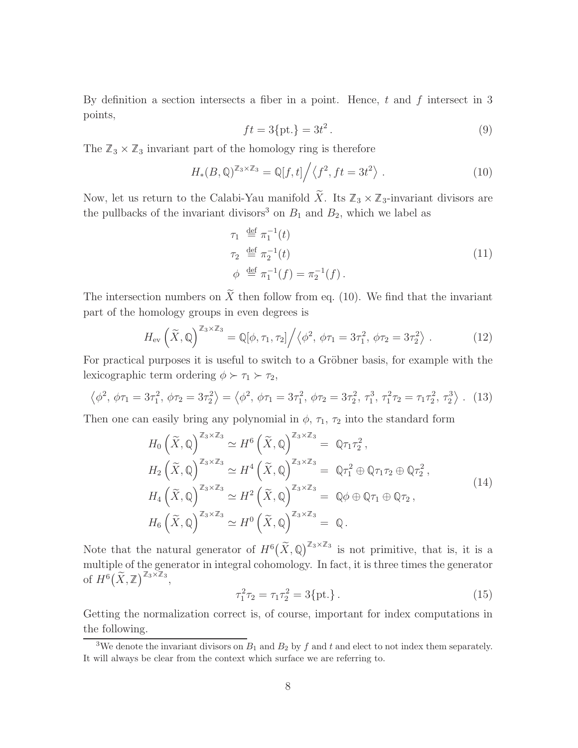By definition a section intersects a fiber in a point. Hence, $t$ and $f$ intersect in 3 points,

$$ft = 3\{\text{pt.}\} = 3t^2\,. \tag{9}$$

The $\mathbb{Z}_3 \times \mathbb{Z}_3$ invariant part of the homology ring is therefore

$$H_*(B, \mathbb{Q})^{\mathbb{Z}_3\times\mathbb{Z}_3} = \mathbb{Q}[f, t] \Big/ \left\langle f^2, ft = 3t^2 \right\rangle\,. \tag{10}$$

Now, let us return to the Calabi-Yau manifold $\widetilde{X}$. Its $\mathbb{Z}_3 \times \mathbb{Z}_3$-invariant divisors are the pullbacks of the invariant divisors[3] on $B_1$ and $B_2$, which we label as

$$\begin{aligned}
\tau_1 &\stackrel{\text{def}}{=} \pi_1^{-1}(t) \\
\tau_2 &\stackrel{\text{def}}{=} \pi_2^{-1}(t) \\
\phi &\stackrel{\text{def}}{=} \pi_1^{-1}(f) = \pi_2^{-1}(f)\,.
\end{aligned} \tag{11}$$

The intersection numbers on $\widetilde{X}$ then follow from eq. (10). We find that the invariant part of the homology groups in even degrees is

$$H_{\text{ev}}\left(\widetilde{X}, \mathbb{Q}\right)^{\mathbb{Z}_3\times\mathbb{Z}_3} = \mathbb{Q}[\phi, \tau_1, \tau_2] \Big/ \left\langle \phi^2,\, \phi\tau_1 = 3\tau_1^2,\, \phi\tau_2 = 3\tau_2^2 \right\rangle\,. \tag{12}$$

For practical purposes it is useful to switch to a Gröbner basis, for example with the lexicographic term ordering $\phi \succ \tau_1 \succ \tau_2$,

$$\left\langle \phi^2,\, \phi\tau_1 = 3\tau_1^2,\, \phi\tau_2 = 3\tau_2^2 \right\rangle = \left\langle \phi^2,\, \phi\tau_1 = 3\tau_1^2,\, \phi\tau_2 = 3\tau_2^2,\, \tau_1^3,\, \tau_1^2\tau_2 = \tau_1\tau_2^2,\, \tau_2^3 \right\rangle\,. \tag{13}$$

Then one can easily bring any polynomial in $\phi$, $\tau_1$, $\tau_2$ into the standard form

$$\begin{aligned}
H_0\left(\widetilde{X}, \mathbb{Q}\right)^{\mathbb{Z}_3\times\mathbb{Z}_3} &\simeq H^6\left(\widetilde{X}, \mathbb{Q}\right)^{\mathbb{Z}_3\times\mathbb{Z}_3} = \mathbb{Q}\tau_1\tau_2^2\,, \\
H_2\left(\widetilde{X}, \mathbb{Q}\right)^{\mathbb{Z}_3\times\mathbb{Z}_3} &\simeq H^4\left(\widetilde{X}, \mathbb{Q}\right)^{\mathbb{Z}_3\times\mathbb{Z}_3} = \mathbb{Q}\tau_1^2 \oplus \mathbb{Q}\tau_1\tau_2 \oplus \mathbb{Q}\tau_2^2\,, \\
H_4\left(\widetilde{X}, \mathbb{Q}\right)^{\mathbb{Z}_3\times\mathbb{Z}_3} &\simeq H^2\left(\widetilde{X}, \mathbb{Q}\right)^{\mathbb{Z}_3\times\mathbb{Z}_3} = \mathbb{Q}\phi \oplus \mathbb{Q}\tau_1 \oplus \mathbb{Q}\tau_2\,, \\
H_6\left(\widetilde{X}, \mathbb{Q}\right)^{\mathbb{Z}_3\times\mathbb{Z}_3} &\simeq H^0\left(\widetilde{X}, \mathbb{Q}\right)^{\mathbb{Z}_3\times\mathbb{Z}_3} = \mathbb{Q}\,.
\end{aligned} \tag{14}$$

Note that the natural generator of $H^6\big(\widetilde{X}, \mathbb{Q}\big)^{\mathbb{Z}_3\times\mathbb{Z}_3}$ is not primitive, that is, it is a multiple of the generator in integral cohomology. In fact, it is three times the generator of $H^6\big(\widetilde{X}, \mathbb{Z}\big)^{\mathbb{Z}_3\times\mathbb{Z}_3}$,

$$\tau_1^2\tau_2 = \tau_1\tau_2^2 = 3\{\text{pt.}\}\,. \tag{15}$$

Getting the normalization correct is, of course, important for index computations in the following.

[3] We denote the invariant divisors on $B_1$ and $B_2$ by $f$ and $t$ and elect to not index them separately. It will always be clear from the context which surface we are referring to.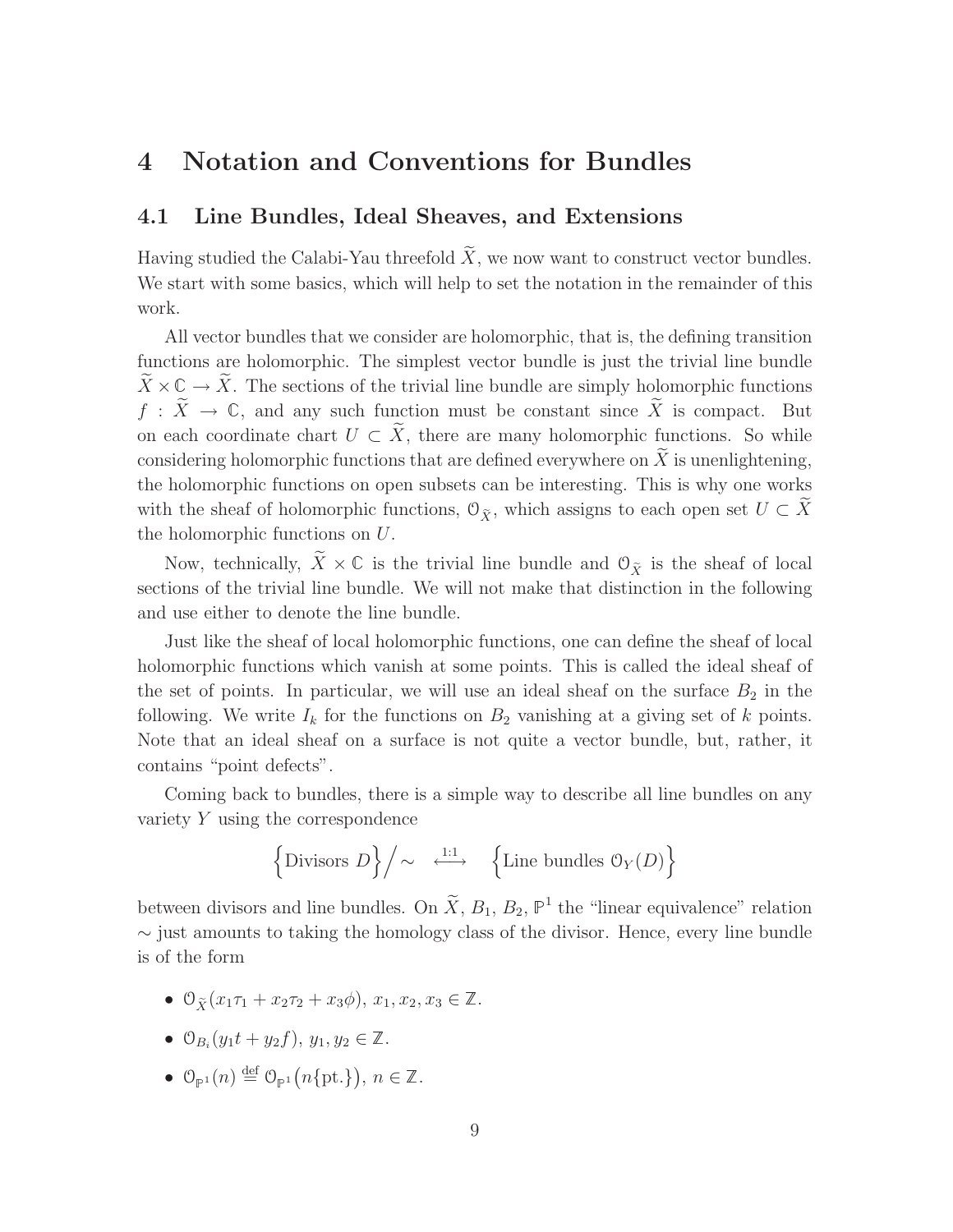# 4 Notation and Conventions for Bundles

## 4.1 Line Bundles, Ideal Sheaves, and Extensions

Having studied the Calabi-Yau threefold $\widetilde{X}$, we now want to construct vector bundles. We start with some basics, which will help to set the notation in the remainder of this work.

All vector bundles that we consider are holomorphic, that is, the defining transition functions are holomorphic. The simplest vector bundle is just the trivial line bundle $\widetilde{X} \times \mathbb{C} \to \widetilde{X}$. The sections of the trivial line bundle are simply holomorphic functions $f : \widetilde{X} \to \mathbb{C}$, and any such function must be constant since $\widetilde{X}$ is compact. But on each coordinate chart $U \subset \widetilde{X}$, there are many holomorphic functions. So while considering holomorphic functions that are defined everywhere on $\widetilde{X}$ is unenlightening, the holomorphic functions on open subsets can be interesting. This is why one works with the sheaf of holomorphic functions, $\mathcal{O}_{\widetilde{X}}$, which assigns to each open set $U \subset \widetilde{X}$ the holomorphic functions on $U$.

Now, technically, $\widetilde{X} \times \mathbb{C}$ is the trivial line bundle and $\mathcal{O}_{\widetilde{X}}$ is the sheaf of local sections of the trivial line bundle. We will not make that distinction in the following and use either to denote the line bundle.

Just like the sheaf of local holomorphic functions, one can define the sheaf of local holomorphic functions which vanish at some points. This is called the ideal sheaf of the set of points. In particular, we will use an ideal sheaf on the surface $B_2$ in the following. We write $I_k$ for the functions on $B_2$ vanishing at a giving set of $k$ points. Note that an ideal sheaf on a surface is not quite a vector bundle, but, rather, it contains "point defects".

Coming back to bundles, there is a simple way to describe all line bundles on any variety $Y$ using the correspondence

$$\Big\{\text{Divisors } D\Big\}\Big/\sim \quad \stackrel{1:1}{\longleftrightarrow} \quad \Big\{\text{Line bundles } \mathcal{O}_Y(D)\Big\}$$

between divisors and line bundles. On $\widetilde{X}$, $B_1$, $B_2$, $\mathbb{P}^1$ the "linear equivalence" relation $\sim$ just amounts to taking the homology class of the divisor. Hence, every line bundle is of the form

- $\mathcal{O}_{\widetilde{X}}(x_1\tau_1 + x_2\tau_2 + x_3\phi)$, $x_1, x_2, x_3 \in \mathbb{Z}$.
- $\mathcal{O}_{B_i}(y_1 t + y_2 f)$, $y_1, y_2 \in \mathbb{Z}$.
- $\mathcal{O}_{\mathbb{P}^1}(n) \stackrel{\text{def}}{=} \mathcal{O}_{\mathbb{P}^1}\big(n\{\text{pt.}\}\big)$, $n \in \mathbb{Z}$.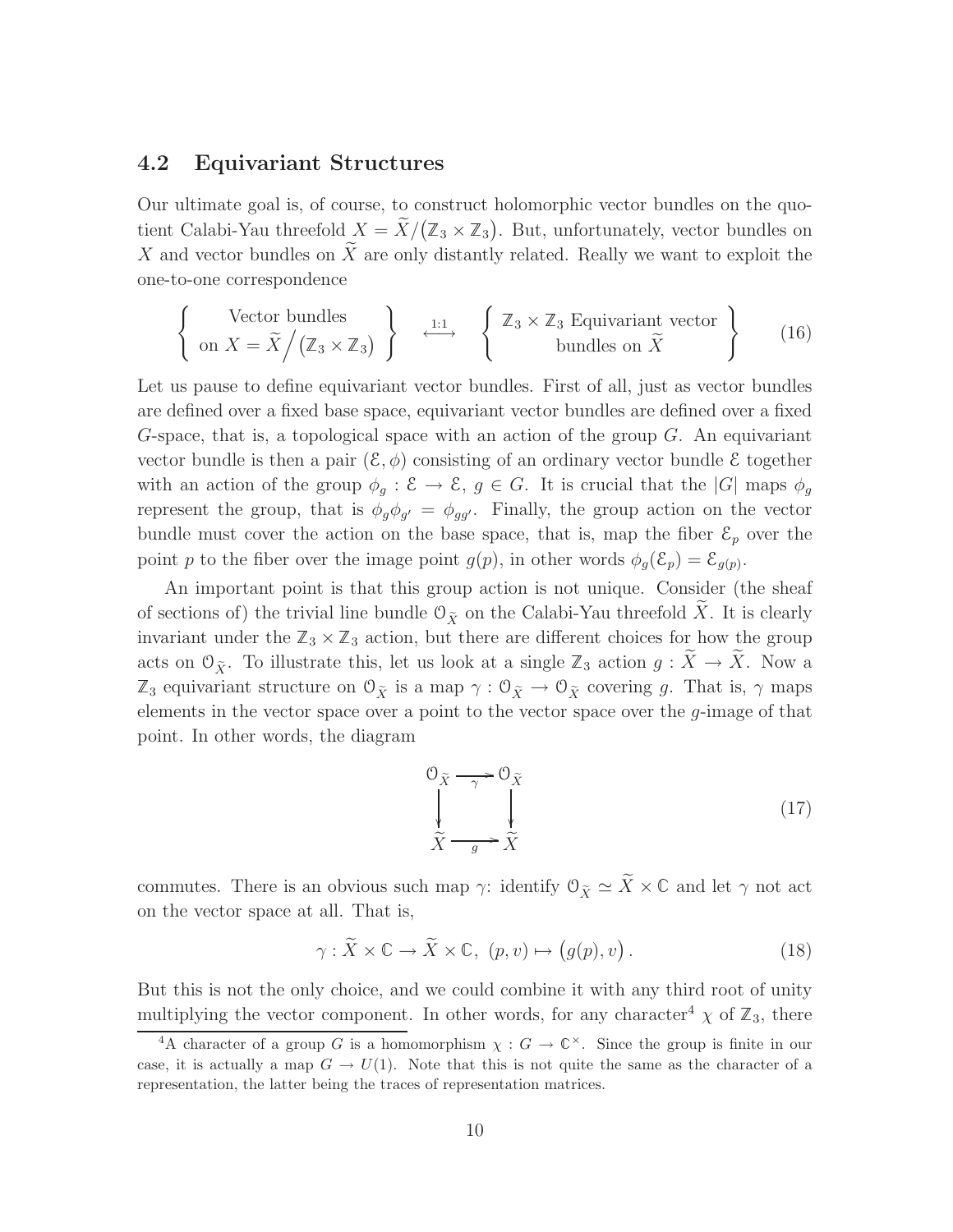### 4.2 Equivariant Structures

Our ultimate goal is, of course, to construct holomorphic vector bundles on the quotient Calabi-Yau threefold $X = \widetilde{X}/(\mathbb{Z}_3 \times \mathbb{Z}_3)$. But, unfortunately, vector bundles on $X$ and vector bundles on $\widetilde{X}$ are only distantly related. Really we want to exploit the one-to-one correspondence

$$\left\{ \begin{array}{c} \text{Vector bundles} \\ \text{on } X = \widetilde{X}\Big/(\mathbb{Z}_3 \times \mathbb{Z}_3) \end{array} \right\} \quad \overset{1:1}{\longleftrightarrow} \quad \left\{ \begin{array}{c} \mathbb{Z}_3 \times \mathbb{Z}_3 \text{ Equivariant vector} \\ \text{bundles on } \widetilde{X} \end{array} \right\} \tag{16}$$

Let us pause to define equivariant vector bundles. First of all, just as vector bundles are defined over a fixed base space, equivariant vector bundles are defined over a fixed $G$-space, that is, a topological space with an action of the group $G$. An equivariant vector bundle is then a pair $(\mathcal{E}, \phi)$ consisting of an ordinary vector bundle $\mathcal{E}$ together with an action of the group $\phi_g : \mathcal{E} \to \mathcal{E}$, $g \in G$. It is crucial that the $|G|$ maps $\phi_g$ represent the group, that is $\phi_g \phi_{g'} = \phi_{gg'}$. Finally, the group action on the vector bundle must cover the action on the base space, that is, map the fiber $\mathcal{E}_p$ over the point $p$ to the fiber over the image point $g(p)$, in other words $\phi_g(\mathcal{E}_p) = \mathcal{E}_{g(p)}$.

An important point is that this group action is not unique. Consider (the sheaf of sections of) the trivial line bundle $\mathcal{O}_{\widetilde{X}}$ on the Calabi-Yau threefold $\widetilde{X}$. It is clearly invariant under the $\mathbb{Z}_3 \times \mathbb{Z}_3$ action, but there are different choices for how the group acts on $\mathcal{O}_{\widetilde{X}}$. To illustrate this, let us look at a single $\mathbb{Z}_3$ action $g : \widetilde{X} \to \widetilde{X}$. Now a $\mathbb{Z}_3$ equivariant structure on $\mathcal{O}_{\widetilde{X}}$ is a map $\gamma : \mathcal{O}_{\widetilde{X}} \to \mathcal{O}_{\widetilde{X}}$ covering $g$. That is, $\gamma$ maps elements in the vector space over a point to the vector space over the $g$-image of that point. In other words, the diagram

$$\begin{array}{ccc} \mathcal{O}_{\widetilde{X}} & \xrightarrow{\gamma} & \mathcal{O}_{\widetilde{X}} \\ \downarrow & & \downarrow \\ \widetilde{X} & \xrightarrow{g} & \widetilde{X} \end{array} \tag{17}$$

commutes. There is an obvious such map $\gamma$: identify $\mathcal{O}_{\widetilde{X}} \simeq \widetilde{X} \times \mathbb{C}$ and let $\gamma$ not act on the vector space at all. That is,

$$\gamma : \widetilde{X} \times \mathbb{C} \to \widetilde{X} \times \mathbb{C}, \ (p, v) \mapsto \big(g(p), v\big)\,. \tag{18}$$

But this is not the only choice, and we could combine it with any third root of unity multiplying the vector component. In other words, for any character[4] $\chi$ of $\mathbb{Z}_3$, there

[4] A character of a group $G$ is a homomorphism $\chi : G \to \mathbb{C}^\times$. Since the group is finite in our case, it is actually a map $G \to U(1)$. Note that this is not quite the same as the character of a representation, the latter being the traces of representation matrices.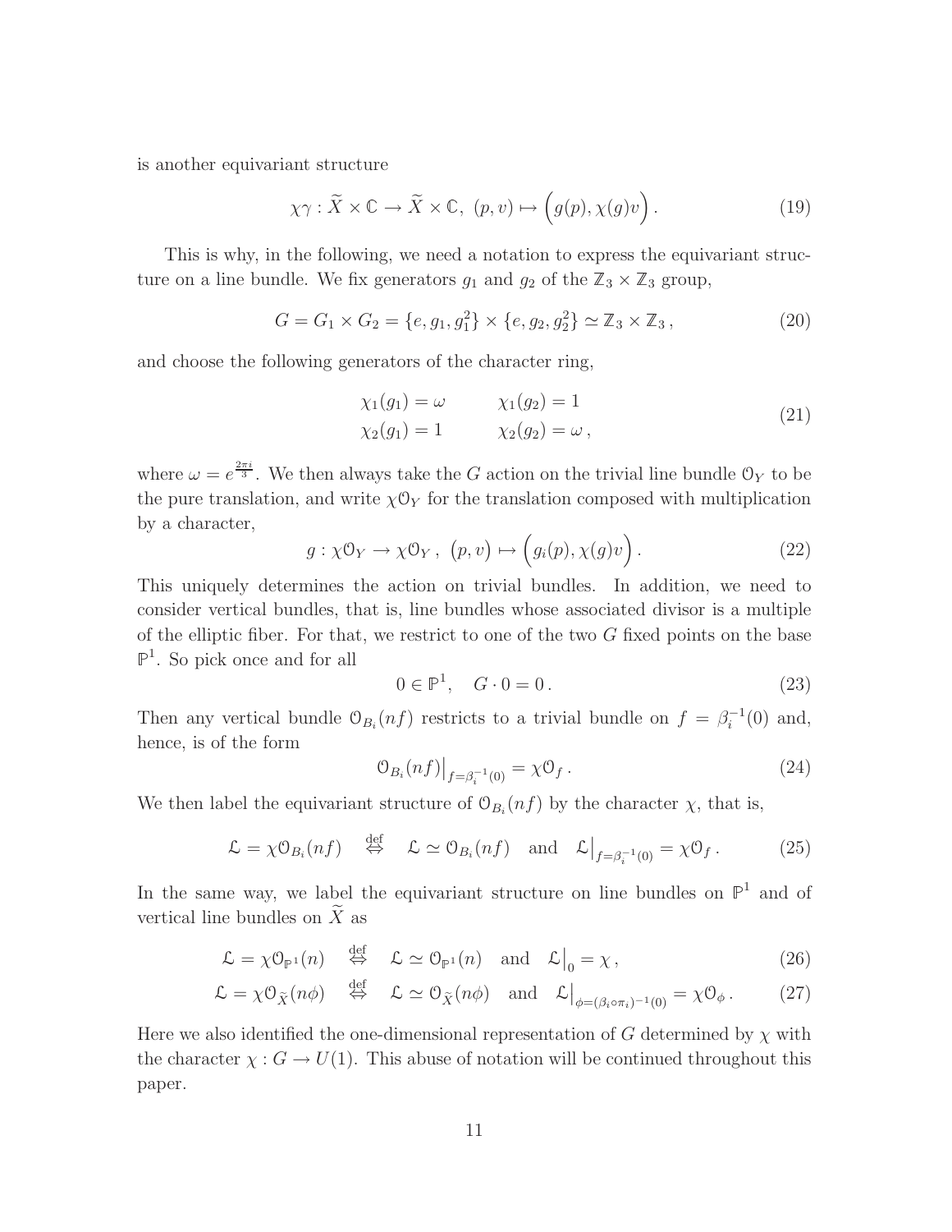is another equivariant structure

$$\chi\gamma : \widetilde{X} \times \mathbb{C} \to \widetilde{X} \times \mathbb{C},\ (p, v) \mapsto \Big(g(p), \chi(g)v\Big). \tag{19}$$

This is why, in the following, we need a notation to express the equivariant structure on a line bundle. We fix generators $g_1$ and $g_2$ of the $\mathbb{Z}_3 \times \mathbb{Z}_3$ group,

$$G = G_1 \times G_2 = \{e, g_1, g_1^2\} \times \{e, g_2, g_2^2\} \simeq \mathbb{Z}_3 \times \mathbb{Z}_3\,, \tag{20}$$

and choose the following generators of the character ring,

$$\begin{aligned} \chi_1(g_1) &= \omega \qquad & \chi_1(g_2) &= 1 \\ \chi_2(g_1) &= 1 \qquad & \chi_2(g_2) &= \omega\,, \end{aligned} \tag{21}$$

where $\omega = e^{\frac{2\pi i}{3}}$. We then always take the $G$ action on the trivial line bundle $\mathcal{O}_Y$ to be the pure translation, and write $\chi\mathcal{O}_Y$ for the translation composed with multiplication by a character,

$$g : \chi\mathcal{O}_Y \to \chi\mathcal{O}_Y\,,\ (p, v) \mapsto \Big(g_i(p), \chi(g)v\Big). \tag{22}$$

This uniquely determines the action on trivial bundles. In addition, we need to consider vertical bundles, that is, line bundles whose associated divisor is a multiple of the elliptic fiber. For that, we restrict to one of the two $G$ fixed points on the base $\mathbb{P}^1$. So pick once and for all

$$0 \in \mathbb{P}^1, \quad G \cdot 0 = 0\,. \tag{23}$$

Then any vertical bundle $\mathcal{O}_{B_i}(nf)$ restricts to a trivial bundle on $f = \beta_i^{-1}(0)$ and, hence, is of the form

$$\mathcal{O}_{B_i}(nf)\big|_{f=\beta_i^{-1}(0)} = \chi\mathcal{O}_f\,. \tag{24}$$

We then label the equivariant structure of $\mathcal{O}_{B_i}(nf)$ by the character $\chi$, that is,

$$\mathcal{L} = \chi\mathcal{O}_{B_i}(nf) \quad \overset{\text{def}}{\Leftrightarrow} \quad \mathcal{L} \simeq \mathcal{O}_{B_i}(nf) \quad \text{and} \quad \mathcal{L}\big|_{f=\beta_i^{-1}(0)} = \chi\mathcal{O}_f\,. \tag{25}$$

In the same way, we label the equivariant structure on line bundles on $\mathbb{P}^1$ and of vertical line bundles on $\widetilde{X}$ as

$$\mathcal{L} = \chi\mathcal{O}_{\mathbb{P}^1}(n) \quad \overset{\text{def}}{\Leftrightarrow} \quad \mathcal{L} \simeq \mathcal{O}_{\mathbb{P}^1}(n) \quad \text{and} \quad \mathcal{L}\big|_0 = \chi\,, \tag{26}$$

$$\mathcal{L} = \chi\mathcal{O}_{\widetilde{X}}(n\phi) \quad \overset{\text{def}}{\Leftrightarrow} \quad \mathcal{L} \simeq \mathcal{O}_{\widetilde{X}}(n\phi) \quad \text{and} \quad \mathcal{L}\big|_{\phi=(\beta_i\circ\pi_i)^{-1}(0)} = \chi\mathcal{O}_\phi\,. \tag{27}$$

Here we also identified the one-dimensional representation of $G$ determined by $\chi$ with the character $\chi : G \to U(1)$. This abuse of notation will be continued throughout this paper.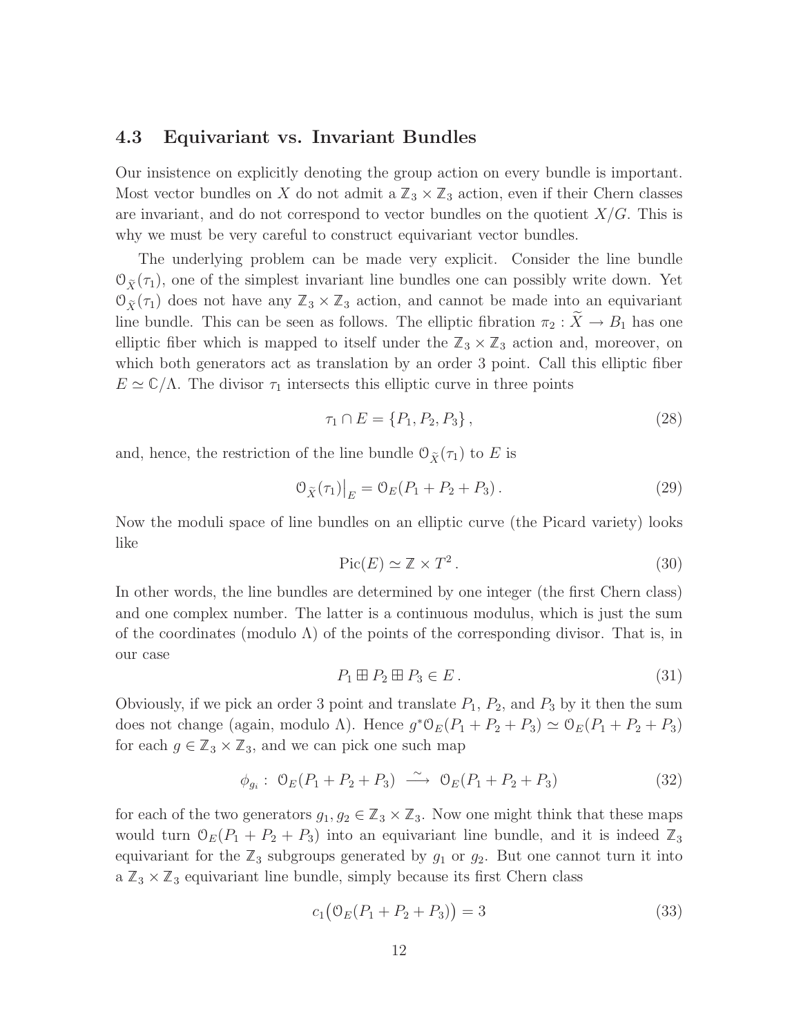### 4.3 Equivariant vs. Invariant Bundles

Our insistence on explicitly denoting the group action on every bundle is important. Most vector bundles on $X$ do not admit a $\mathbb{Z}_3 \times \mathbb{Z}_3$ action, even if their Chern classes are invariant, and do not correspond to vector bundles on the quotient $X/G$. This is why we must be very careful to construct equivariant vector bundles.

The underlying problem can be made very explicit. Consider the line bundle $\mathcal{O}_{\widetilde{X}}(\tau_1)$, one of the simplest invariant line bundles one can possibly write down. Yet $\mathcal{O}_{\widetilde{X}}(\tau_1)$ does not have any $\mathbb{Z}_3 \times \mathbb{Z}_3$ action, and cannot be made into an equivariant line bundle. This can be seen as follows. The elliptic fibration $\pi_2 : \widetilde{X} \to B_1$ has one elliptic fiber which is mapped to itself under the $\mathbb{Z}_3 \times \mathbb{Z}_3$ action and, moreover, on which both generators act as translation by an order 3 point. Call this elliptic fiber $E \simeq \mathbb{C}/\Lambda$. The divisor $\tau_1$ intersects this elliptic curve in three points

$$\tau_1 \cap E = \{P_1, P_2, P_3\}\,, \tag{28}$$

and, hence, the restriction of the line bundle $\mathcal{O}_{\widetilde{X}}(\tau_1)$ to $E$ is

$$\mathcal{O}_{\widetilde{X}}(\tau_1)\big|_E = \mathcal{O}_E(P_1 + P_2 + P_3)\,. \tag{29}$$

Now the moduli space of line bundles on an elliptic curve (the Picard variety) looks like

$$\operatorname{Pic}(E) \simeq \mathbb{Z} \times T^2\,. \tag{30}$$

In other words, the line bundles are determined by one integer (the first Chern class) and one complex number. The latter is a continuous modulus, which is just the sum of the coordinates (modulo $\Lambda$) of the points of the corresponding divisor. That is, in our case

$$P_1 \boxplus P_2 \boxplus P_3 \in E\,. \tag{31}$$

Obviously, if we pick an order 3 point and translate $P_1$, $P_2$, and $P_3$ by it then the sum does not change (again, modulo $\Lambda$). Hence $g^*\mathcal{O}_E(P_1 + P_2 + P_3) \simeq \mathcal{O}_E(P_1 + P_2 + P_3)$ for each $g \in \mathbb{Z}_3 \times \mathbb{Z}_3$, and we can pick one such map

$$\phi_{g_i} :\ \mathcal{O}_E(P_1 + P_2 + P_3) \ \stackrel{\sim}{\longrightarrow}\ \mathcal{O}_E(P_1 + P_2 + P_3) \tag{32}$$

for each of the two generators $g_1, g_2 \in \mathbb{Z}_3 \times \mathbb{Z}_3$. Now one might think that these maps would turn $\mathcal{O}_E(P_1 + P_2 + P_3)$ into an equivariant line bundle, and it is indeed $\mathbb{Z}_3$ equivariant for the $\mathbb{Z}_3$ subgroups generated by $g_1$ or $g_2$. But one cannot turn it into a $\mathbb{Z}_3 \times \mathbb{Z}_3$ equivariant line bundle, simply because its first Chern class

$$c_1\big(\mathcal{O}_E(P_1 + P_2 + P_3)\big) = 3 \tag{33}$$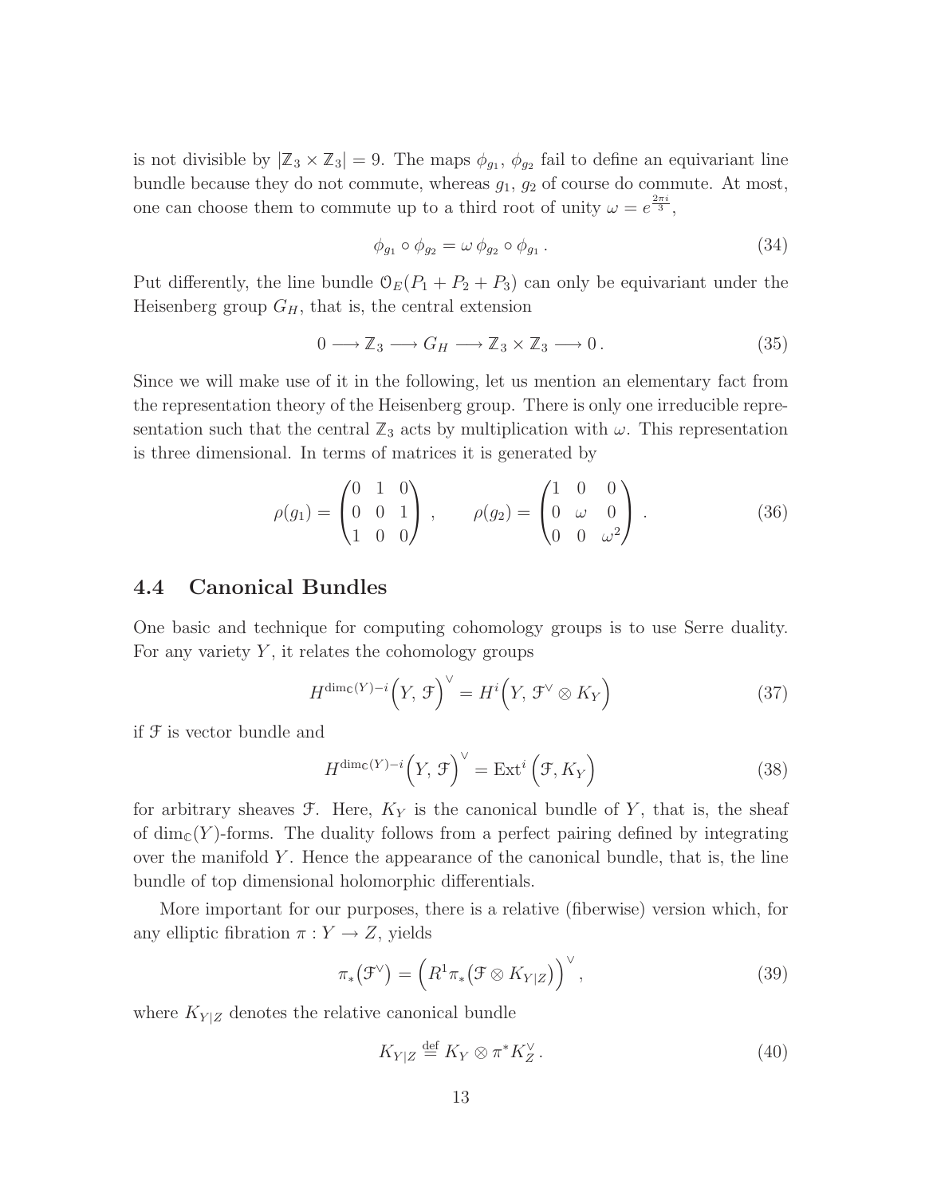is not divisible by $|\mathbb{Z}_3 \times \mathbb{Z}_3| = 9$. The maps $\phi_{g_1}$, $\phi_{g_2}$ fail to define an equivariant line bundle because they do not commute, whereas $g_1$, $g_2$ of course do commute. At most, one can choose them to commute up to a third root of unity $\omega = e^{\frac{2\pi i}{3}}$,

$$\phi_{g_1} \circ \phi_{g_2} = \omega \, \phi_{g_2} \circ \phi_{g_1} \,. \tag{34}$$

Put differently, the line bundle $\mathcal{O}_E(P_1 + P_2 + P_3)$ can only be equivariant under the Heisenberg group $G_H$, that is, the central extension

$$0 \longrightarrow \mathbb{Z}_3 \longrightarrow G_H \longrightarrow \mathbb{Z}_3 \times \mathbb{Z}_3 \longrightarrow 0 \,. \tag{35}$$

Since we will make use of it in the following, let us mention an elementary fact from the representation theory of the Heisenberg group. There is only one irreducible representation such that the central $\mathbb{Z}_3$ acts by multiplication with $\omega$. This representation is three dimensional. In terms of matrices it is generated by

$$\rho(g_1) = \begin{pmatrix} 0 & 1 & 0 \\ 0 & 0 & 1 \\ 1 & 0 & 0 \end{pmatrix} \,, \qquad \rho(g_2) = \begin{pmatrix} 1 & 0 & 0 \\ 0 & \omega & 0 \\ 0 & 0 & \omega^2 \end{pmatrix} \,. \tag{36}$$

### 4.4 Canonical Bundles

One basic and technique for computing cohomology groups is to use Serre duality. For any variety $Y$, it relates the cohomology groups

$$H^{\dim_{\mathbb{C}}(Y)-i}\Big(Y, \, \mathcal{F}\Big)^{\vee} = H^i\Big(Y, \, \mathcal{F}^{\vee} \otimes K_Y\Big) \tag{37}$$

if $\mathcal{F}$ is vector bundle and

$$H^{\dim_{\mathbb{C}}(Y)-i}\Big(Y, \, \mathcal{F}\Big)^{\vee} = \operatorname{Ext}^i\Big(\mathcal{F}, K_Y\Big) \tag{38}$$

for arbitrary sheaves $\mathcal{F}$. Here, $K_Y$ is the canonical bundle of $Y$, that is, the sheaf of $\dim_{\mathbb{C}}(Y)$-forms. The duality follows from a perfect pairing defined by integrating over the manifold $Y$. Hence the appearance of the canonical bundle, that is, the line bundle of top dimensional holomorphic differentials.

More important for our purposes, there is a relative (fiberwise) version which, for any elliptic fibration $\pi : Y \to Z$, yields

$$\pi_*\big(\mathcal{F}^{\vee}\big) = \Big(R^1\pi_*\big(\mathcal{F} \otimes K_{Y|Z}\big)\Big)^{\vee} \,, \tag{39}$$

where $K_{Y|Z}$ denotes the relative canonical bundle

$$K_{Y|Z} \stackrel{\text{def}}{=} K_Y \otimes \pi^* K_Z^{\vee} \,. \tag{40}$$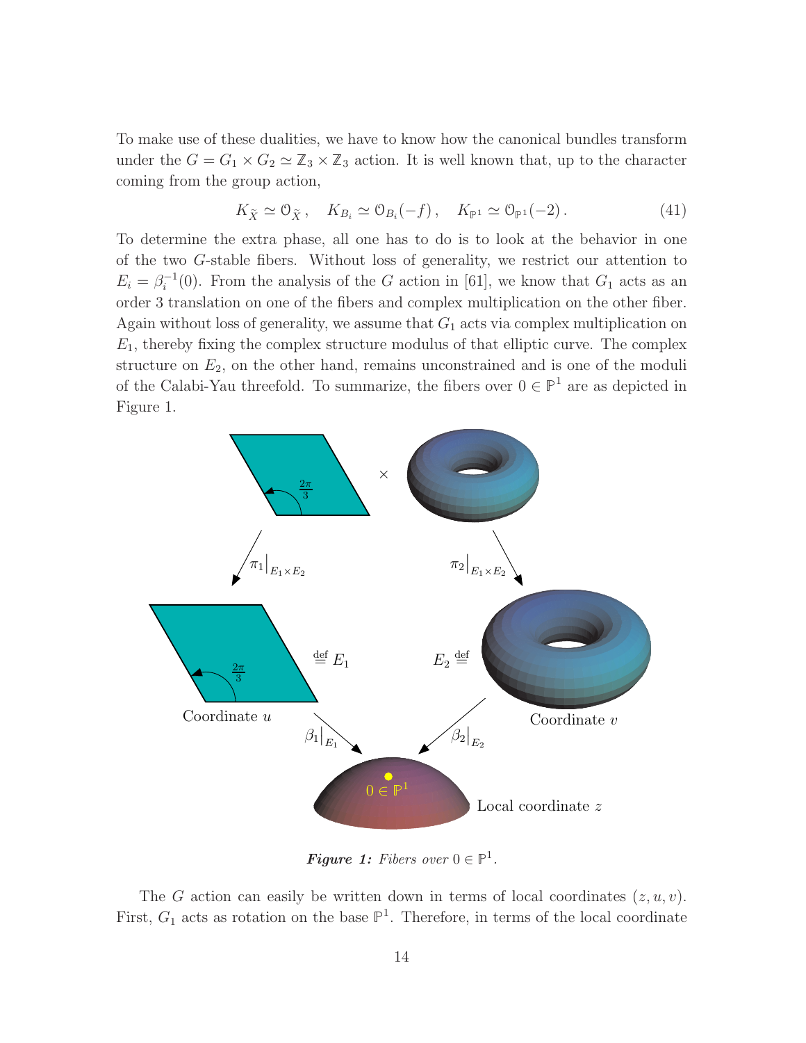To make use of these dualities, we have to know how the canonical bundles transform under the $G = G_1 \times G_2 \simeq \mathbb{Z}_3 \times \mathbb{Z}_3$ action. It is well known that, up to the character coming from the group action,

$$K_{\widetilde{X}} \simeq \mathcal{O}_{\widetilde{X}}\,, \quad K_{B_i} \simeq \mathcal{O}_{B_i}(-f)\,, \quad K_{\mathbb{P}^1} \simeq \mathcal{O}_{\mathbb{P}^1}(-2)\,. \tag{41}$$

To determine the extra phase, all one has to do is to look at the behavior in one of the two $G$-stable fibers. Without loss of generality, we restrict our attention to $E_i = \beta_i^{-1}(0)$. From the analysis of the $G$ action in [61], we know that $G_1$ acts as an order 3 translation on one of the fibers and complex multiplication on the other fiber. Again without loss of generality, we assume that $G_1$ acts via complex multiplication on $E_1$, thereby fixing the complex structure modulus of that elliptic curve. The complex structure on $E_2$, on the other hand, remains unconstrained and is one of the moduli of the Calabi-Yau threefold. To summarize, the fibers over $0 \in \mathbb{P}^1$ are as depicted in Figure 1.

***Figure 1:*** *Fibers over* $0 \in \mathbb{P}^1$.

The $G$ action can easily be written down in terms of local coordinates $(z, u, v)$. First, $G_1$ acts as rotation on the base $\mathbb{P}^1$. Therefore, in terms of the local coordinate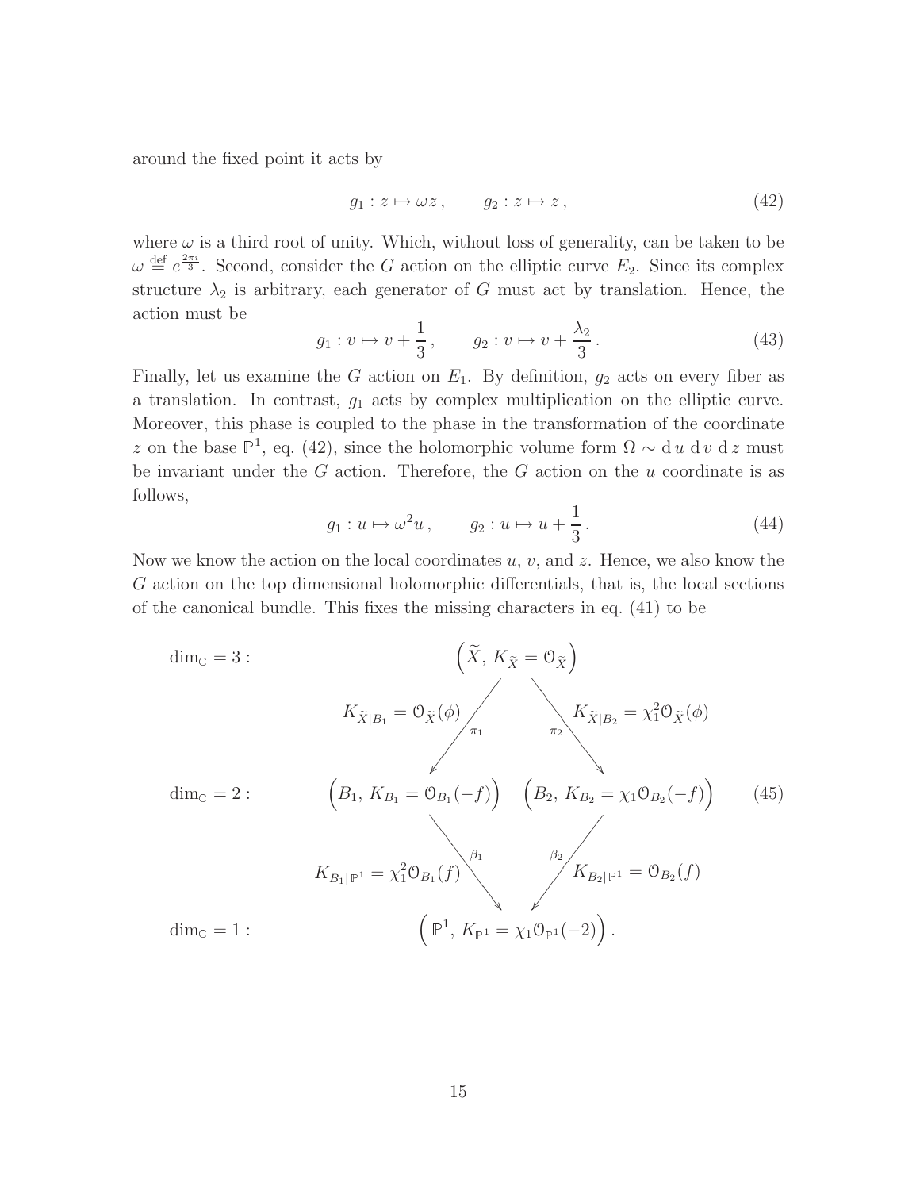around the fixed point it acts by

$$g_1 : z \mapsto \omega z \,, \qquad g_2 : z \mapsto z \,, \tag{42}$$

where $\omega$ is a third root of unity. Which, without loss of generality, can be taken to be $\omega \stackrel{\text{def}}{=} e^{\frac{2\pi i}{3}}$. Second, consider the $G$ action on the elliptic curve $E_2$. Since its complex structure $\lambda_2$ is arbitrary, each generator of $G$ must act by translation. Hence, the action must be

$$g_1 : v \mapsto v + \frac{1}{3} \,, \qquad g_2 : v \mapsto v + \frac{\lambda_2}{3} \,. \tag{43}$$

Finally, let us examine the $G$ action on $E_1$. By definition, $g_2$ acts on every fiber as a translation. In contrast, $g_1$ acts by complex multiplication on the elliptic curve. Moreover, this phase is coupled to the phase in the transformation of the coordinate $z$ on the base $\mathbb{P}^1$, eq. (42), since the holomorphic volume form $\Omega \sim \mathrm{d}\,u\ \mathrm{d}\,v\ \mathrm{d}\,z$ must be invariant under the $G$ action. Therefore, the $G$ action on the $u$ coordinate is as follows,

$$g_1 : u \mapsto \omega^2 u \,, \qquad g_2 : u \mapsto u + \frac{1}{3} \,. \tag{44}$$

Now we know the action on the local coordinates $u$, $v$, and $z$. Hence, we also know the $G$ action on the top dimensional holomorphic differentials, that is, the local sections of the canonical bundle. This fixes the missing characters in eq. (41) to be

$$\begin{array}{lccc}
\dim_{\mathbb{C}} = 3 : & & \left(\widetilde{X},\, K_{\widetilde{X}} = \mathcal{O}_{\widetilde{X}}\right) & \\
& K_{\widetilde{X}|B_1} = \mathcal{O}_{\widetilde{X}}(\phi) \swarrow^{\pi_1} & & {}^{\pi_2}\searrow K_{\widetilde{X}|B_2} = \chi_1^2 \mathcal{O}_{\widetilde{X}}(\phi) \\
\dim_{\mathbb{C}} = 2 : & \left(B_1,\, K_{B_1} = \mathcal{O}_{B_1}(-f)\right) & & \left(B_2,\, K_{B_2} = \chi_1 \mathcal{O}_{B_2}(-f)\right) \\
& K_{B_1|\mathbb{P}^1} = \chi_1^2 \mathcal{O}_{B_1}(f) \searrow^{\beta_1} & & {}^{\beta_2}\swarrow K_{B_2|\mathbb{P}^1} = \mathcal{O}_{B_2}(f) \\
\dim_{\mathbb{C}} = 1 : & & \left(\,\mathbb{P}^1,\, K_{\mathbb{P}^1} = \chi_1 \mathcal{O}_{\mathbb{P}^1}(-2)\right). &
\end{array} \tag{45}$$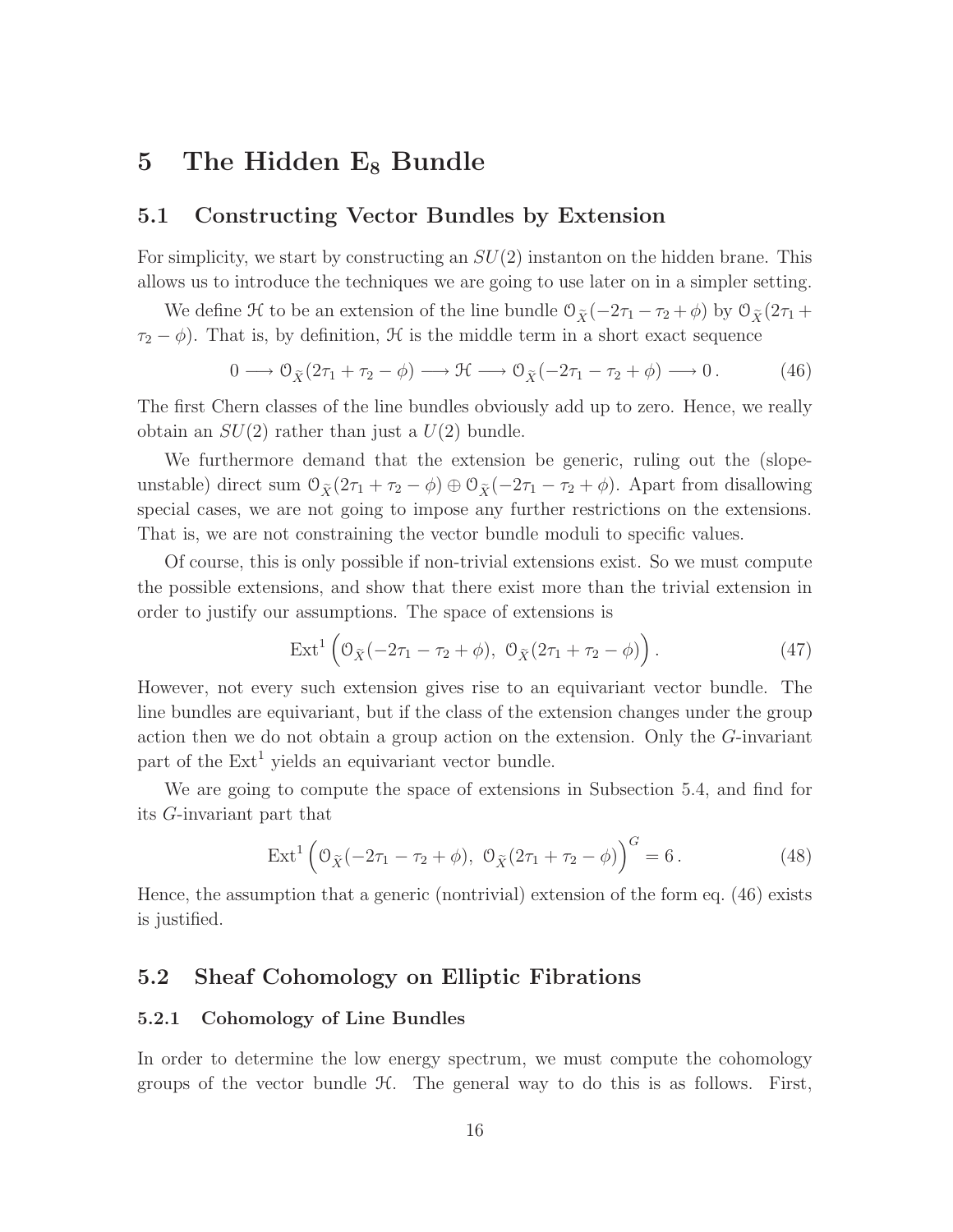# 5 The Hidden $\mathbf{E_8}$ Bundle

## 5.1 Constructing Vector Bundles by Extension

For simplicity, we start by constructing an $SU(2)$ instanton on the hidden brane. This allows us to introduce the techniques we are going to use later on in a simpler setting.

We define $\mathcal{H}$ to be an extension of the line bundle $\mathcal{O}_{\widetilde{X}}(-2\tau_1 - \tau_2 + \phi)$ by $\mathcal{O}_{\widetilde{X}}(2\tau_1 + \tau_2 - \phi)$. That is, by definition, $\mathcal{H}$ is the middle term in a short exact sequence

$$0 \longrightarrow \mathcal{O}_{\widetilde{X}}(2\tau_1 + \tau_2 - \phi) \longrightarrow \mathcal{H} \longrightarrow \mathcal{O}_{\widetilde{X}}(-2\tau_1 - \tau_2 + \phi) \longrightarrow 0\,. \tag{46}$$

The first Chern classes of the line bundles obviously add up to zero. Hence, we really obtain an $SU(2)$ rather than just a $U(2)$ bundle.

We furthermore demand that the extension be generic, ruling out the (slope-unstable) direct sum $\mathcal{O}_{\widetilde{X}}(2\tau_1 + \tau_2 - \phi) \oplus \mathcal{O}_{\widetilde{X}}(-2\tau_1 - \tau_2 + \phi)$. Apart from disallowing special cases, we are not going to impose any further restrictions on the extensions. That is, we are not constraining the vector bundle moduli to specific values.

Of course, this is only possible if non-trivial extensions exist. So we must compute the possible extensions, and show that there exist more than the trivial extension in order to justify our assumptions. The space of extensions is

$$\operatorname{Ext}^1\Big(\mathcal{O}_{\widetilde{X}}(-2\tau_1 - \tau_2 + \phi),\ \mathcal{O}_{\widetilde{X}}(2\tau_1 + \tau_2 - \phi)\Big)\,. \tag{47}$$

However, not every such extension gives rise to an equivariant vector bundle. The line bundles are equivariant, but if the class of the extension changes under the group action then we do not obtain a group action on the extension. Only the $G$-invariant part of the $\operatorname{Ext}^1$ yields an equivariant vector bundle.

We are going to compute the space of extensions in Subsection 5.4, and find for its $G$-invariant part that

$$\operatorname{Ext}^1\Big(\mathcal{O}_{\widetilde{X}}(-2\tau_1 - \tau_2 + \phi),\ \mathcal{O}_{\widetilde{X}}(2\tau_1 + \tau_2 - \phi)\Big)^G = 6\,. \tag{48}$$

Hence, the assumption that a generic (nontrivial) extension of the form eq. (46) exists is justified.

## 5.2 Sheaf Cohomology on Elliptic Fibrations

### 5.2.1 Cohomology of Line Bundles

In order to determine the low energy spectrum, we must compute the cohomology groups of the vector bundle $\mathcal{H}$. The general way to do this is as follows. First,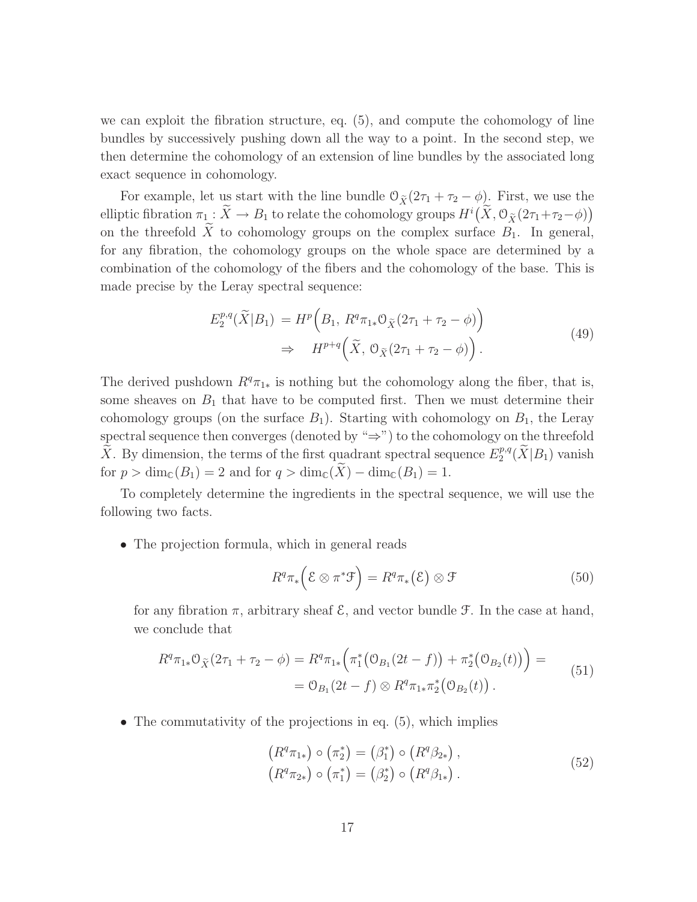we can exploit the fibration structure, eq. (5), and compute the cohomology of line bundles by successively pushing down all the way to a point. In the second step, we then determine the cohomology of an extension of line bundles by the associated long exact sequence in cohomology.

For example, let us start with the line bundle $\mathcal{O}_{\widetilde{X}}(2\tau_1 + \tau_2 - \phi)$. First, we use the elliptic fibration $\pi_1 : \widetilde{X} \to B_1$ to relate the cohomology groups $H^i\big(\widetilde{X}, \mathcal{O}_{\widetilde{X}}(2\tau_1+\tau_2-\phi)\big)$ on the threefold $\widetilde{X}$ to cohomology groups on the complex surface $B_1$. In general, for any fibration, the cohomology groups on the whole space are determined by a combination of the cohomology of the fibers and the cohomology of the base. This is made precise by the Leray spectral sequence:

$$
\begin{aligned}
E_2^{p,q}(\widetilde{X}|B_1) \;&= H^p\Big(B_1,\, R^q\pi_{1*}\mathcal{O}_{\widetilde{X}}(2\tau_1+\tau_2-\phi)\Big) \\
&\Rightarrow \quad H^{p+q}\Big(\widetilde{X},\, \mathcal{O}_{\widetilde{X}}(2\tau_1+\tau_2-\phi)\Big)\,.
\end{aligned}
\tag{49}
$$

The derived pushdown $R^q\pi_{1*}$ is nothing but the cohomology along the fiber, that is, some sheaves on $B_1$ that have to be computed first. Then we must determine their cohomology groups (on the surface $B_1$). Starting with cohomology on $B_1$, the Leray spectral sequence then converges (denoted by "$\Rightarrow$") to the cohomology on the threefold $\widetilde{X}$. By dimension, the terms of the first quadrant spectral sequence $E_2^{p,q}(\widetilde{X}|B_1)$ vanish for $p > \dim_{\mathbb{C}}(B_1) = 2$ and for $q > \dim_{\mathbb{C}}(\widetilde{X}) - \dim_{\mathbb{C}}(B_1) = 1$.

To completely determine the ingredients in the spectral sequence, we will use the following two facts.

- The projection formula, which in general reads

$$
R^q\pi_*\Big(\mathcal{E} \otimes \pi^*\mathcal{F}\Big) = R^q\pi_*\big(\mathcal{E}\big) \otimes \mathcal{F}
\tag{50}
$$

  for any fibration $\pi$, arbitrary sheaf $\mathcal{E}$, and vector bundle $\mathcal{F}$. In the case at hand, we conclude that

$$
\begin{aligned}
R^q\pi_{1*}\mathcal{O}_{\widetilde{X}}(2\tau_1+\tau_2-\phi) = R^q\pi_{1*}\Big(\pi_1^*\big(\mathcal{O}_{B_1}(2t-f)\big) + \pi_2^*\big(\mathcal{O}_{B_2}(t)\big)\Big) = \\
= \mathcal{O}_{B_1}(2t-f) \otimes R^q\pi_{1*}\pi_2^*\big(\mathcal{O}_{B_2}(t)\big)\,.
\end{aligned}
\tag{51}
$$

- The commutativity of the projections in eq. (5), which implies

$$
\begin{aligned}
\big(R^q\pi_{1*}\big) \circ \big(\pi_2^*\big) &= \big(\beta_1^*\big) \circ \big(R^q\beta_{2*}\big)\,, \\
\big(R^q\pi_{2*}\big) \circ \big(\pi_1^*\big) &= \big(\beta_2^*\big) \circ \big(R^q\beta_{1*}\big)\,.
\end{aligned}
\tag{52}
$$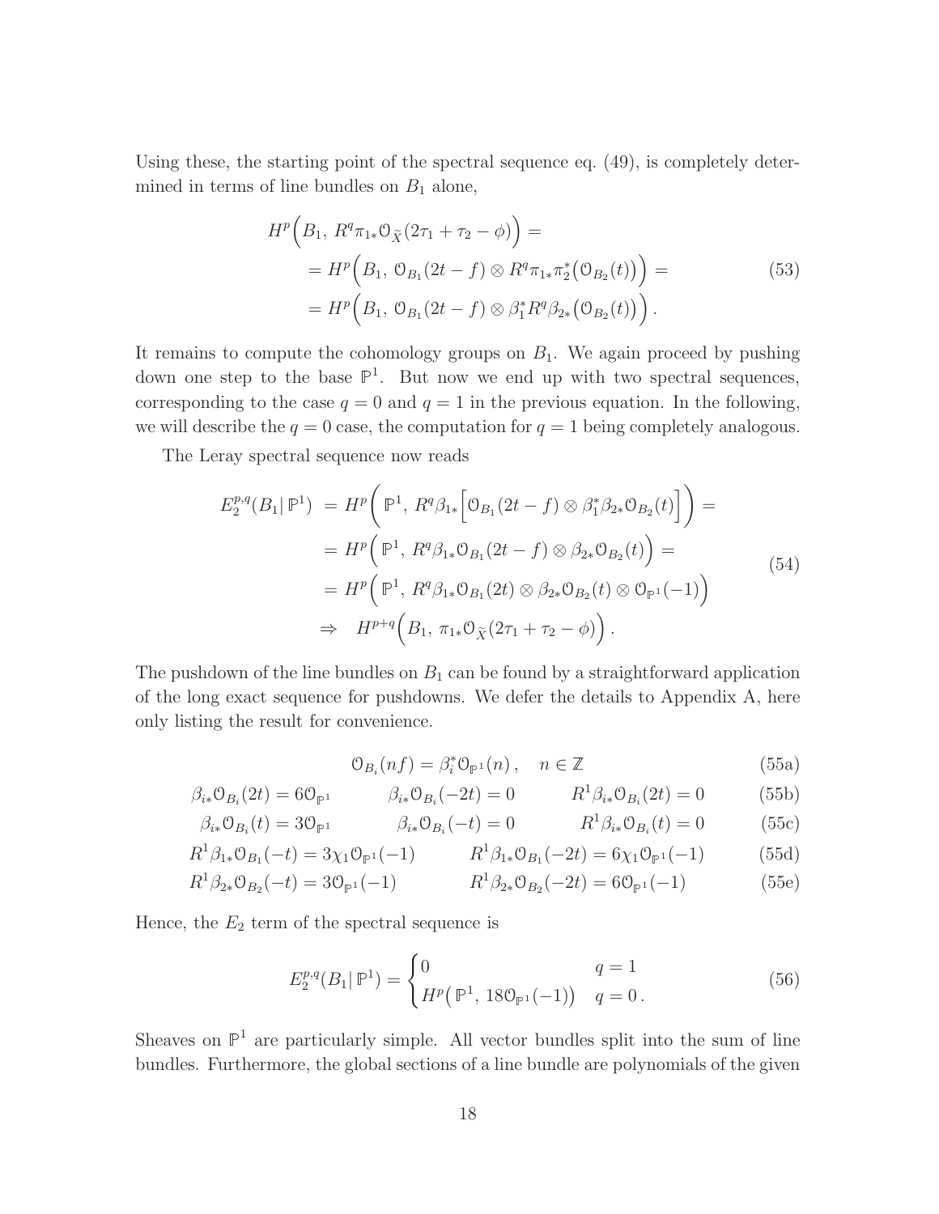Using these, the starting point of the spectral sequence eq. (49), is completely determined in terms of line bundles on $B_1$ alone,

$$
\begin{aligned}
&H^p\Big(B_1,\ R^q\pi_{1*}\mathcal{O}_{\widetilde{X}}(2\tau_1+\tau_2-\phi)\Big) = \\
&\quad = H^p\Big(B_1,\ \mathcal{O}_{B_1}(2t-f)\otimes R^q\pi_{1*}\pi_2^*\big(\mathcal{O}_{B_2}(t)\big)\Big) = \\
&\quad = H^p\Big(B_1,\ \mathcal{O}_{B_1}(2t-f)\otimes \beta_1^* R^q\beta_{2*}\big(\mathcal{O}_{B_2}(t)\big)\Big)\,.
\end{aligned}
\tag{53}
$$

It remains to compute the cohomology groups on $B_1$. We again proceed by pushing down one step to the base $\mathbb{P}^1$. But now we end up with two spectral sequences, corresponding to the case $q=0$ and $q=1$ in the previous equation. In the following, we will describe the $q=0$ case, the computation for $q=1$ being completely analogous.

The Leray spectral sequence now reads

$$
\begin{aligned}
E_2^{p,q}(B_1|\,\mathbb{P}^1) &= H^p\bigg(\ \mathbb{P}^1,\ R^q\beta_{1*}\Big[\mathcal{O}_{B_1}(2t-f)\otimes\beta_1^*\beta_{2*}\mathcal{O}_{B_2}(t)\Big]\bigg) = \\
&= H^p\Big(\ \mathbb{P}^1,\ R^q\beta_{1*}\mathcal{O}_{B_1}(2t-f)\otimes\beta_{2*}\mathcal{O}_{B_2}(t)\Big) = \\
&= H^p\Big(\ \mathbb{P}^1,\ R^q\beta_{1*}\mathcal{O}_{B_1}(2t)\otimes\beta_{2*}\mathcal{O}_{B_2}(t)\otimes\mathcal{O}_{\mathbb{P}^1}(-1)\Big) \\
&\Rightarrow\quad H^{p+q}\Big(B_1,\ \pi_{1*}\mathcal{O}_{\widetilde{X}}(2\tau_1+\tau_2-\phi)\Big)\,.
\end{aligned}
\tag{54}
$$

The pushdown of the line bundles on $B_1$ can be found by a straightforward application of the long exact sequence for pushdowns. We defer the details to Appendix A, here only listing the result for convenience.

$$\mathcal{O}_{B_i}(nf) = \beta_i^*\mathcal{O}_{\mathbb{P}^1}(n)\,,\quad n\in\mathbb{Z} \tag{55a}$$

$$\beta_{i*}\mathcal{O}_{B_i}(2t) = 6\mathcal{O}_{\mathbb{P}^1} \qquad \beta_{i*}\mathcal{O}_{B_i}(-2t) = 0 \qquad R^1\beta_{i*}\mathcal{O}_{B_i}(2t) = 0 \tag{55b}$$

$$\beta_{i*}\mathcal{O}_{B_i}(t) = 3\mathcal{O}_{\mathbb{P}^1} \qquad \beta_{i*}\mathcal{O}_{B_i}(-t) = 0 \qquad R^1\beta_{i*}\mathcal{O}_{B_i}(t) = 0 \tag{55c}$$

$$R^1\beta_{1*}\mathcal{O}_{B_1}(-t) = 3\chi_1\mathcal{O}_{\mathbb{P}^1}(-1) \qquad R^1\beta_{1*}\mathcal{O}_{B_1}(-2t) = 6\chi_1\mathcal{O}_{\mathbb{P}^1}(-1) \tag{55d}$$

$$R^1\beta_{2*}\mathcal{O}_{B_2}(-t) = 3\mathcal{O}_{\mathbb{P}^1}(-1) \qquad R^1\beta_{2*}\mathcal{O}_{B_2}(-2t) = 6\mathcal{O}_{\mathbb{P}^1}(-1) \tag{55e}$$

Hence, the $E_2$ term of the spectral sequence is

$$
E_2^{p,q}(B_1|\,\mathbb{P}^1) = \begin{cases} 0 & q=1 \\ H^p\big(\,\mathbb{P}^1,\ 18\mathcal{O}_{\mathbb{P}^1}(-1)\big) & q=0\,. \end{cases}
\tag{56}
$$

Sheaves on $\mathbb{P}^1$ are particularly simple. All vector bundles split into the sum of line bundles. Furthermore, the global sections of a line bundle are polynomials of the given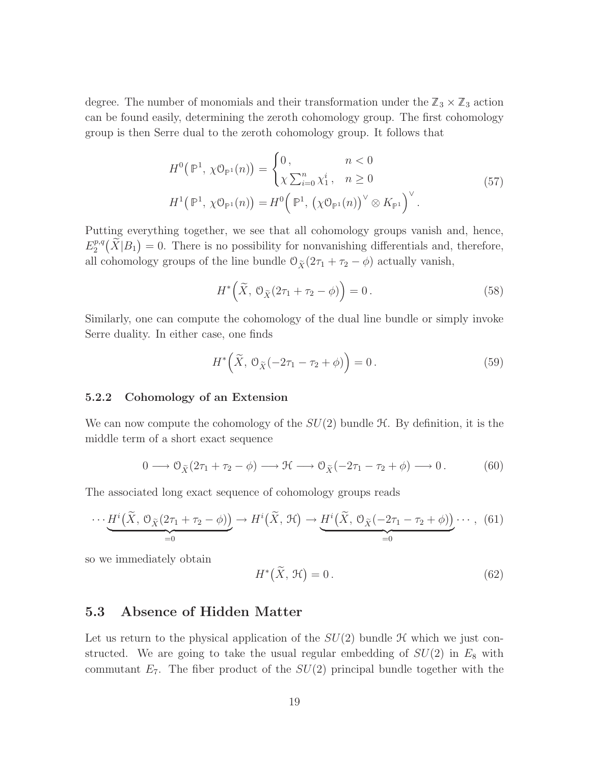degree. The number of monomials and their transformation under the $\mathbb{Z}_3 \times \mathbb{Z}_3$ action can be found easily, determining the zeroth cohomology group. The first cohomology group is then Serre dual to the zeroth cohomology group. It follows that

$$
\begin{aligned}
H^0\big(\mathbb{P}^1,\, \chi\mathcal{O}_{\mathbb{P}^1}(n)\big) &= \begin{cases} 0\,, & n<0 \\ \chi \sum_{i=0}^{n} \chi_1^i\,, & n \geq 0 \end{cases} \\
H^1\big(\mathbb{P}^1,\, \chi\mathcal{O}_{\mathbb{P}^1}(n)\big) &= H^0\Big(\mathbb{P}^1,\, \big(\chi\mathcal{O}_{\mathbb{P}^1}(n)\big)^\vee \otimes K_{\mathbb{P}^1}\Big)^\vee\,.
\end{aligned}
\tag{57}
$$

Putting everything together, we see that all cohomology groups vanish and, hence, $E_2^{p,q}\big(\widetilde{X}|B_1\big) = 0$. There is no possibility for nonvanishing differentials and, therefore, all cohomology groups of the line bundle $\mathcal{O}_{\widetilde{X}}(2\tau_1 + \tau_2 - \phi)$ actually vanish,

$$
H^*\Big(\widetilde{X},\, \mathcal{O}_{\widetilde{X}}(2\tau_1 + \tau_2 - \phi)\Big) = 0\,. \tag{58}
$$

Similarly, one can compute the cohomology of the dual line bundle or simply invoke Serre duality. In either case, one finds

$$
H^*\Big(\widetilde{X},\, \mathcal{O}_{\widetilde{X}}(-2\tau_1 - \tau_2 + \phi)\Big) = 0\,. \tag{59}
$$

### 5.2.2 Cohomology of an Extension

We can now compute the cohomology of the $SU(2)$ bundle $\mathcal{H}$. By definition, it is the middle term of a short exact sequence

$$
0 \longrightarrow \mathcal{O}_{\widetilde{X}}(2\tau_1 + \tau_2 - \phi) \longrightarrow \mathcal{H} \longrightarrow \mathcal{O}_{\widetilde{X}}(-2\tau_1 - \tau_2 + \phi) \longrightarrow 0\,. \tag{60}
$$

The associated long exact sequence of cohomology groups reads

$$
\cdots \underbrace{H^i\big(\widetilde{X},\, \mathcal{O}_{\widetilde{X}}(2\tau_1 + \tau_2 - \phi)\big)}_{=0} \to H^i\big(\widetilde{X},\, \mathcal{H}\big) \to \underbrace{H^i\big(\widetilde{X},\, \mathcal{O}_{\widetilde{X}}(-2\tau_1 - \tau_2 + \phi)\big)}_{=0} \cdots\,, \tag{61}
$$

so we immediately obtain

$$
H^*\big(\widetilde{X},\, \mathcal{H}\big) = 0\,. \tag{62}
$$

## 5.3 Absence of Hidden Matter

Let us return to the physical application of the $SU(2)$ bundle $\mathcal{H}$ which we just constructed. We are going to take the usual regular embedding of $SU(2)$ in $E_8$ with commutant $E_7$. The fiber product of the $SU(2)$ principal bundle together with the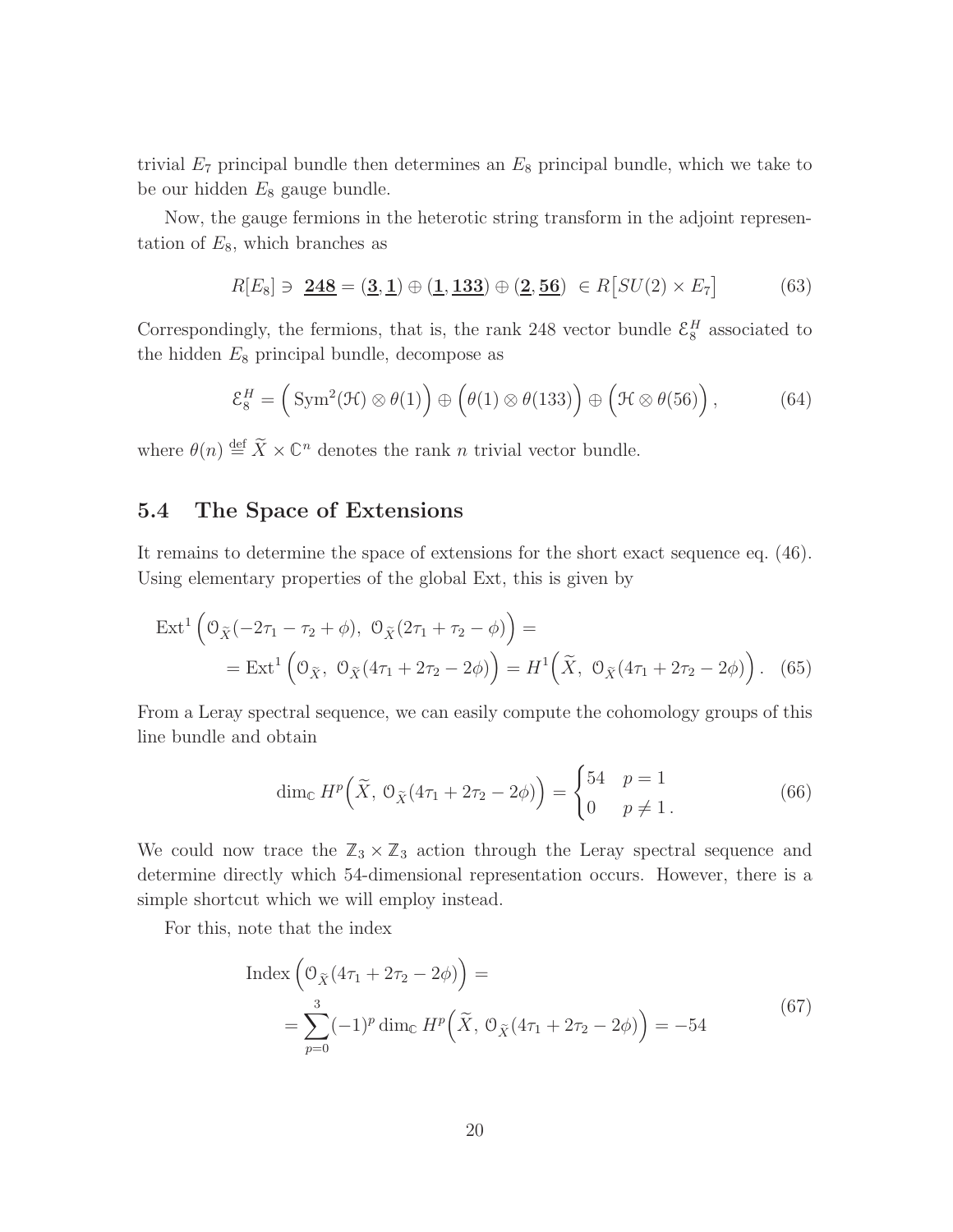trivial $E_7$ principal bundle then determines an $E_8$ principal bundle, which we take to be our hidden $E_8$ gauge bundle.

Now, the gauge fermions in the heterotic string transform in the adjoint representation of $E_8$, which branches as

$$R[E_8] \ni \underline{\mathbf{248}} = (\underline{\mathbf{3}}, \underline{\mathbf{1}}) \oplus (\underline{\mathbf{1}}, \underline{\mathbf{133}}) \oplus (\underline{\mathbf{2}}, \underline{\mathbf{56}}) \in R\big[SU(2) \times E_7\big] \tag{63}$$

Correspondingly, the fermions, that is, the rank 248 vector bundle $\mathcal{E}_8^H$ associated to the hidden $E_8$ principal bundle, decompose as

$$\mathcal{E}_8^H = \Big( \operatorname{Sym}^2(\mathcal{H}) \otimes \theta(1) \Big) \oplus \Big( \theta(1) \otimes \theta(133) \Big) \oplus \Big( \mathcal{H} \otimes \theta(56) \Big), \tag{64}$$

where $\theta(n) \stackrel{\text{def}}{=} \widetilde{X} \times \mathbb{C}^n$ denotes the rank $n$ trivial vector bundle.

### 5.4 The Space of Extensions

It remains to determine the space of extensions for the short exact sequence eq. (46). Using elementary properties of the global Ext, this is given by

$$\begin{aligned} \operatorname{Ext}^1 \Big( \mathcal{O}_{\widetilde{X}}(-2\tau_1 - \tau_2 + \phi),\ \mathcal{O}_{\widetilde{X}}(2\tau_1 + \tau_2 - \phi) \Big) &= \\ = \operatorname{Ext}^1 \Big( \mathcal{O}_{\widetilde{X}},\ \mathcal{O}_{\widetilde{X}}(4\tau_1 + 2\tau_2 - 2\phi) \Big) &= H^1\Big( \widetilde{X},\ \mathcal{O}_{\widetilde{X}}(4\tau_1 + 2\tau_2 - 2\phi) \Big). \end{aligned} \tag{65}$$

From a Leray spectral sequence, we can easily compute the cohomology groups of this line bundle and obtain

$$\dim_{\mathbb{C}} H^p\Big( \widetilde{X},\ \mathcal{O}_{\widetilde{X}}(4\tau_1 + 2\tau_2 - 2\phi) \Big) = \begin{cases} 54 & p = 1 \\ 0 & p \neq 1\,. \end{cases} \tag{66}$$

We could now trace the $\mathbb{Z}_3 \times \mathbb{Z}_3$ action through the Leray spectral sequence and determine directly which 54-dimensional representation occurs. However, there is a simple shortcut which we will employ instead.

For this, note that the index

$$\begin{aligned} &\operatorname{Index} \Big( \mathcal{O}_{\widetilde{X}}(4\tau_1 + 2\tau_2 - 2\phi) \Big) = \\ &\quad = \sum_{p=0}^{3} (-1)^p \dim_{\mathbb{C}} H^p\Big( \widetilde{X},\ \mathcal{O}_{\widetilde{X}}(4\tau_1 + 2\tau_2 - 2\phi) \Big) = -54 \end{aligned} \tag{67}$$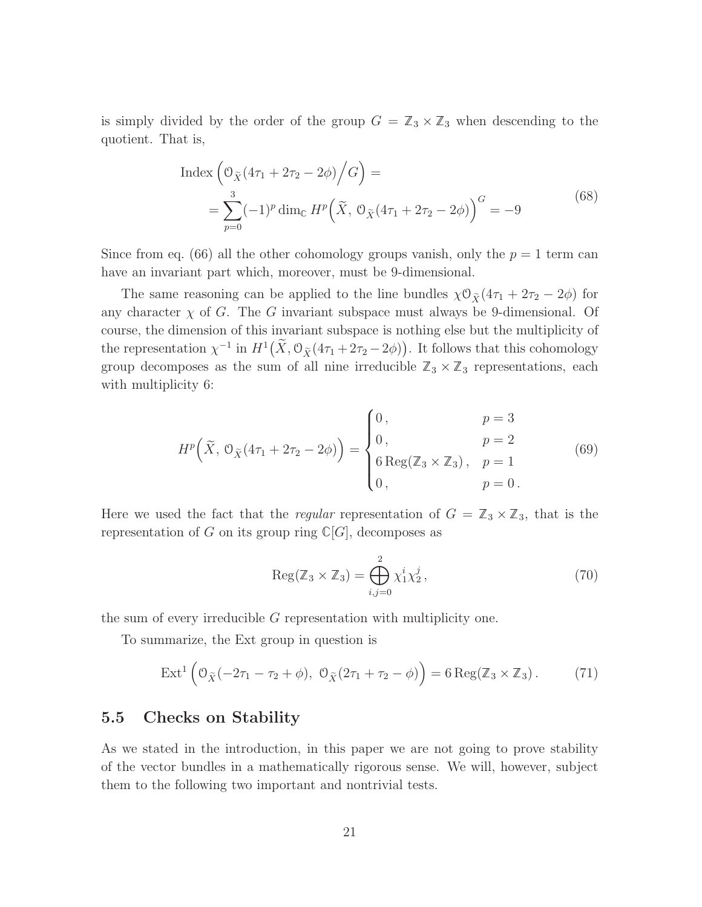is simply divided by the order of the group $G = \mathbb{Z}_3 \times \mathbb{Z}_3$ when descending to the quotient. That is,

$$
\begin{aligned}
&\operatorname{Index}\Big(\mathcal{O}_{\widetilde{X}}(4\tau_1 + 2\tau_2 - 2\phi)\Big/G\Big) = \\
&= \sum_{p=0}^{3} (-1)^p \dim_{\mathbb{C}} H^p\Big(\widetilde{X},\, \mathcal{O}_{\widetilde{X}}(4\tau_1 + 2\tau_2 - 2\phi)\Big)^G = -9
\end{aligned}
\tag{68}
$$

Since from eq. (66) all the other cohomology groups vanish, only the $p = 1$ term can have an invariant part which, moreover, must be 9-dimensional.

The same reasoning can be applied to the line bundles $\chi\mathcal{O}_{\widetilde{X}}(4\tau_1 + 2\tau_2 - 2\phi)$ for any character $\chi$ of $G$. The $G$ invariant subspace must always be 9-dimensional. Of course, the dimension of this invariant subspace is nothing else but the multiplicity of the representation $\chi^{-1}$ in $H^1\big(\widetilde{X}, \mathcal{O}_{\widetilde{X}}(4\tau_1 + 2\tau_2 - 2\phi)\big)$. It follows that this cohomology group decomposes as the sum of all nine irreducible $\mathbb{Z}_3 \times \mathbb{Z}_3$ representations, each with multiplicity 6:

$$
H^p\Big(\widetilde{X},\, \mathcal{O}_{\widetilde{X}}(4\tau_1 + 2\tau_2 - 2\phi)\Big) =
\begin{cases}
0\,, & p = 3 \\
0\,, & p = 2 \\
6\operatorname{Reg}(\mathbb{Z}_3 \times \mathbb{Z}_3)\,, & p = 1 \\
0\,, & p = 0\,.
\end{cases}
\tag{69}
$$

Here we used the fact that the *regular* representation of $G = \mathbb{Z}_3 \times \mathbb{Z}_3$, that is the representation of $G$ on its group ring $\mathbb{C}[G]$, decomposes as

$$
\operatorname{Reg}(\mathbb{Z}_3 \times \mathbb{Z}_3) = \bigoplus_{i,j=0}^{2} \chi_1^i \chi_2^j\,,
\tag{70}
$$

the sum of every irreducible $G$ representation with multiplicity one.

To summarize, the Ext group in question is

$$
\operatorname{Ext}^1\Big(\mathcal{O}_{\widetilde{X}}(-2\tau_1 - \tau_2 + \phi),\ \mathcal{O}_{\widetilde{X}}(2\tau_1 + \tau_2 - \phi)\Big) = 6\operatorname{Reg}(\mathbb{Z}_3 \times \mathbb{Z}_3)\,.
\tag{71}
$$

### 5.5 Checks on Stability

As we stated in the introduction, in this paper we are not going to prove stability of the vector bundles in a mathematically rigorous sense. We will, however, subject them to the following two important and nontrivial tests.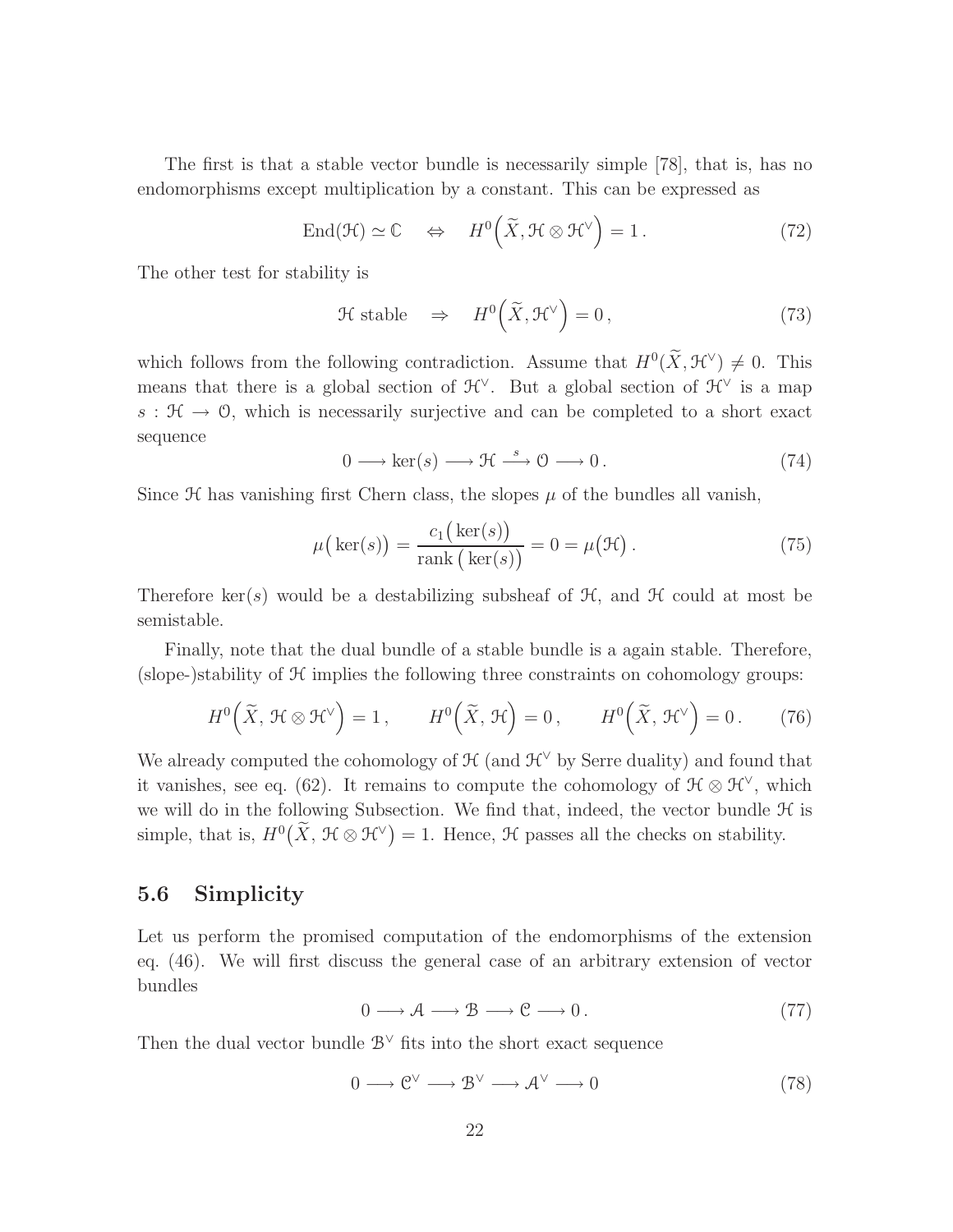The first is that a stable vector bundle is necessarily simple [78], that is, has no endomorphisms except multiplication by a constant. This can be expressed as

$$\mathrm{End}(\mathcal{H}) \simeq \mathbb{C} \quad \Leftrightarrow \quad H^0\Big(\widetilde{X}, \mathcal{H} \otimes \mathcal{H}^\vee\Big) = 1\,. \tag{72}$$

The other test for stability is

$$\mathcal{H} \text{ stable} \quad \Rightarrow \quad H^0\Big(\widetilde{X}, \mathcal{H}^\vee\Big) = 0\,, \tag{73}$$

which follows from the following contradiction. Assume that $H^0(\widetilde{X}, \mathcal{H}^\vee) \neq 0$. This means that there is a global section of $\mathcal{H}^\vee$. But a global section of $\mathcal{H}^\vee$ is a map $s : \mathcal{H} \to \mathcal{O}$, which is necessarily surjective and can be completed to a short exact sequence

$$0 \longrightarrow \ker(s) \longrightarrow \mathcal{H} \stackrel{s}{\longrightarrow} \mathcal{O} \longrightarrow 0\,. \tag{74}$$

Since $\mathcal{H}$ has vanishing first Chern class, the slopes $\mu$ of the bundles all vanish,

$$\mu\big(\ker(s)\big) = \frac{c_1\big(\ker(s)\big)}{\mathrm{rank}\,\big(\ker(s)\big)} = 0 = \mu\big(\mathcal{H}\big)\,. \tag{75}$$

Therefore $\ker(s)$ would be a destabilizing subsheaf of $\mathcal{H}$, and $\mathcal{H}$ could at most be semistable.

Finally, note that the dual bundle of a stable bundle is a again stable. Therefore, (slope-)stability of $\mathcal{H}$ implies the following three constraints on cohomology groups:

$$H^0\Big(\widetilde{X},\, \mathcal{H} \otimes \mathcal{H}^\vee\Big) = 1\,, \qquad H^0\Big(\widetilde{X},\, \mathcal{H}\Big) = 0\,, \qquad H^0\Big(\widetilde{X},\, \mathcal{H}^\vee\Big) = 0\,. \tag{76}$$

We already computed the cohomology of $\mathcal{H}$ (and $\mathcal{H}^\vee$ by Serre duality) and found that it vanishes, see eq. (62). It remains to compute the cohomology of $\mathcal{H} \otimes \mathcal{H}^\vee$, which we will do in the following Subsection. We find that, indeed, the vector bundle $\mathcal{H}$ is simple, that is, $H^0\big(\widetilde{X},\, \mathcal{H} \otimes \mathcal{H}^\vee\big) = 1$. Hence, $\mathcal{H}$ passes all the checks on stability.

## 5.6 Simplicity

Let us perform the promised computation of the endomorphisms of the extension eq. (46). We will first discuss the general case of an arbitrary extension of vector bundles

$$0 \longrightarrow \mathcal{A} \longrightarrow \mathcal{B} \longrightarrow \mathcal{C} \longrightarrow 0\,. \tag{77}$$

Then the dual vector bundle $\mathcal{B}^\vee$ fits into the short exact sequence

$$0 \longrightarrow \mathcal{C}^\vee \longrightarrow \mathcal{B}^\vee \longrightarrow \mathcal{A}^\vee \longrightarrow 0 \tag{78}$$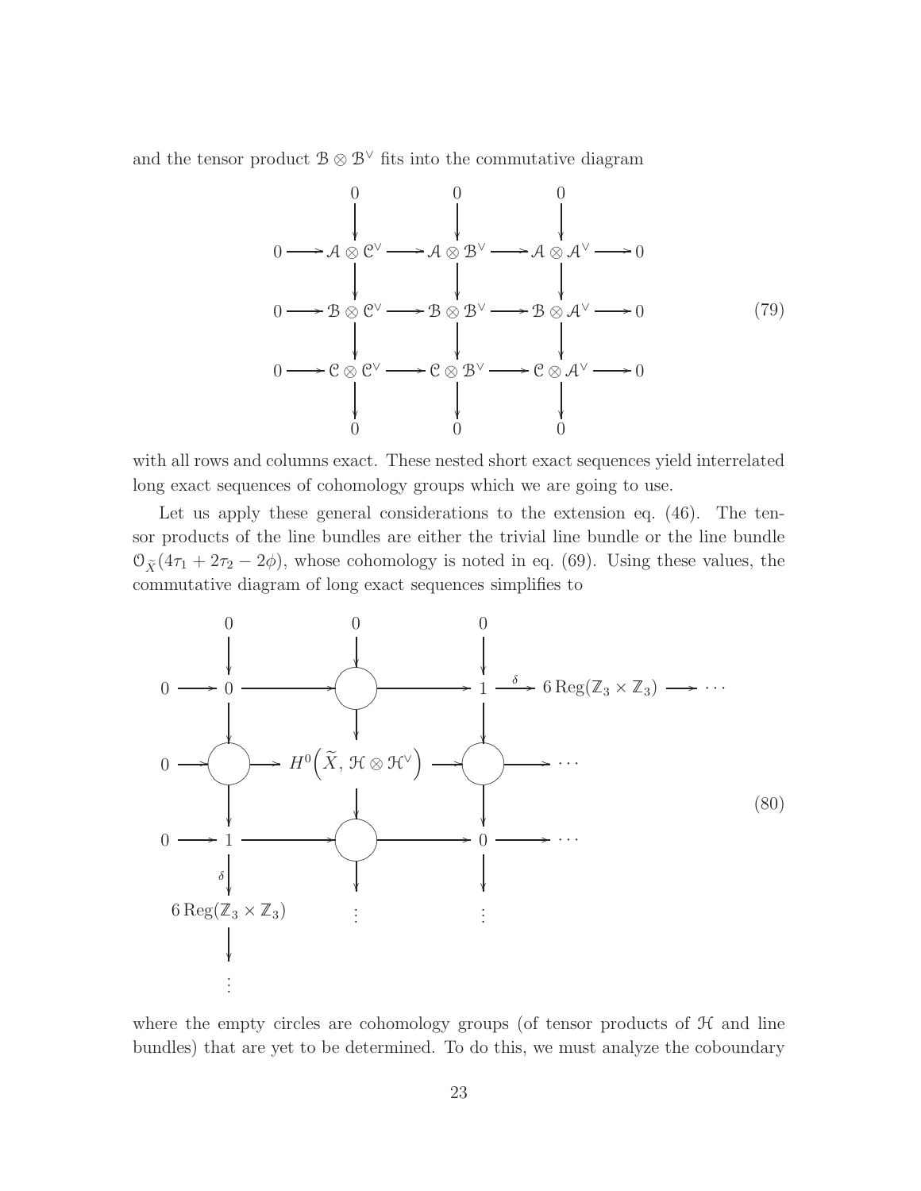and the tensor product $\mathcal{B} \otimes \mathcal{B}^\vee$ fits into the commutative diagram

$$
\begin{array}{ccccccccc}
 & & 0 & & 0 & & 0 & & \\
 & & \downarrow & & \downarrow & & \downarrow & & \\
0 & \longrightarrow & \mathcal{A} \otimes \mathcal{C}^\vee & \longrightarrow & \mathcal{A} \otimes \mathcal{B}^\vee & \longrightarrow & \mathcal{A} \otimes \mathcal{A}^\vee & \longrightarrow & 0 \\
 & & \downarrow & & \downarrow & & \downarrow & & \\
0 & \longrightarrow & \mathcal{B} \otimes \mathcal{C}^\vee & \longrightarrow & \mathcal{B} \otimes \mathcal{B}^\vee & \longrightarrow & \mathcal{B} \otimes \mathcal{A}^\vee & \longrightarrow & 0 \\
 & & \downarrow & & \downarrow & & \downarrow & & \\
0 & \longrightarrow & \mathcal{C} \otimes \mathcal{C}^\vee & \longrightarrow & \mathcal{C} \otimes \mathcal{B}^\vee & \longrightarrow & \mathcal{C} \otimes \mathcal{A}^\vee & \longrightarrow & 0 \\
 & & \downarrow & & \downarrow & & \downarrow & & \\
 & & 0 & & 0 & & 0 & &
\end{array}
\tag{79}
$$

with all rows and columns exact. These nested short exact sequences yield interrelated long exact sequences of cohomology groups which we are going to use.

Let us apply these general considerations to the extension eq. (46). The tensor products of the line bundles are either the trivial line bundle or the line bundle $\mathcal{O}_{\widetilde{X}}(4\tau_1 + 2\tau_2 - 2\phi)$, whose cohomology is noted in eq. (69). Using these values, the commutative diagram of long exact sequences simplifies to

$$
\begin{array}{ccccccccccc}
 & & 0 & & 0 & & 0 & & & & \\
 & & \downarrow & & \downarrow & & \downarrow & & & & \\
0 & \longrightarrow & 0 & \longrightarrow & \bigcirc & \longrightarrow & 1 & \xrightarrow{\delta} & 6\,\mathrm{Reg}(\mathbb{Z}_3 \times \mathbb{Z}_3) & \longrightarrow & \cdots \\
 & & \downarrow & & \downarrow & & \downarrow & & & & \\
0 & \longrightarrow & \bigcirc & \longrightarrow & H^0\Big(\widetilde{X},\, \mathcal{H} \otimes \mathcal{H}^\vee\Big) & \longrightarrow & \bigcirc & \longrightarrow & \cdots & & \\
 & & \downarrow & & \downarrow & & \downarrow & & & & \\
0 & \longrightarrow & 1 & \longrightarrow & \bigcirc & \longrightarrow & 0 & \longrightarrow & \cdots & & \\
 & & \delta\downarrow & & \downarrow & & \downarrow & & & & \\
 & & 6\,\mathrm{Reg}(\mathbb{Z}_3 \times \mathbb{Z}_3) & & \vdots & & \vdots & & & & \\
 & & \downarrow & & & & & & & & \\
 & & \vdots & & & & & & & &
\end{array}
\tag{80}
$$

where the empty circles are cohomology groups (of tensor products of $\mathcal{H}$ and line bundles) that are yet to be determined. To do this, we must analyze the coboundary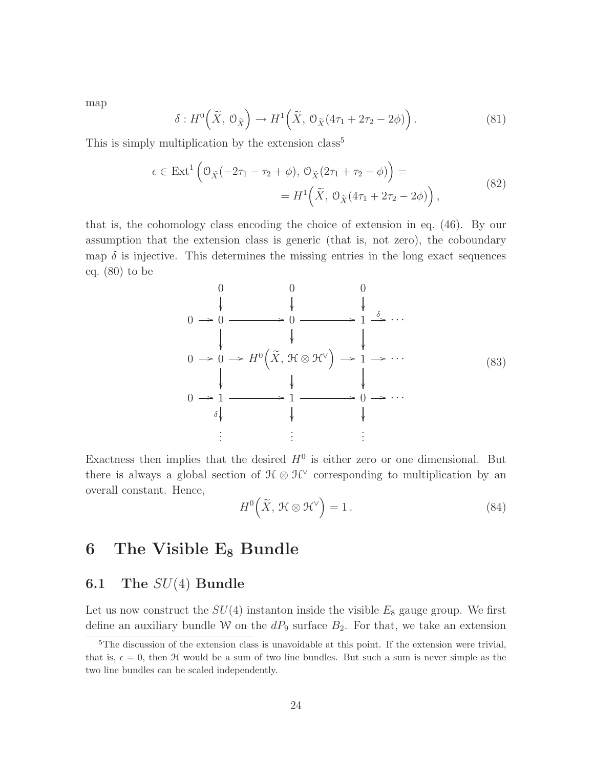map

$$\delta : H^0\Big(\widetilde{X},\, \mathcal{O}_{\widetilde{X}}\Big) \to H^1\Big(\widetilde{X},\, \mathcal{O}_{\widetilde{X}}(4\tau_1 + 2\tau_2 - 2\phi)\Big)\,. \tag{81}$$

This is simply multiplication by the extension class[5]

$$\begin{split} \epsilon \in \operatorname{Ext}^1\Big(\mathcal{O}_{\widetilde{X}}(-2\tau_1 - \tau_2 + \phi),\, \mathcal{O}_{\widetilde{X}}(2\tau_1 + \tau_2 - \phi)\Big) = \\ = H^1\Big(\widetilde{X},\, \mathcal{O}_{\widetilde{X}}(4\tau_1 + 2\tau_2 - 2\phi)\Big)\,, \end{split} \tag{82}$$

that is, the cohomology class encoding the choice of extension in eq. (46). By our assumption that the extension class is generic (that is, not zero), the coboundary map $\delta$ is injective. This determines the missing entries in the long exact sequences eq. (80) to be

$$\begin{array}{ccccccccc}
 & & 0 & & 0 & & 0 & & \\
 & & \downarrow & & \downarrow & & \downarrow & & \\
0 & \to & 0 & \longrightarrow & 0 & \longrightarrow & 1 & \xrightarrow{\delta} & \cdots \\
 & & \downarrow & & \downarrow & & \downarrow & & \\
0 & \to & 0 & \to & H^0\Big(\widetilde{X},\, \mathcal{H} \otimes \mathcal{H}^\vee\Big) & \to & 1 & \to & \cdots \\
 & & \downarrow & & \downarrow & & \downarrow & & \\
0 & \to & 1 & \longrightarrow & 1 & \longrightarrow & 0 & \to & \cdots \\
 & & {\scriptstyle\delta}\downarrow & & \downarrow & & \downarrow & & \\
 & & \vdots & & \vdots & & \vdots & &
\end{array} \tag{83}$$

Exactness then implies that the desired $H^0$ is either zero or one dimensional. But there is always a global section of $\mathcal{H} \otimes \mathcal{H}^\vee$ corresponding to multiplication by an overall constant. Hence,

$$H^0\Big(\widetilde{X},\, \mathcal{H} \otimes \mathcal{H}^\vee\Big) = 1\,. \tag{84}$$

# 6 The Visible $E_8$ Bundle

## 6.1 The $SU(4)$ Bundle

Let us now construct the $SU(4)$ instanton inside the visible $E_8$ gauge group. We first define an auxiliary bundle $\mathcal{W}$ on the $dP_9$ surface $B_2$. For that, we take an extension

---

[5]The discussion of the extension class is unavoidable at this point. If the extension were trivial, that is, $\epsilon = 0$, then $\mathcal{H}$ would be a sum of two line bundles. But such a sum is never simple as the two line bundles can be scaled independently.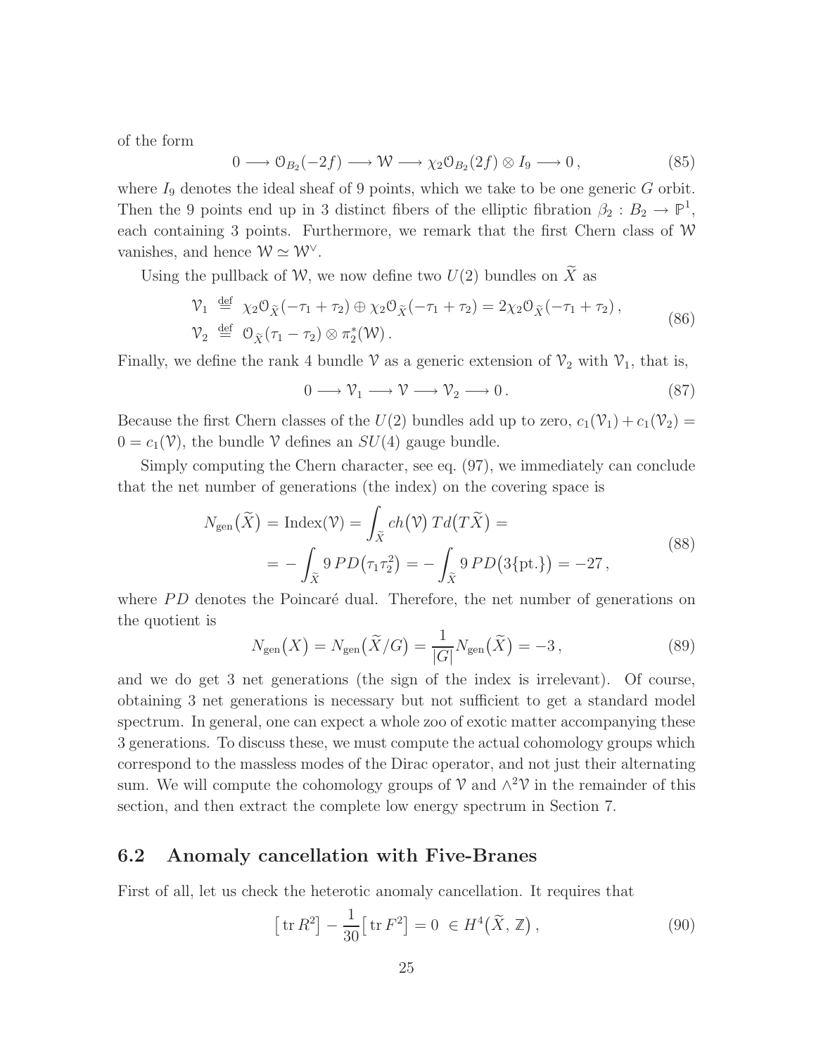of the form

$$0 \longrightarrow \mathcal{O}_{B_2}(-2f) \longrightarrow \mathcal{W} \longrightarrow \chi_2 \mathcal{O}_{B_2}(2f) \otimes I_9 \longrightarrow 0\,, \tag{85}$$

where $I_9$ denotes the ideal sheaf of 9 points, which we take to be one generic $G$ orbit. Then the 9 points end up in 3 distinct fibers of the elliptic fibration $\beta_2 : B_2 \to \mathbb{P}^1$, each containing 3 points. Furthermore, we remark that the first Chern class of $\mathcal{W}$ vanishes, and hence $\mathcal{W} \simeq \mathcal{W}^\vee$.

Using the pullback of $\mathcal{W}$, we now define two $U(2)$ bundles on $\widetilde{X}$ as

$$\begin{aligned}
\mathcal{V}_1 &\stackrel{\text{def}}{=} \chi_2 \mathcal{O}_{\widetilde{X}}(-\tau_1 + \tau_2) \oplus \chi_2 \mathcal{O}_{\widetilde{X}}(-\tau_1 + \tau_2) = 2\chi_2 \mathcal{O}_{\widetilde{X}}(-\tau_1 + \tau_2)\,, \\
\mathcal{V}_2 &\stackrel{\text{def}}{=} \mathcal{O}_{\widetilde{X}}(\tau_1 - \tau_2) \otimes \pi_2^*(\mathcal{W})\,.
\end{aligned} \tag{86}$$

Finally, we define the rank 4 bundle $\mathcal{V}$ as a generic extension of $\mathcal{V}_2$ with $\mathcal{V}_1$, that is,

$$0 \longrightarrow \mathcal{V}_1 \longrightarrow \mathcal{V} \longrightarrow \mathcal{V}_2 \longrightarrow 0\,. \tag{87}$$

Because the first Chern classes of the $U(2)$ bundles add up to zero, $c_1(\mathcal{V}_1) + c_1(\mathcal{V}_2) = 0 = c_1(\mathcal{V})$, the bundle $\mathcal{V}$ defines an $SU(4)$ gauge bundle.

Simply computing the Chern character, see eq. (97), we immediately can conclude that the net number of generations (the index) on the covering space is

$$\begin{aligned}
N_{\text{gen}}\big(\widetilde{X}\big) = \text{Index}(\mathcal{V}) &= \int_{\widetilde{X}} ch\big(\mathcal{V}\big)\, Td\big(T\widetilde{X}\big) = \\
&= -\int_{\widetilde{X}} 9\, PD\big(\tau_1 \tau_2^2\big) = -\int_{\widetilde{X}} 9\, PD\big(3\{\text{pt.}\}\big) = -27\,,
\end{aligned} \tag{88}$$

where $PD$ denotes the Poincaré dual. Therefore, the net number of generations on the quotient is

$$N_{\text{gen}}\big(X\big) = N_{\text{gen}}\big(\widetilde{X}/G\big) = \frac{1}{|G|} N_{\text{gen}}\big(\widetilde{X}\big) = -3\,, \tag{89}$$

and we do get 3 net generations (the sign of the index is irrelevant). Of course, obtaining 3 net generations is necessary but not sufficient to get a standard model spectrum. In general, one can expect a whole zoo of exotic matter accompanying these 3 generations. To discuss these, we must compute the actual cohomology groups which correspond to the massless modes of the Dirac operator, and not just their alternating sum. We will compute the cohomology groups of $\mathcal{V}$ and $\wedge^2 \mathcal{V}$ in the remainder of this section, and then extract the complete low energy spectrum in Section 7.

## 6.2 Anomaly cancellation with Five-Branes

First of all, let us check the heterotic anomaly cancellation. It requires that

$$\big[\operatorname{tr} R^2\big] - \frac{1}{30}\big[\operatorname{tr} F^2\big] = 0 \;\in H^4\big(\widetilde{X}, \mathbb{Z}\big)\,, \tag{90}$$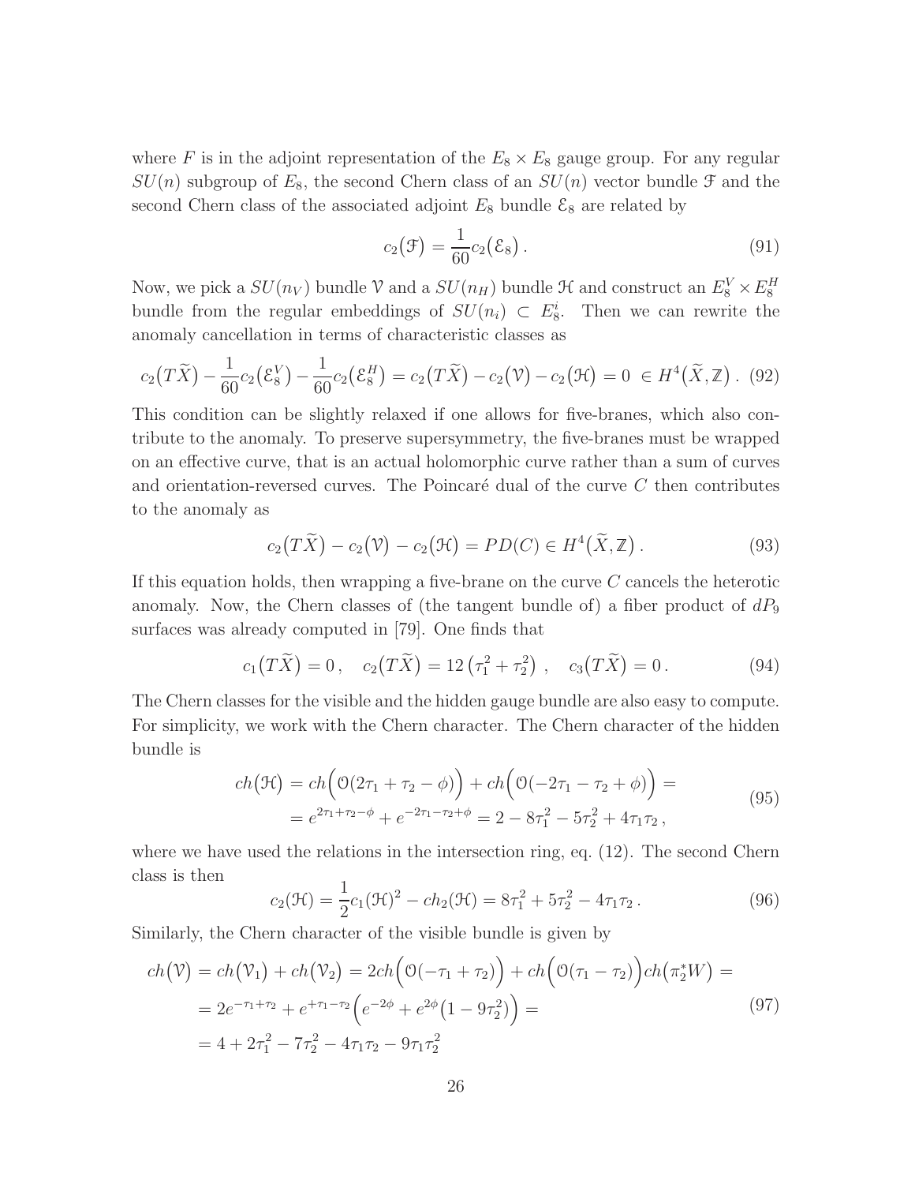where $F$ is in the adjoint representation of the $E_8 \times E_8$ gauge group. For any regular $SU(n)$ subgroup of $E_8$, the second Chern class of an $SU(n)$ vector bundle $\mathcal{F}$ and the second Chern class of the associated adjoint $E_8$ bundle $\mathcal{E}_8$ are related by

$$
c_2\big(\mathcal{F}\big) = \frac{1}{60} c_2\big(\mathcal{E}_8\big) \,. \tag{91}
$$

Now, we pick a $SU(n_V)$ bundle $\mathcal{V}$ and a $SU(n_H)$ bundle $\mathcal{H}$ and construct an $E_8^V \times E_8^H$ bundle from the regular embeddings of $SU(n_i) \subset E_8^i$. Then we can rewrite the anomaly cancellation in terms of characteristic classes as

$$
c_2\big(T\widetilde{X}\big) - \frac{1}{60} c_2\big(\mathcal{E}_8^V\big) - \frac{1}{60} c_2\big(\mathcal{E}_8^H\big) = c_2\big(T\widetilde{X}\big) - c_2\big(\mathcal{V}\big) - c_2\big(\mathcal{H}\big) = 0 \;\in H^4\big(\widetilde{X}, \mathbb{Z}\big) \,. \tag{92}
$$

This condition can be slightly relaxed if one allows for five-branes, which also contribute to the anomaly. To preserve supersymmetry, the five-branes must be wrapped on an effective curve, that is an actual holomorphic curve rather than a sum of curves and orientation-reversed curves. The Poincaré dual of the curve $C$ then contributes to the anomaly as

$$
c_2\big(T\widetilde{X}\big) - c_2\big(\mathcal{V}\big) - c_2\big(\mathcal{H}\big) = PD(C) \in H^4\big(\widetilde{X}, \mathbb{Z}\big) \,. \tag{93}
$$

If this equation holds, then wrapping a five-brane on the curve $C$ cancels the heterotic anomaly. Now, the Chern classes of (the tangent bundle of) a fiber product of $dP_9$ surfaces was already computed in [79]. One finds that

$$
c_1\big(T\widetilde{X}\big) = 0 \,, \quad c_2\big(T\widetilde{X}\big) = 12\left(\tau_1^2 + \tau_2^2\right) \,, \quad c_3\big(T\widetilde{X}\big) = 0 \,. \tag{94}
$$

The Chern classes for the visible and the hidden gauge bundle are also easy to compute. For simplicity, we work with the Chern character. The Chern character of the hidden bundle is

$$
\begin{aligned}
ch\big(\mathcal{H}\big) &= ch\Big(\mathcal{O}(2\tau_1 + \tau_2 - \phi)\Big) + ch\Big(\mathcal{O}(-2\tau_1 - \tau_2 + \phi)\Big) = \\
&= e^{2\tau_1 + \tau_2 - \phi} + e^{-2\tau_1 - \tau_2 + \phi} = 2 - 8\tau_1^2 - 5\tau_2^2 + 4\tau_1\tau_2 \,,
\end{aligned} \tag{95}
$$

where we have used the relations in the intersection ring, eq. (12). The second Chern class is then

$$
c_2(\mathcal{H}) = \frac{1}{2} c_1(\mathcal{H})^2 - ch_2(\mathcal{H}) = 8\tau_1^2 + 5\tau_2^2 - 4\tau_1\tau_2 \,. \tag{96}
$$

Similarly, the Chern character of the visible bundle is given by

$$
\begin{aligned}
ch\big(\mathcal{V}\big) &= ch\big(\mathcal{V}_1\big) + ch\big(\mathcal{V}_2\big) = 2ch\Big(\mathcal{O}(-\tau_1 + \tau_2)\Big) + ch\Big(\mathcal{O}(\tau_1 - \tau_2)\Big) ch\big(\pi_2^* W\big) = \\
&= 2e^{-\tau_1 + \tau_2} + e^{+\tau_1 - \tau_2}\Big(e^{-2\phi} + e^{2\phi}\big(1 - 9\tau_2^2\big)\Big) = \\
&= 4 + 2\tau_1^2 - 7\tau_2^2 - 4\tau_1\tau_2 - 9\tau_1\tau_2^2
\end{aligned} \tag{97}
$$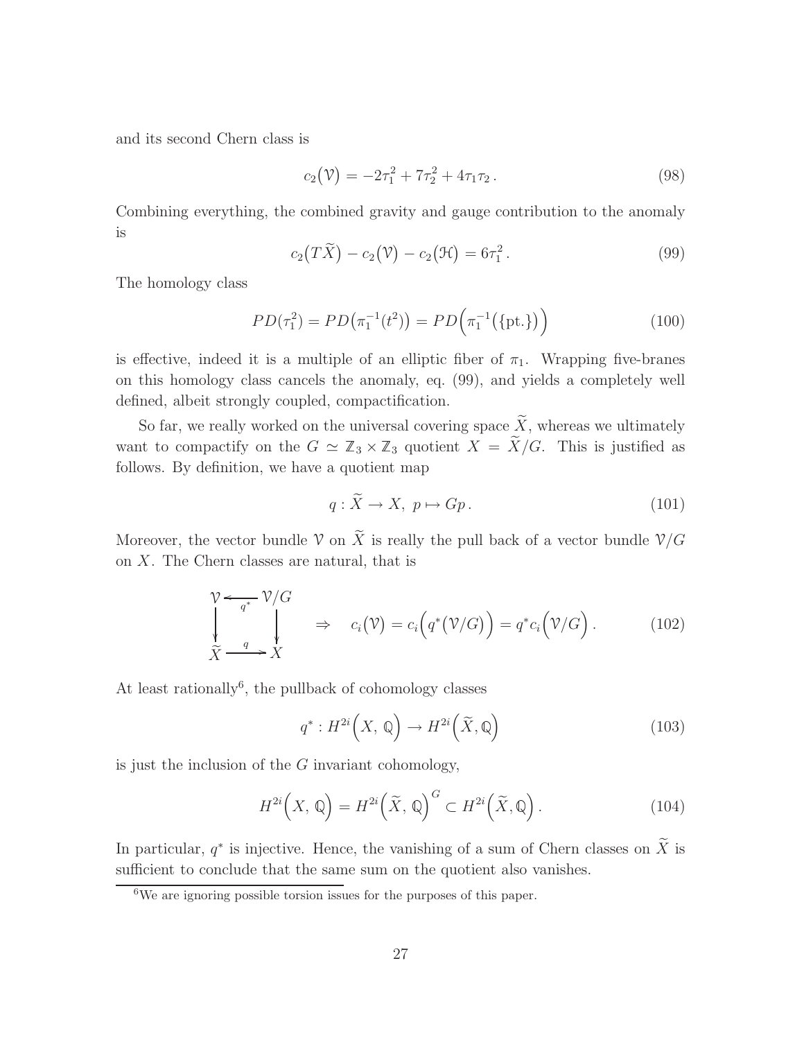and its second Chern class is

$$c_2\big(\mathcal{V}\big) = -2\tau_1^2 + 7\tau_2^2 + 4\tau_1\tau_2\,. \tag{98}$$

Combining everything, the combined gravity and gauge contribution to the anomaly is

$$c_2\big(T\widetilde{X}\big) - c_2\big(\mathcal{V}\big) - c_2\big(\mathcal{H}\big) = 6\tau_1^2\,. \tag{99}$$

The homology class

$$PD(\tau_1^2) = PD\big(\pi_1^{-1}(t^2)\big) = PD\Big(\pi_1^{-1}\big(\{\text{pt.}\}\big)\Big) \tag{100}$$

is effective, indeed it is a multiple of an elliptic fiber of $\pi_1$. Wrapping five-branes on this homology class cancels the anomaly, eq. (99), and yields a completely well defined, albeit strongly coupled, compactification.

So far, we really worked on the universal covering space $\widetilde{X}$, whereas we ultimately want to compactify on the $G \simeq \mathbb{Z}_3 \times \mathbb{Z}_3$ quotient $X = \widetilde{X}/G$. This is justified as follows. By definition, we have a quotient map

$$q : \widetilde{X} \to X,\ p \mapsto Gp\,. \tag{101}$$

Moreover, the vector bundle $\mathcal{V}$ on $\widetilde{X}$ is really the pull back of a vector bundle $\mathcal{V}/G$ on $X$. The Chern classes are natural, that is

$$\begin{array}{ccc} \mathcal{V} & \xleftarrow{q^*} & \mathcal{V}/G \\ \downarrow & & \downarrow \\ \widetilde{X} & \xrightarrow{q} & X \end{array} \quad \Rightarrow \quad c_i\big(\mathcal{V}\big) = c_i\Big(q^*\big(\mathcal{V}/G\big)\Big) = q^* c_i\Big(\mathcal{V}/G\Big)\,. \tag{102}$$

At least rationally[6], the pullback of cohomology classes

$$q^* : H^{2i}\Big(X,\, \mathbb{Q}\Big) \to H^{2i}\Big(\widetilde{X}, \mathbb{Q}\Big) \tag{103}$$

is just the inclusion of the $G$ invariant cohomology,

$$H^{2i}\Big(X,\, \mathbb{Q}\Big) = H^{2i}\Big(\widetilde{X},\, \mathbb{Q}\Big)^G \subset H^{2i}\Big(\widetilde{X}, \mathbb{Q}\Big)\,. \tag{104}$$

In particular, $q^*$ is injective. Hence, the vanishing of a sum of Chern classes on $\widetilde{X}$ is sufficient to conclude that the same sum on the quotient also vanishes.

[6] We are ignoring possible torsion issues for the purposes of this paper.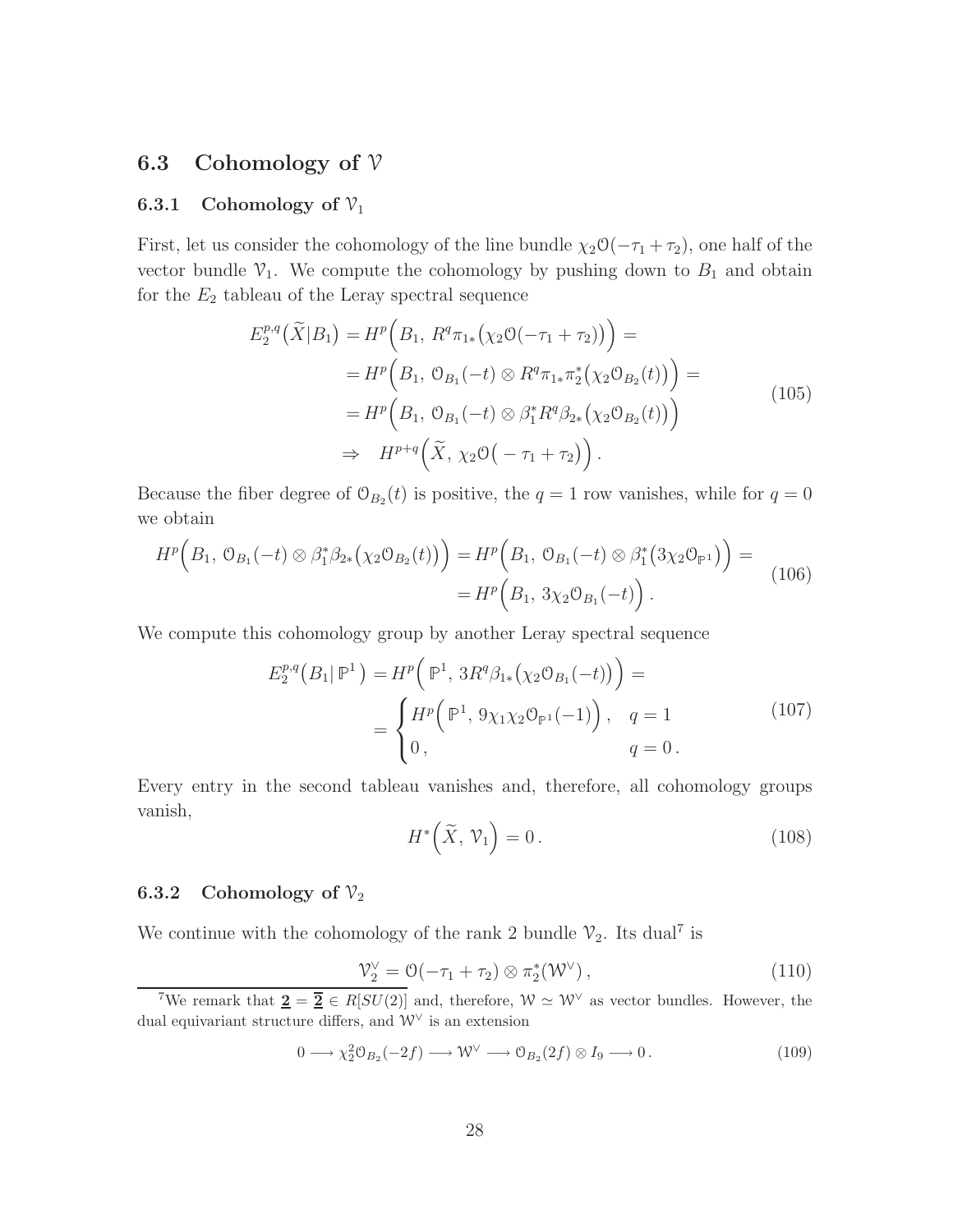## 6.3 Cohomology of $\mathcal{V}$

### 6.3.1 Cohomology of $\mathcal{V}_1$

First, let us consider the cohomology of the line bundle $\chi_2 \mathcal{O}(-\tau_1 + \tau_2)$, one half of the vector bundle $\mathcal{V}_1$. We compute the cohomology by pushing down to $B_1$ and obtain for the $E_2$ tableau of the Leray spectral sequence

$$
\begin{aligned}
E_2^{p,q}\big(\widetilde{X}|B_1\big) &= H^p\Big(B_1,\, R^q\pi_{1*}\big(\chi_2\mathcal{O}(-\tau_1+\tau_2)\big)\Big) = \\
&= H^p\Big(B_1,\, \mathcal{O}_{B_1}(-t)\otimes R^q\pi_{1*}\pi_2^*\big(\chi_2\mathcal{O}_{B_2}(t)\big)\Big) = \\
&= H^p\Big(B_1,\, \mathcal{O}_{B_1}(-t)\otimes \beta_1^* R^q\beta_{2*}\big(\chi_2\mathcal{O}_{B_2}(t)\big)\Big) \\
&\Rightarrow \quad H^{p+q}\Big(\widetilde{X},\, \chi_2\mathcal{O}\big(-\tau_1+\tau_2\big)\Big)\,.
\end{aligned}
\tag{105}
$$

Because the fiber degree of $\mathcal{O}_{B_2}(t)$ is positive, the $q=1$ row vanishes, while for $q=0$ we obtain

$$
\begin{aligned}
H^p\Big(B_1,\, \mathcal{O}_{B_1}(-t)\otimes \beta_1^*\beta_{2*}\big(\chi_2\mathcal{O}_{B_2}(t)\big)\Big) &= H^p\Big(B_1,\, \mathcal{O}_{B_1}(-t)\otimes \beta_1^*\big(3\chi_2\mathcal{O}_{\mathbb{P}^1}\big)\Big) = \\
&= H^p\Big(B_1,\, 3\chi_2\mathcal{O}_{B_1}(-t)\Big)\,.
\end{aligned}
\tag{106}
$$

We compute this cohomology group by another Leray spectral sequence

$$
\begin{aligned}
E_2^{p,q}\big(B_1|\,\mathbb{P}^1\big) &= H^p\Big(\,\mathbb{P}^1,\, 3R^q\beta_{1*}\big(\chi_2\mathcal{O}_{B_1}(-t)\big)\Big) = \\
&= \begin{cases} H^p\Big(\,\mathbb{P}^1,\, 9\chi_1\chi_2\mathcal{O}_{\mathbb{P}^1}(-1)\Big)\,, & q=1 \\ 0\,, & q=0\,. \end{cases}
\end{aligned}
\tag{107}
$$

Every entry in the second tableau vanishes and, therefore, all cohomology groups vanish,

$$
H^*\Big(\widetilde{X},\, \mathcal{V}_1\Big) = 0\,. \tag{108}
$$

### 6.3.2 Cohomology of $\mathcal{V}_2$

We continue with the cohomology of the rank 2 bundle $\mathcal{V}_2$. Its dual[7] is

$$
\mathcal{V}_2^\vee = \mathcal{O}(-\tau_1+\tau_2)\otimes \pi_2^*(\mathcal{W}^\vee)\,, \tag{110}
$$

[7] We remark that $\underline{\mathbf{2}} = \underline{\overline{\mathbf{2}}} \in R[SU(2)]$ and, therefore, $\mathcal{W} \simeq \mathcal{W}^\vee$ as vector bundles. However, the dual equivariant structure differs, and $\mathcal{W}^\vee$ is an extension

$$
0 \longrightarrow \chi_2^2\mathcal{O}_{B_2}(-2f) \longrightarrow \mathcal{W}^\vee \longrightarrow \mathcal{O}_{B_2}(2f)\otimes I_9 \longrightarrow 0\,. \tag{109}
$$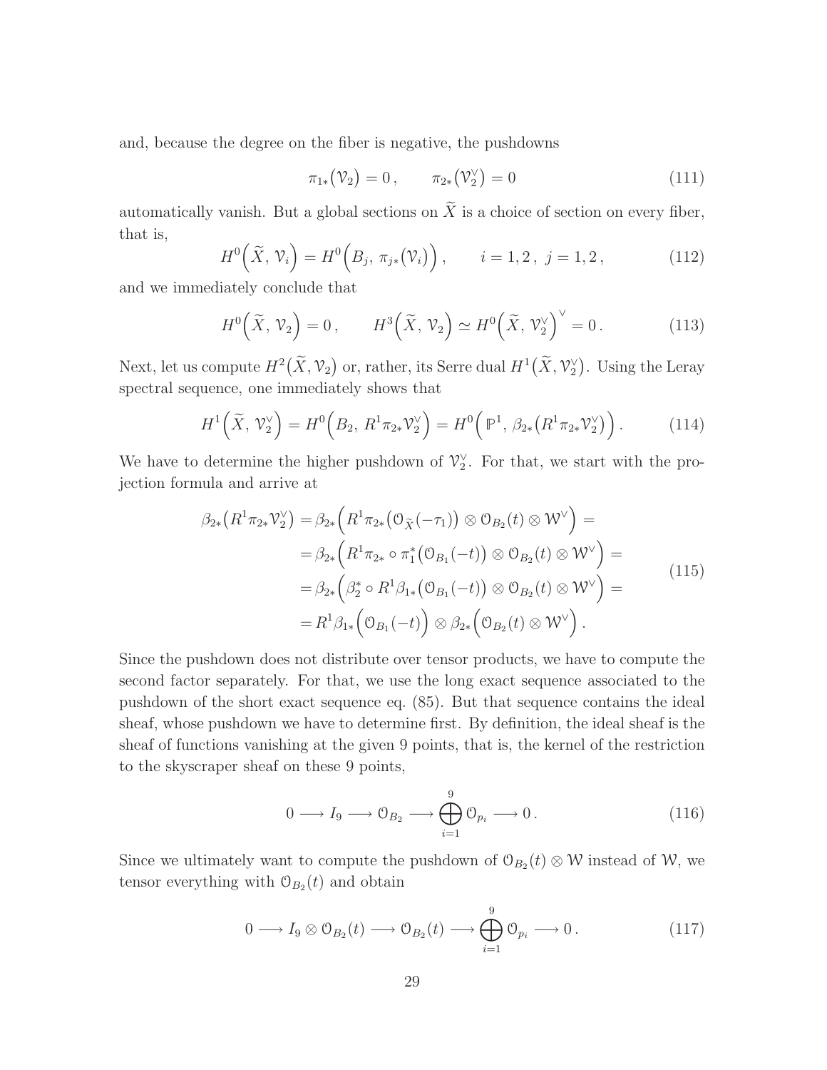and, because the degree on the fiber is negative, the pushdowns

$$\pi_{1*}\big(\mathcal{V}_2\big) = 0\,, \qquad \pi_{2*}\big(\mathcal{V}_2^\vee\big) = 0 \tag{111}$$

automatically vanish. But a global sections on $\widetilde{X}$ is a choice of section on every fiber, that is,

$$H^0\Big(\widetilde{X},\, \mathcal{V}_i\Big) = H^0\Big(B_j,\, \pi_{j*}\big(\mathcal{V}_i\big)\Big)\,, \qquad i=1,2\,,\ j=1,2\,, \tag{112}$$

and we immediately conclude that

$$H^0\Big(\widetilde{X},\, \mathcal{V}_2\Big) = 0\,, \qquad H^3\Big(\widetilde{X},\, \mathcal{V}_2\Big) \simeq H^0\Big(\widetilde{X},\, \mathcal{V}_2^\vee\Big)^\vee = 0\,. \tag{113}$$

Next, let us compute $H^2\big(\widetilde{X}, \mathcal{V}_2\big)$ or, rather, its Serre dual $H^1\big(\widetilde{X}, \mathcal{V}_2^\vee\big)$. Using the Leray spectral sequence, one immediately shows that

$$H^1\Big(\widetilde{X},\, \mathcal{V}_2^\vee\Big) = H^0\Big(B_2,\, R^1\pi_{2*}\mathcal{V}_2^\vee\Big) = H^0\Big(\mathbb{P}^1,\, \beta_{2*}\big(R^1\pi_{2*}\mathcal{V}_2^\vee\big)\Big)\,. \tag{114}$$

We have to determine the higher pushdown of $\mathcal{V}_2^\vee$. For that, we start with the projection formula and arrive at

$$\begin{aligned}
\beta_{2*}\big(R^1\pi_{2*}\mathcal{V}_2^\vee\big) =& \beta_{2*}\Big(R^1\pi_{2*}\big(\mathcal{O}_{\widetilde{X}}(-\tau_1)\big) \otimes \mathcal{O}_{B_2}(t) \otimes \mathcal{W}^\vee\Big) = \\
=& \beta_{2*}\Big(R^1\pi_{2*} \circ \pi_1^*\big(\mathcal{O}_{B_1}(-t)\big) \otimes \mathcal{O}_{B_2}(t) \otimes \mathcal{W}^\vee\Big) = \\
=& \beta_{2*}\Big(\beta_2^* \circ R^1\beta_{1*}\big(\mathcal{O}_{B_1}(-t)\big) \otimes \mathcal{O}_{B_2}(t) \otimes \mathcal{W}^\vee\Big) = \\
=& R^1\beta_{1*}\Big(\mathcal{O}_{B_1}(-t)\Big) \otimes \beta_{2*}\Big(\mathcal{O}_{B_2}(t) \otimes \mathcal{W}^\vee\Big)\,.
\end{aligned} \tag{115}$$

Since the pushdown does not distribute over tensor products, we have to compute the second factor separately. For that, we use the long exact sequence associated to the pushdown of the short exact sequence eq. (85). But that sequence contains the ideal sheaf, whose pushdown we have to determine first. By definition, the ideal sheaf is the sheaf of functions vanishing at the given 9 points, that is, the kernel of the restriction to the skyscraper sheaf on these 9 points,

$$0 \longrightarrow I_9 \longrightarrow \mathcal{O}_{B_2} \longrightarrow \bigoplus_{i=1}^{9} \mathcal{O}_{p_i} \longrightarrow 0\,. \tag{116}$$

Since we ultimately want to compute the pushdown of $\mathcal{O}_{B_2}(t) \otimes \mathcal{W}$ instead of $\mathcal{W}$, we tensor everything with $\mathcal{O}_{B_2}(t)$ and obtain

$$0 \longrightarrow I_9 \otimes \mathcal{O}_{B_2}(t) \longrightarrow \mathcal{O}_{B_2}(t) \longrightarrow \bigoplus_{i=1}^{9} \mathcal{O}_{p_i} \longrightarrow 0\,. \tag{117}$$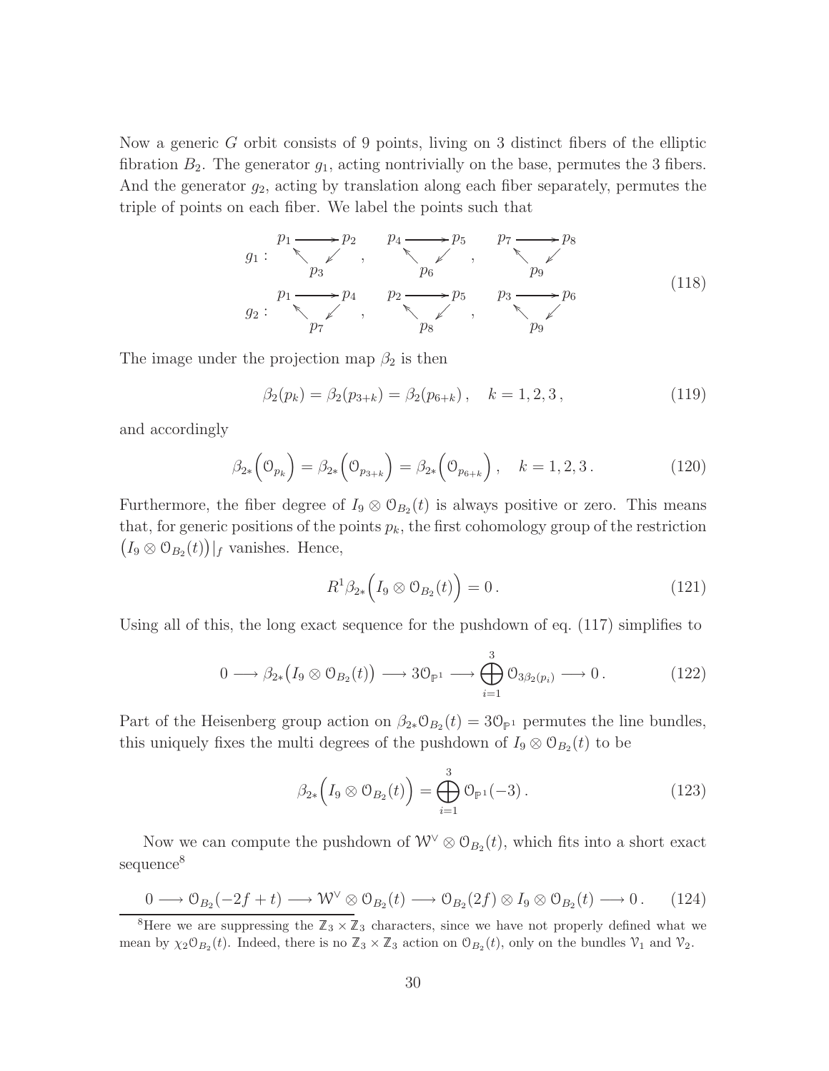Now a generic $G$ orbit consists of 9 points, living on 3 distinct fibers of the elliptic fibration $B_2$. The generator $g_1$, acting nontrivially on the base, permutes the 3 fibers. And the generator $g_2$, acting by translation along each fiber separately, permutes the triple of points on each fiber. We label the points such that

$$
\begin{array}{ll}
g_1: & p_1 \to p_2 \to p_3 \to p_1\,, \quad p_4 \to p_5 \to p_6 \to p_4\,, \quad p_7 \to p_8 \to p_9 \to p_7 \\
g_2: & p_1 \to p_4 \to p_7 \to p_1\,, \quad p_2 \to p_5 \to p_8 \to p_2\,, \quad p_3 \to p_6 \to p_9 \to p_3
\end{array}
\tag{118}
$$

The image under the projection map $\beta_2$ is then

$$
\beta_2(p_k) = \beta_2(p_{3+k}) = \beta_2(p_{6+k})\,, \quad k = 1, 2, 3\,, \tag{119}
$$

and accordingly

$$
\beta_{2*}\Big(\mathcal{O}_{p_k}\Big) = \beta_{2*}\Big(\mathcal{O}_{p_{3+k}}\Big) = \beta_{2*}\Big(\mathcal{O}_{p_{6+k}}\Big)\,, \quad k = 1, 2, 3\,. \tag{120}
$$

Furthermore, the fiber degree of $I_9 \otimes \mathcal{O}_{B_2}(t)$ is always positive or zero. This means that, for generic positions of the points $p_k$, the first cohomology group of the restriction $\big(I_9 \otimes \mathcal{O}_{B_2}(t)\big)|_f$ vanishes. Hence,

$$
R^1\beta_{2*}\Big(I_9 \otimes \mathcal{O}_{B_2}(t)\Big) = 0\,. \tag{121}
$$

Using all of this, the long exact sequence for the pushdown of eq. (117) simplifies to

$$
0 \longrightarrow \beta_{2*}\big(I_9 \otimes \mathcal{O}_{B_2}(t)\big) \longrightarrow 3\mathcal{O}_{\mathbb{P}^1} \longrightarrow \bigoplus_{i=1}^{3} \mathcal{O}_{3\beta_2(p_i)} \longrightarrow 0\,. \tag{122}
$$

Part of the Heisenberg group action on $\beta_{2*}\mathcal{O}_{B_2}(t) = 3\mathcal{O}_{\mathbb{P}^1}$ permutes the line bundles, this uniquely fixes the multi degrees of the pushdown of $I_9 \otimes \mathcal{O}_{B_2}(t)$ to be

$$
\beta_{2*}\Big(I_9 \otimes \mathcal{O}_{B_2}(t)\Big) = \bigoplus_{i=1}^{3} \mathcal{O}_{\mathbb{P}^1}(-3)\,. \tag{123}
$$

Now we can compute the pushdown of $\mathcal{W}^\vee \otimes \mathcal{O}_{B_2}(t)$, which fits into a short exact sequence[8]

$$
0 \longrightarrow \mathcal{O}_{B_2}(-2f + t) \longrightarrow \mathcal{W}^\vee \otimes \mathcal{O}_{B_2}(t) \longrightarrow \mathcal{O}_{B_2}(2f) \otimes I_9 \otimes \mathcal{O}_{B_2}(t) \longrightarrow 0\,. \tag{124}
$$

[8] Here we are suppressing the $\mathbb{Z}_3 \times \mathbb{Z}_3$ characters, since we have not properly defined what we mean by $\chi_2\mathcal{O}_{B_2}(t)$. Indeed, there is no $\mathbb{Z}_3 \times \mathbb{Z}_3$ action on $\mathcal{O}_{B_2}(t)$, only on the bundles $\mathcal{V}_1$ and $\mathcal{V}_2$.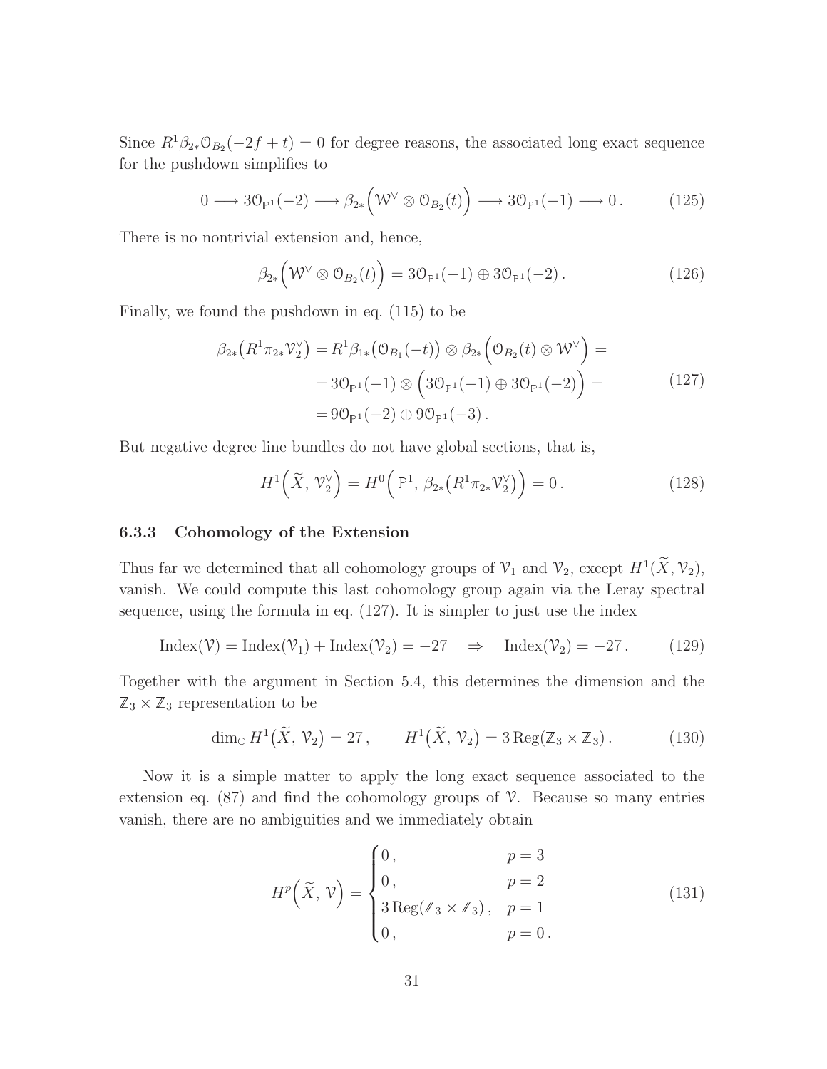Since $R^1\beta_{2*}\mathcal{O}_{B_2}(-2f+t)=0$ for degree reasons, the associated long exact sequence for the pushdown simplifies to

$$0 \longrightarrow 3\mathcal{O}_{\mathbb{P}^1}(-2) \longrightarrow \beta_{2*}\Big(\mathcal{W}^\vee \otimes \mathcal{O}_{B_2}(t)\Big) \longrightarrow 3\mathcal{O}_{\mathbb{P}^1}(-1) \longrightarrow 0\,. \tag{125}$$

There is no nontrivial extension and, hence,

$$\beta_{2*}\Big(\mathcal{W}^\vee \otimes \mathcal{O}_{B_2}(t)\Big) = 3\mathcal{O}_{\mathbb{P}^1}(-1) \oplus 3\mathcal{O}_{\mathbb{P}^1}(-2)\,. \tag{126}$$

Finally, we found the pushdown in eq. (115) to be

$$\begin{aligned}
\beta_{2*}\big(R^1\pi_{2*}\mathcal{V}_2^\vee\big) &= R^1\beta_{1*}\big(\mathcal{O}_{B_1}(-t)\big) \otimes \beta_{2*}\Big(\mathcal{O}_{B_2}(t)\otimes \mathcal{W}^\vee\Big) = \\
&= 3\mathcal{O}_{\mathbb{P}^1}(-1) \otimes \Big(3\mathcal{O}_{\mathbb{P}^1}(-1) \oplus 3\mathcal{O}_{\mathbb{P}^1}(-2)\Big) = \\
&= 9\mathcal{O}_{\mathbb{P}^1}(-2) \oplus 9\mathcal{O}_{\mathbb{P}^1}(-3)\,.
\end{aligned} \tag{127}$$

But negative degree line bundles do not have global sections, that is,

$$H^1\Big(\widetilde{X},\, \mathcal{V}_2^\vee\Big) = H^0\Big(\,\mathbb{P}^1,\, \beta_{2*}\big(R^1\pi_{2*}\mathcal{V}_2^\vee\big)\Big) = 0\,. \tag{128}$$

### 6.3.3 Cohomology of the Extension

Thus far we determined that all cohomology groups of $\mathcal{V}_1$ and $\mathcal{V}_2$, except $H^1(\widetilde{X},\mathcal{V}_2)$, vanish. We could compute this last cohomology group again via the Leray spectral sequence, using the formula in eq. (127). It is simpler to just use the index

$$\text{Index}(\mathcal{V}) = \text{Index}(\mathcal{V}_1) + \text{Index}(\mathcal{V}_2) = -27 \quad \Rightarrow \quad \text{Index}(\mathcal{V}_2) = -27\,. \tag{129}$$

Together with the argument in Section 5.4, this determines the dimension and the $\mathbb{Z}_3 \times \mathbb{Z}_3$ representation to be

$$\dim_{\mathbb{C}} H^1\big(\widetilde{X},\, \mathcal{V}_2\big) = 27\,, \qquad H^1\big(\widetilde{X},\, \mathcal{V}_2\big) = 3\,\text{Reg}(\mathbb{Z}_3\times\mathbb{Z}_3)\,. \tag{130}$$

Now it is a simple matter to apply the long exact sequence associated to the extension eq. (87) and find the cohomology groups of $\mathcal{V}$. Because so many entries vanish, there are no ambiguities and we immediately obtain

$$H^p\Big(\widetilde{X},\, \mathcal{V}\Big) = \begin{cases} 0\,, & p=3 \\ 0\,, & p=2 \\ 3\,\text{Reg}(\mathbb{Z}_3\times\mathbb{Z}_3)\,, & p=1 \\ 0\,, & p=0\,. \end{cases} \tag{131}$$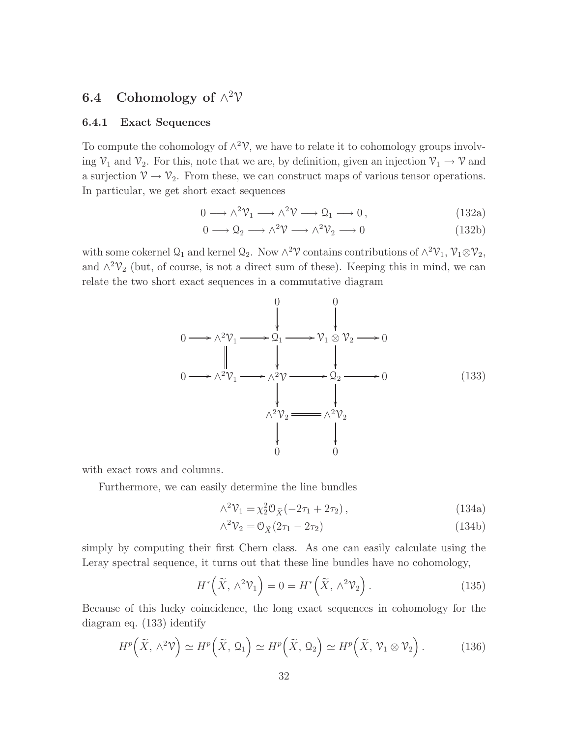## 6.4 Cohomology of $\wedge^2 \mathcal{V}$

### 6.4.1 Exact Sequences

To compute the cohomology of $\wedge^2\mathcal{V}$, we have to relate it to cohomology groups involving $\mathcal{V}_1$ and $\mathcal{V}_2$. For this, note that we are, by definition, given an injection $\mathcal{V}_1 \to \mathcal{V}$ and a surjection $\mathcal{V} \to \mathcal{V}_2$. From these, we can construct maps of various tensor operations. In particular, we get short exact sequences

$$0 \longrightarrow \wedge^2\mathcal{V}_1 \longrightarrow \wedge^2\mathcal{V} \longrightarrow \mathcal{Q}_1 \longrightarrow 0\,, \tag{132a}$$

$$0 \longrightarrow \mathcal{Q}_2 \longrightarrow \wedge^2\mathcal{V} \longrightarrow \wedge^2\mathcal{V}_2 \longrightarrow 0 \tag{132b}$$

with some cokernel $\mathcal{Q}_1$ and kernel $\mathcal{Q}_2$. Now $\wedge^2\mathcal{V}$ contains contributions of $\wedge^2\mathcal{V}_1$, $\mathcal{V}_1\otimes\mathcal{V}_2$, and $\wedge^2\mathcal{V}_2$ (but, of course, is not a direct sum of these). Keeping this in mind, we can relate the two short exact sequences in a commutative diagram

$$\begin{array}{ccccccccc}
 & & & & 0 & & 0 & & \\
 & & & & \downarrow & & \downarrow & & \\
0 & \longrightarrow & \wedge^2\mathcal{V}_1 & \longrightarrow & \mathcal{Q}_1 & \longrightarrow & \mathcal{V}_1\otimes\mathcal{V}_2 & \longrightarrow & 0 \\
 & & \| & & \downarrow & & \downarrow & & \\
0 & \longrightarrow & \wedge^2\mathcal{V}_1 & \longrightarrow & \wedge^2\mathcal{V} & \longrightarrow & \mathcal{Q}_2 & \longrightarrow & 0 \\
 & & & & \downarrow & & \downarrow & & \\
 & & & & \wedge^2\mathcal{V}_2 & = & \wedge^2\mathcal{V}_2 & & \\
 & & & & \downarrow & & \downarrow & & \\
 & & & & 0 & & 0 & &
\end{array} \tag{133}$$

with exact rows and columns.

Furthermore, we can easily determine the line bundles

$$\wedge^2\mathcal{V}_1 = \chi_2^2\mathcal{O}_{\widetilde{X}}(-2\tau_1+2\tau_2)\,, \tag{134a}$$

$$\wedge^2\mathcal{V}_2 = \mathcal{O}_{\widetilde{X}}(2\tau_1-2\tau_2) \tag{134b}$$

simply by computing their first Chern class. As one can easily calculate using the Leray spectral sequence, it turns out that these line bundles have no cohomology,

$$H^*\Big(\widetilde{X},\, \wedge^2\mathcal{V}_1\Big) = 0 = H^*\Big(\widetilde{X},\, \wedge^2\mathcal{V}_2\Big)\,. \tag{135}$$

Because of this lucky coincidence, the long exact sequences in cohomology for the diagram eq. (133) identify

$$H^p\Big(\widetilde{X},\, \wedge^2\mathcal{V}\Big) \simeq H^p\Big(\widetilde{X},\, \mathcal{Q}_1\Big) \simeq H^p\Big(\widetilde{X},\, \mathcal{Q}_2\Big) \simeq H^p\Big(\widetilde{X},\, \mathcal{V}_1\otimes\mathcal{V}_2\Big)\,. \tag{136}$$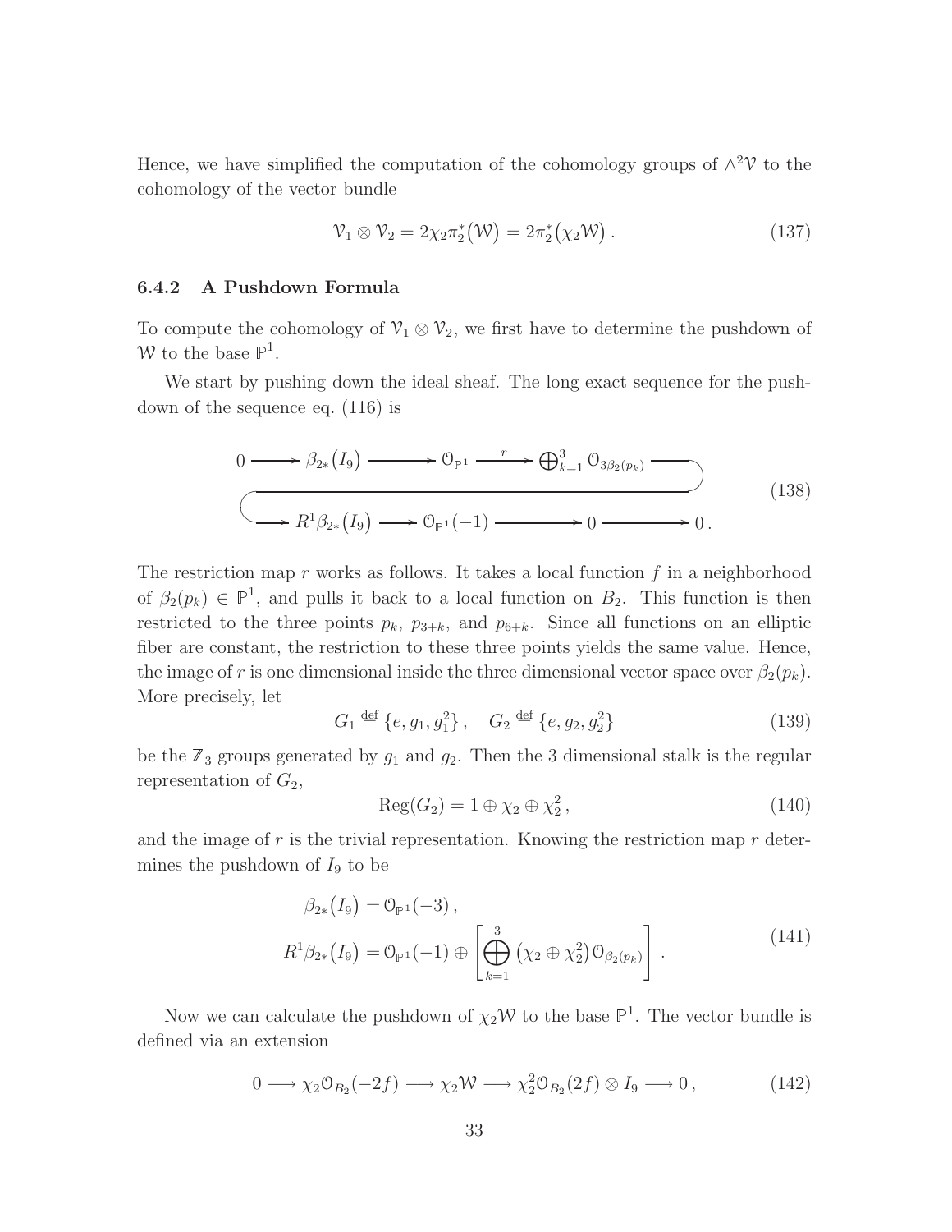Hence, we have simplified the computation of the cohomology groups of $\wedge^2 \mathcal{V}$ to the cohomology of the vector bundle

$$\mathcal{V}_1 \otimes \mathcal{V}_2 = 2\chi_2 \pi_2^*\big(\mathcal{W}\big) = 2\pi_2^*\big(\chi_2 \mathcal{W}\big)\,. \tag{137}$$

### 6.4.2 A Pushdown Formula

To compute the cohomology of $\mathcal{V}_1 \otimes \mathcal{V}_2$, we first have to determine the pushdown of $\mathcal{W}$ to the base $\mathbb{P}^1$.

We start by pushing down the ideal sheaf. The long exact sequence for the pushdown of the sequence eq. (116) is

$$\begin{array}{l} 0 \longrightarrow \beta_{2*}\big(I_9\big) \longrightarrow \mathcal{O}_{\mathbb{P}^1} \xrightarrow{\;r\;} \bigoplus_{k=1}^3 \mathcal{O}_{3\beta_2(p_k)} \longrightarrow \\ \longrightarrow R^1\beta_{2*}\big(I_9\big) \longrightarrow \mathcal{O}_{\mathbb{P}^1}(-1) \longrightarrow 0 \longrightarrow 0\,. \end{array} \tag{138}$$

The restriction map $r$ works as follows. It takes a local function $f$ in a neighborhood of $\beta_2(p_k) \in \mathbb{P}^1$, and pulls it back to a local function on $B_2$. This function is then restricted to the three points $p_k$, $p_{3+k}$, and $p_{6+k}$. Since all functions on an elliptic fiber are constant, the restriction to these three points yields the same value. Hence, the image of $r$ is one dimensional inside the three dimensional vector space over $\beta_2(p_k)$. More precisely, let

$$G_1 \stackrel{\text{def}}{=} \{e, g_1, g_1^2\}\,, \quad G_2 \stackrel{\text{def}}{=} \{e, g_2, g_2^2\} \tag{139}$$

be the $\mathbb{Z}_3$ groups generated by $g_1$ and $g_2$. Then the 3 dimensional stalk is the regular representation of $G_2$,

$$\operatorname{Reg}(G_2) = 1 \oplus \chi_2 \oplus \chi_2^2\,, \tag{140}$$

and the image of $r$ is the trivial representation. Knowing the restriction map $r$ determines the pushdown of $I_9$ to be

$$\begin{aligned} \beta_{2*}\big(I_9\big) &= \mathcal{O}_{\mathbb{P}^1}(-3)\,, \\ R^1\beta_{2*}\big(I_9\big) &= \mathcal{O}_{\mathbb{P}^1}(-1) \oplus \left[\bigoplus_{k=1}^3 \big(\chi_2 \oplus \chi_2^2\big)\mathcal{O}_{\beta_2(p_k)}\right]\,. \end{aligned} \tag{141}$$

Now we can calculate the pushdown of $\chi_2 \mathcal{W}$ to the base $\mathbb{P}^1$. The vector bundle is defined via an extension

$$0 \longrightarrow \chi_2 \mathcal{O}_{B_2}(-2f) \longrightarrow \chi_2 \mathcal{W} \longrightarrow \chi_2^2 \mathcal{O}_{B_2}(2f) \otimes I_9 \longrightarrow 0\,, \tag{142}$$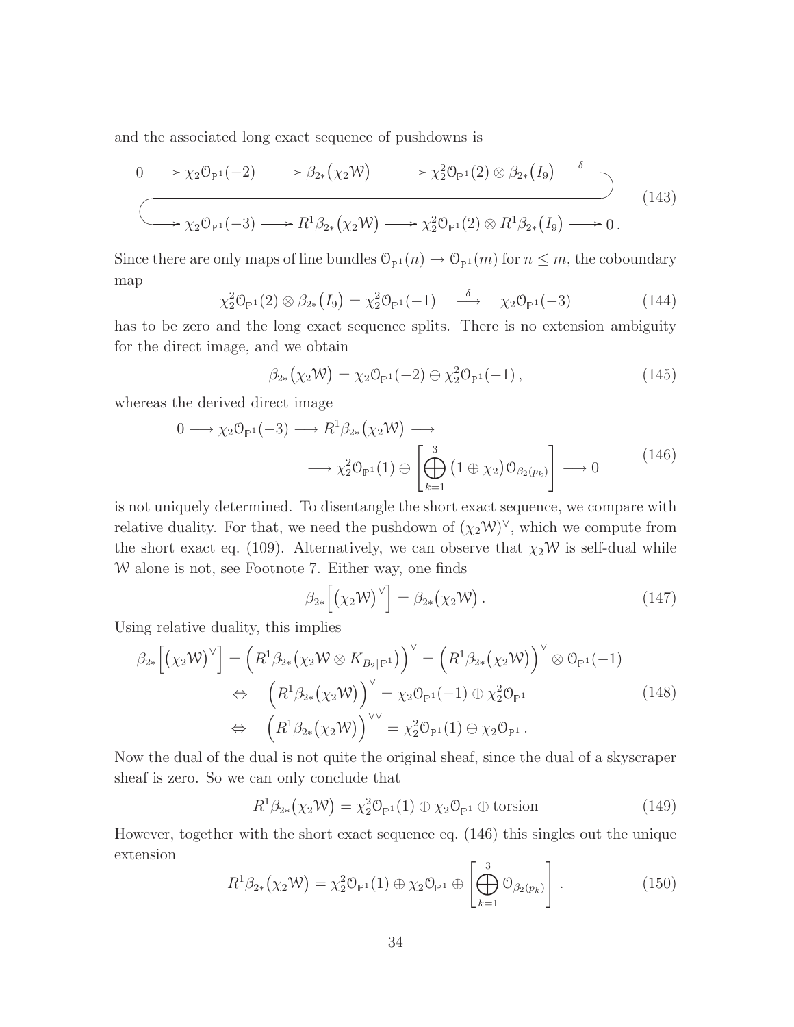and the associated long exact sequence of pushdowns is

$$
\begin{array}{c}
0 \longrightarrow \chi_2 \mathcal{O}_{\mathbb{P}^1}(-2) \longrightarrow \beta_{2*}\big(\chi_2 \mathcal{W}\big) \longrightarrow \chi_2^2 \mathcal{O}_{\mathbb{P}^1}(2) \otimes \beta_{2*}\big(I_9\big) \stackrel{\delta}{\longrightarrow} \\
\longrightarrow \chi_2 \mathcal{O}_{\mathbb{P}^1}(-3) \longrightarrow R^1\beta_{2*}\big(\chi_2 \mathcal{W}\big) \longrightarrow \chi_2^2 \mathcal{O}_{\mathbb{P}^1}(2) \otimes R^1\beta_{2*}\big(I_9\big) \longrightarrow 0\,.
\end{array}
\tag{143}
$$

Since there are only maps of line bundles $\mathcal{O}_{\mathbb{P}^1}(n) \to \mathcal{O}_{\mathbb{P}^1}(m)$ for $n \leq m$, the coboundary map

$$
\chi_2^2 \mathcal{O}_{\mathbb{P}^1}(2) \otimes \beta_{2*}\big(I_9\big) = \chi_2^2 \mathcal{O}_{\mathbb{P}^1}(-1) \quad \stackrel{\delta}{\longrightarrow} \quad \chi_2 \mathcal{O}_{\mathbb{P}^1}(-3) \tag{144}
$$

has to be zero and the long exact sequence splits. There is no extension ambiguity for the direct image, and we obtain

$$
\beta_{2*}\big(\chi_2 \mathcal{W}\big) = \chi_2 \mathcal{O}_{\mathbb{P}^1}(-2) \oplus \chi_2^2 \mathcal{O}_{\mathbb{P}^1}(-1)\,, \tag{145}
$$

whereas the derived direct image

$$
\begin{aligned}
0 \longrightarrow \chi_2 \mathcal{O}_{\mathbb{P}^1}(-3) \longrightarrow R^1\beta_{2*}\big(\chi_2 \mathcal{W}\big) \longrightarrow& \\
\longrightarrow \chi_2^2 \mathcal{O}_{\mathbb{P}^1}(1) \oplus &\left[\bigoplus_{k=1}^{3} \big(1 \oplus \chi_2\big) \mathcal{O}_{\beta_2(p_k)}\right] \longrightarrow 0
\end{aligned}
\tag{146}
$$

is not uniquely determined. To disentangle the short exact sequence, we compare with relative duality. For that, we need the pushdown of $(\chi_2 \mathcal{W})^\vee$, which we compute from the short exact eq. (109). Alternatively, we can observe that $\chi_2 \mathcal{W}$ is self-dual while $\mathcal{W}$ alone is not, see Footnote 7. Either way, one finds

$$
\beta_{2*}\Big[\big(\chi_2 \mathcal{W}\big)^\vee\Big] = \beta_{2*}\big(\chi_2 \mathcal{W}\big)\,. \tag{147}
$$

Using relative duality, this implies

$$
\begin{aligned}
\beta_{2*}\Big[\big(\chi_2 \mathcal{W}\big)^\vee\Big] &= \Big(R^1\beta_{2*}\big(\chi_2 \mathcal{W} \otimes K_{B_2|\mathbb{P}^1}\big)\Big)^\vee = \Big(R^1\beta_{2*}\big(\chi_2 \mathcal{W}\big)\Big)^\vee \otimes \mathcal{O}_{\mathbb{P}^1}(-1) \\
&\Leftrightarrow \quad \Big(R^1\beta_{2*}\big(\chi_2 \mathcal{W}\big)\Big)^\vee = \chi_2 \mathcal{O}_{\mathbb{P}^1}(-1) \oplus \chi_2^2 \mathcal{O}_{\mathbb{P}^1} \\
&\Leftrightarrow \quad \Big(R^1\beta_{2*}\big(\chi_2 \mathcal{W}\big)\Big)^{\vee\vee} = \chi_2^2 \mathcal{O}_{\mathbb{P}^1}(1) \oplus \chi_2 \mathcal{O}_{\mathbb{P}^1}\,.
\end{aligned}
\tag{148}
$$

Now the dual of the dual is not quite the original sheaf, since the dual of a skyscraper sheaf is zero. So we can only conclude that

$$
R^1\beta_{2*}\big(\chi_2 \mathcal{W}\big) = \chi_2^2 \mathcal{O}_{\mathbb{P}^1}(1) \oplus \chi_2 \mathcal{O}_{\mathbb{P}^1} \oplus \text{torsion} \tag{149}
$$

However, together with the short exact sequence eq. (146) this singles out the unique extension

$$
R^1\beta_{2*}\big(\chi_2 \mathcal{W}\big) = \chi_2^2 \mathcal{O}_{\mathbb{P}^1}(1) \oplus \chi_2 \mathcal{O}_{\mathbb{P}^1} \oplus \left[\bigoplus_{k=1}^{3} \mathcal{O}_{\beta_2(p_k)}\right]. \tag{150}
$$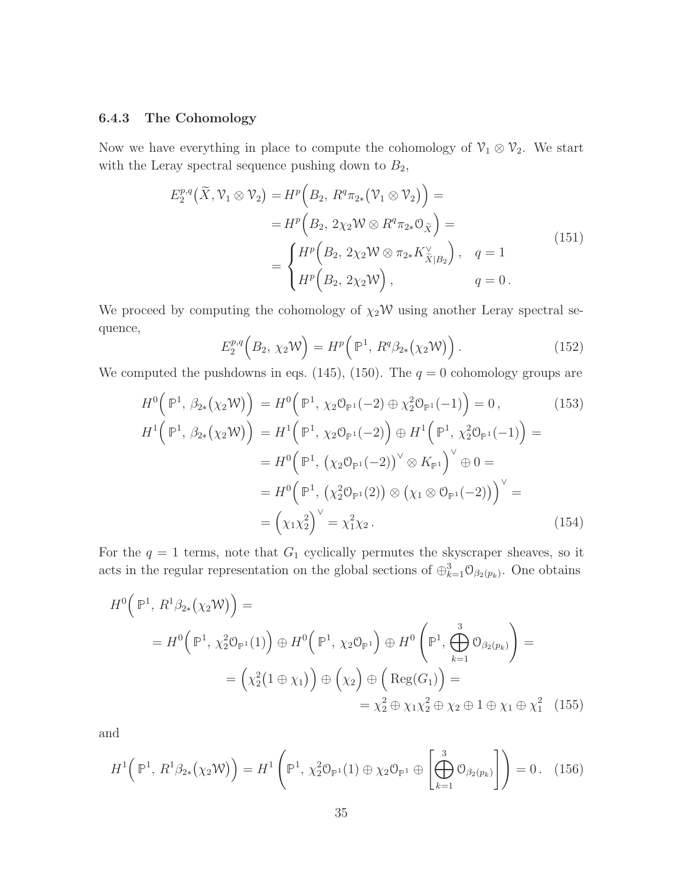### 6.4.3 The Cohomology

Now we have everything in place to compute the cohomology of $\mathcal{V}_1 \otimes \mathcal{V}_2$. We start with the Leray spectral sequence pushing down to $B_2$,

$$
\begin{aligned}
E_2^{p,q}\big(\widetilde{X}, \mathcal{V}_1 \otimes \mathcal{V}_2\big) &= H^p\Big(B_2,\ R^q\pi_{2*}\big(\mathcal{V}_1 \otimes \mathcal{V}_2\big)\Big) = \\
&= H^p\Big(B_2,\ 2\chi_2\mathcal{W} \otimes R^q\pi_{2*}\mathcal{O}_{\widetilde{X}}\Big) = \\
&= \begin{cases} H^p\Big(B_2,\ 2\chi_2\mathcal{W} \otimes \pi_{2*}K^\vee_{\widetilde{X}|B_2}\Big), & q = 1 \\ H^p\Big(B_2,\ 2\chi_2\mathcal{W}\Big), & q = 0\,. \end{cases}
\end{aligned} \tag{151}
$$

We proceed by computing the cohomology of $\chi_2\mathcal{W}$ using another Leray spectral sequence,

$$
E_2^{p,q}\Big(B_2,\ \chi_2\mathcal{W}\Big) = H^p\Big(\ \mathbb{P}^1,\ R^q\beta_{2*}\big(\chi_2\mathcal{W}\big)\Big)\,. \tag{152}
$$

We computed the pushdowns in eqs. (145), (150). The $q = 0$ cohomology groups are

$$
H^0\Big(\ \mathbb{P}^1,\ \beta_{2*}\big(\chi_2\mathcal{W}\big)\Big) = H^0\Big(\ \mathbb{P}^1,\ \chi_2\mathcal{O}_{\mathbb{P}^1}(-2) \oplus \chi_2^2\mathcal{O}_{\mathbb{P}^1}(-1)\Big) = 0\,, \tag{153}
$$

$$
\begin{aligned}
H^1\Big(\ \mathbb{P}^1,\ \beta_{2*}\big(\chi_2\mathcal{W}\big)\Big) &= H^1\Big(\ \mathbb{P}^1,\ \chi_2\mathcal{O}_{\mathbb{P}^1}(-2)\Big) \oplus H^1\Big(\ \mathbb{P}^1,\ \chi_2^2\mathcal{O}_{\mathbb{P}^1}(-1)\Big) = \\
&= H^0\Big(\ \mathbb{P}^1,\ \big(\chi_2\mathcal{O}_{\mathbb{P}^1}(-2)\big)^\vee \otimes K_{\mathbb{P}^1}\Big)^\vee \oplus 0 = \\
&= H^0\Big(\ \mathbb{P}^1,\ \big(\chi_2^2\mathcal{O}_{\mathbb{P}^1}(2)\big) \otimes \big(\chi_1 \otimes \mathcal{O}_{\mathbb{P}^1}(-2)\big)\Big)^\vee = \\
&= \Big(\chi_1\chi_2^2\Big)^\vee = \chi_1^2\chi_2\,.
\end{aligned} \tag{154}
$$

For the $q = 1$ terms, note that $G_1$ cyclically permutes the skyscraper sheaves, so it acts in the regular representation on the global sections of $\oplus_{k=1}^3\mathcal{O}_{\beta_2(p_k)}$. One obtains

$$
\begin{aligned}
&H^0\Big(\ \mathbb{P}^1,\ R^1\beta_{2*}\big(\chi_2\mathcal{W}\big)\Big) = \\
&\quad = H^0\Big(\ \mathbb{P}^1,\ \chi_2^2\mathcal{O}_{\mathbb{P}^1}(1)\Big) \oplus H^0\Big(\ \mathbb{P}^1,\ \chi_2\mathcal{O}_{\mathbb{P}^1}\Big) \oplus H^0\left(\mathbb{P}^1,\ \bigoplus_{k=1}^3 \mathcal{O}_{\beta_2(p_k)}\right) = \\
&\quad = \Big(\chi_2^2\big(1 \oplus \chi_1\big)\Big) \oplus \Big(\chi_2\Big) \oplus \Big(\ \mathrm{Reg}(G_1)\Big) = \\
&\quad = \chi_2^2 \oplus \chi_1\chi_2^2 \oplus \chi_2 \oplus 1 \oplus \chi_1 \oplus \chi_1^2
\end{aligned} \tag{155}
$$

and

$$
H^1\Big(\ \mathbb{P}^1,\ R^1\beta_{2*}\big(\chi_2\mathcal{W}\big)\Big) = H^1\left(\mathbb{P}^1,\ \chi_2^2\mathcal{O}_{\mathbb{P}^1}(1) \oplus \chi_2\mathcal{O}_{\mathbb{P}^1} \oplus \left[\bigoplus_{k=1}^3 \mathcal{O}_{\beta_2(p_k)}\right]\right) = 0\,. \tag{156}
$$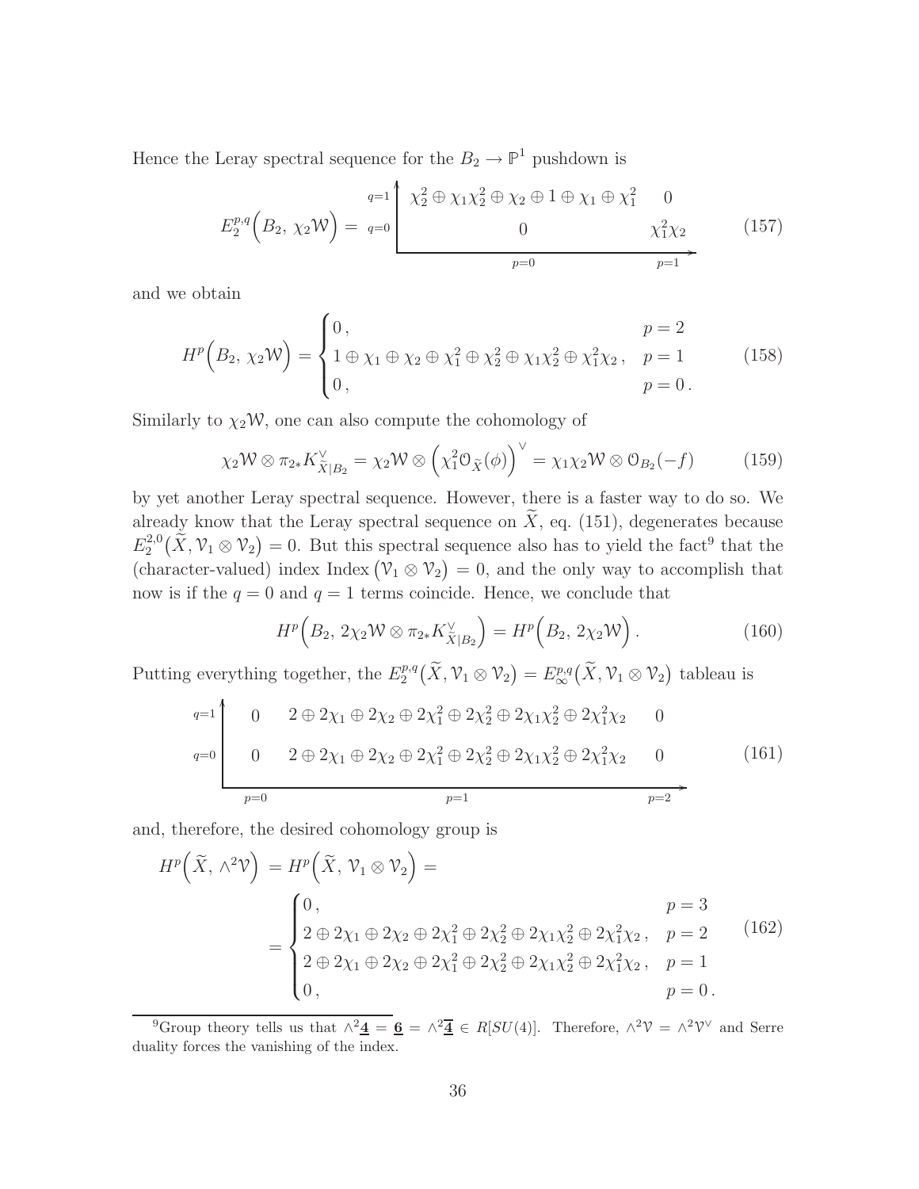Hence the Leray spectral sequence for the $B_2 \to \mathbb{P}^1$ pushdown is

$$E_2^{p,q}\Big(B_2,\, \chi_2 \mathcal{W}\Big) = \begin{array}{c|cc} q=1 & \chi_2^2 \oplus \chi_1\chi_2^2 \oplus \chi_2 \oplus 1 \oplus \chi_1 \oplus \chi_1^2 & 0 \\ q=0 & 0 & \chi_1^2\chi_2 \\ \hline & p=0 & p=1 \end{array} \tag{157}$$

and we obtain

$$H^p\Big(B_2,\, \chi_2 \mathcal{W}\Big) = \begin{cases} 0\,, & p=2 \\ 1 \oplus \chi_1 \oplus \chi_2 \oplus \chi_1^2 \oplus \chi_2^2 \oplus \chi_1\chi_2^2 \oplus \chi_1^2\chi_2\,, & p=1 \\ 0\,, & p=0\,. \end{cases} \tag{158}$$

Similarly to $\chi_2 \mathcal{W}$, one can also compute the cohomology of

$$\chi_2 \mathcal{W} \otimes \pi_{2*} K^\vee_{\widetilde{X}|B_2} = \chi_2 \mathcal{W} \otimes \Big(\chi_1^2 \mathcal{O}_{\widetilde{X}}(\phi)\Big)^\vee = \chi_1\chi_2 \mathcal{W} \otimes \mathcal{O}_{B_2}(-f) \tag{159}$$

by yet another Leray spectral sequence. However, there is a faster way to do so. We already know that the Leray spectral sequence on $\widetilde{X}$, eq. (151), degenerates because $E_2^{2,0}\big(\widetilde{X}, \mathcal{V}_1 \otimes \mathcal{V}_2\big) = 0$. But this spectral sequence also has to yield the fact[9] that the (character-valued) index $\mathrm{Index}\big(\mathcal{V}_1 \otimes \mathcal{V}_2\big) = 0$, and the only way to accomplish that now is if the $q=0$ and $q=1$ terms coincide. Hence, we conclude that

$$H^p\Big(B_2,\, 2\chi_2 \mathcal{W} \otimes \pi_{2*} K^\vee_{\widetilde{X}|B_2}\Big) = H^p\Big(B_2,\, 2\chi_2 \mathcal{W}\Big)\,. \tag{160}$$

Putting everything together, the $E_2^{p,q}\big(\widetilde{X}, \mathcal{V}_1 \otimes \mathcal{V}_2\big) = E_\infty^{p,q}\big(\widetilde{X}, \mathcal{V}_1 \otimes \mathcal{V}_2\big)$ tableau is

$$\begin{array}{c|ccc} q=1 & 0 & 2 \oplus 2\chi_1 \oplus 2\chi_2 \oplus 2\chi_1^2 \oplus 2\chi_2^2 \oplus 2\chi_1\chi_2^2 \oplus 2\chi_1^2\chi_2 & 0 \\ q=0 & 0 & 2 \oplus 2\chi_1 \oplus 2\chi_2 \oplus 2\chi_1^2 \oplus 2\chi_2^2 \oplus 2\chi_1\chi_2^2 \oplus 2\chi_1^2\chi_2 & 0 \\ \hline & p=0 & p=1 & p=2 \end{array} \tag{161}$$

and, therefore, the desired cohomology group is

$$\begin{aligned} H^p\Big(\widetilde{X},\, \wedge^2 \mathcal{V}\Big) &= H^p\Big(\widetilde{X},\, \mathcal{V}_1 \otimes \mathcal{V}_2\Big) = \\ &= \begin{cases} 0\,, & p=3 \\ 2 \oplus 2\chi_1 \oplus 2\chi_2 \oplus 2\chi_1^2 \oplus 2\chi_2^2 \oplus 2\chi_1\chi_2^2 \oplus 2\chi_1^2\chi_2\,, & p=2 \\ 2 \oplus 2\chi_1 \oplus 2\chi_2 \oplus 2\chi_1^2 \oplus 2\chi_2^2 \oplus 2\chi_1\chi_2^2 \oplus 2\chi_1^2\chi_2\,, & p=1 \\ 0\,, & p=0\,. \end{cases} \end{aligned} \tag{162}$$

---

[9] Group theory tells us that $\wedge^2 \underline{\mathbf{4}} = \underline{\mathbf{6}} = \wedge^2 \overline{\underline{\mathbf{4}}} \in R[SU(4)]$. Therefore, $\wedge^2 \mathcal{V} = \wedge^2 \mathcal{V}^\vee$ and Serre duality forces the vanishing of the index.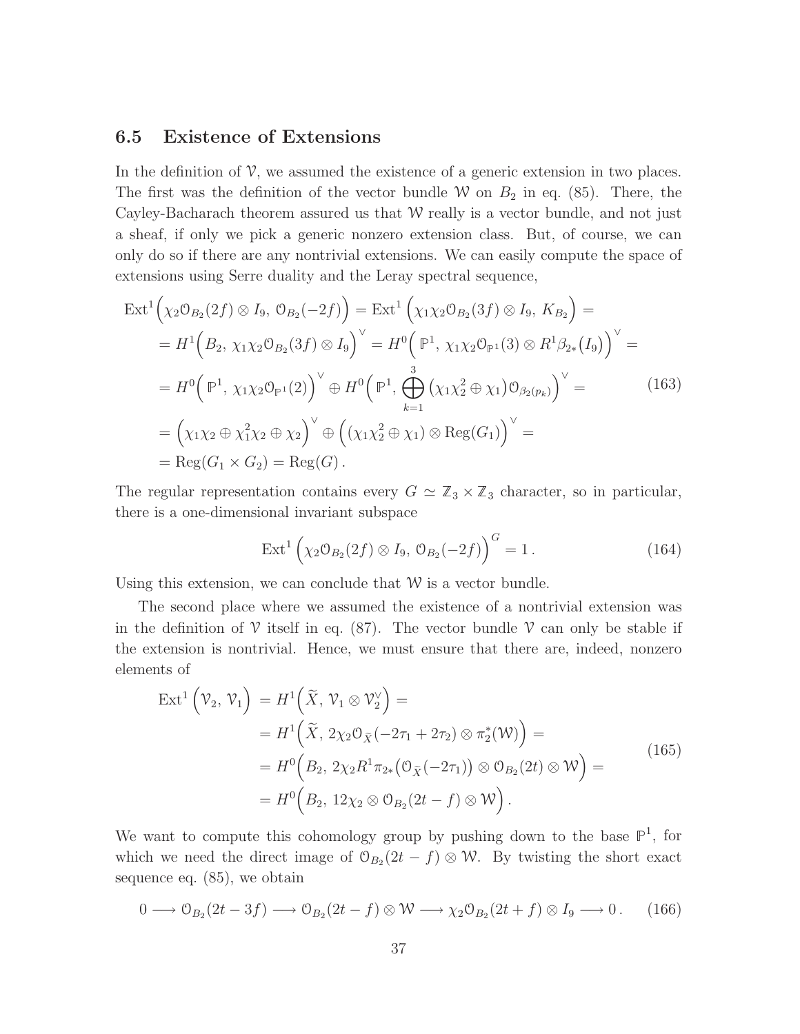## 6.5 Existence of Extensions

In the definition of $\mathcal{V}$, we assumed the existence of a generic extension in two places. The first was the definition of the vector bundle $\mathcal{W}$ on $B_2$ in eq. (85). There, the Cayley-Bacharach theorem assured us that $\mathcal{W}$ really is a vector bundle, and not just a sheaf, if only we pick a generic nonzero extension class. But, of course, we can only do so if there are any nontrivial extensions. We can easily compute the space of extensions using Serre duality and the Leray spectral sequence,

$$
\begin{aligned}
\operatorname{Ext}^1\Big(\chi_2 \mathcal{O}_{B_2}(2f) \otimes I_9,\, \mathcal{O}_{B_2}(-2f)\Big) &= \operatorname{Ext}^1\Big(\chi_1\chi_2 \mathcal{O}_{B_2}(3f) \otimes I_9,\, K_{B_2}\Big) = \\
&= H^1\Big(B_2,\, \chi_1\chi_2 \mathcal{O}_{B_2}(3f) \otimes I_9\Big)^\vee = H^0\Big(\,\mathbb{P}^1,\, \chi_1\chi_2 \mathcal{O}_{\mathbb{P}^1}(3) \otimes R^1\beta_{2*}\big(I_9\big)\Big)^\vee = \\
&= H^0\Big(\,\mathbb{P}^1,\, \chi_1\chi_2 \mathcal{O}_{\mathbb{P}^1}(2)\Big)^\vee \oplus H^0\Big(\,\mathbb{P}^1,\, \bigoplus_{k=1}^{3} \big(\chi_1\chi_2^2 \oplus \chi_1\big) \mathcal{O}_{\beta_2(p_k)}\Big)^\vee = \\
&= \Big(\chi_1\chi_2 \oplus \chi_1^2\chi_2 \oplus \chi_2\Big)^\vee \oplus \Big((\chi_1\chi_2^2 \oplus \chi_1) \otimes \operatorname{Reg}(G_1)\Big)^\vee = \\
&= \operatorname{Reg}(G_1 \times G_2) = \operatorname{Reg}(G)\,.
\end{aligned}
\tag{163}
$$

The regular representation contains every $G \simeq \mathbb{Z}_3 \times \mathbb{Z}_3$ character, so in particular, there is a one-dimensional invariant subspace

$$
\operatorname{Ext}^1\Big(\chi_2 \mathcal{O}_{B_2}(2f) \otimes I_9,\, \mathcal{O}_{B_2}(-2f)\Big)^G = 1\,. \tag{164}
$$

Using this extension, we can conclude that $\mathcal{W}$ is a vector bundle.

The second place where we assumed the existence of a nontrivial extension was in the definition of $\mathcal{V}$ itself in eq. (87). The vector bundle $\mathcal{V}$ can only be stable if the extension is nontrivial. Hence, we must ensure that there are, indeed, nonzero elements of

$$
\begin{aligned}
\operatorname{Ext}^1\Big(\mathcal{V}_2,\, \mathcal{V}_1\Big) &= H^1\Big(\widetilde{X},\, \mathcal{V}_1 \otimes \mathcal{V}_2^\vee\Big) = \\
&= H^1\Big(\widetilde{X},\, 2\chi_2 \mathcal{O}_{\widetilde{X}}(-2\tau_1 + 2\tau_2) \otimes \pi_2^*(\mathcal{W})\Big) = \\
&= H^0\Big(B_2,\, 2\chi_2 R^1\pi_{2*}\big(\mathcal{O}_{\widetilde{X}}(-2\tau_1)\big) \otimes \mathcal{O}_{B_2}(2t) \otimes \mathcal{W}\Big) = \\
&= H^0\Big(B_2,\, 12\chi_2 \otimes \mathcal{O}_{B_2}(2t - f) \otimes \mathcal{W}\Big)\,.
\end{aligned}
\tag{165}
$$

We want to compute this cohomology group by pushing down to the base $\mathbb{P}^1$, for which we need the direct image of $\mathcal{O}_{B_2}(2t - f) \otimes \mathcal{W}$. By twisting the short exact sequence eq. (85), we obtain

$$
0 \longrightarrow \mathcal{O}_{B_2}(2t - 3f) \longrightarrow \mathcal{O}_{B_2}(2t - f) \otimes \mathcal{W} \longrightarrow \chi_2 \mathcal{O}_{B_2}(2t + f) \otimes I_9 \longrightarrow 0\,. \tag{166}
$$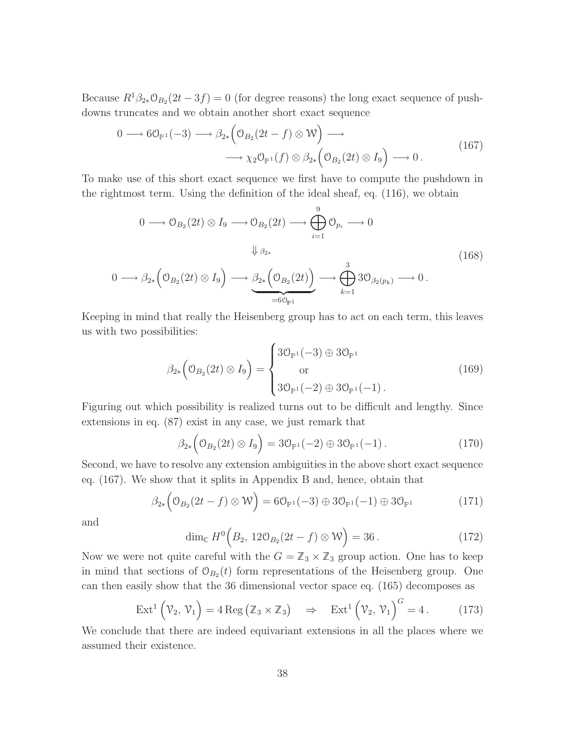Because $R^1\beta_{2*}\mathcal{O}_{B_2}(2t-3f) = 0$ (for degree reasons) the long exact sequence of pushdowns truncates and we obtain another short exact sequence

$$
\begin{aligned}
0 \longrightarrow 6\mathcal{O}_{\mathbb{P}^1}(-3) \longrightarrow \beta_{2*}\Big(\mathcal{O}_{B_2}(2t-f)\otimes \mathcal{W}\Big) \longrightarrow \\
\longrightarrow \chi_2 \mathcal{O}_{\mathbb{P}^1}(f) \otimes \beta_{2*}\Big(\mathcal{O}_{B_2}(2t)\otimes I_9\Big) \longrightarrow 0\,.
\end{aligned}
\tag{167}
$$

To make use of this short exact sequence we first have to compute the pushdown in the rightmost term. Using the definition of the ideal sheaf, eq. (116), we obtain

$$
\begin{gathered}
0 \longrightarrow \mathcal{O}_{B_2}(2t)\otimes I_9 \longrightarrow \mathcal{O}_{B_2}(2t) \longrightarrow \bigoplus_{i=1}^{9} \mathcal{O}_{p_i} \longrightarrow 0 \\
\Downarrow \beta_{2*} \\
0 \longrightarrow \beta_{2*}\Big(\mathcal{O}_{B_2}(2t)\otimes I_9\Big) \longrightarrow \underbrace{\beta_{2*}\Big(\mathcal{O}_{B_2}(2t)\Big)}_{=6\mathcal{O}_{\mathbb{P}^1}} \longrightarrow \bigoplus_{k=1}^{3} 3\mathcal{O}_{\beta_2(p_k)} \longrightarrow 0\,.
\end{gathered}
\tag{168}
$$

Keeping in mind that really the Heisenberg group has to act on each term, this leaves us with two possibilities:

$$
\beta_{2*}\Big(\mathcal{O}_{B_2}(2t)\otimes I_9\Big) =
\begin{cases}
3\mathcal{O}_{\mathbb{P}^1}(-3) \oplus 3\mathcal{O}_{\mathbb{P}^1} \\
\qquad \text{or} \\
3\mathcal{O}_{\mathbb{P}^1}(-2) \oplus 3\mathcal{O}_{\mathbb{P}^1}(-1)\,.
\end{cases}
\tag{169}
$$

Figuring out which possibility is realized turns out to be difficult and lengthy. Since extensions in eq. (87) exist in any case, we just remark that

$$
\beta_{2*}\Big(\mathcal{O}_{B_2}(2t)\otimes I_9\Big) = 3\mathcal{O}_{\mathbb{P}^1}(-2) \oplus 3\mathcal{O}_{\mathbb{P}^1}(-1)\,.
\tag{170}
$$

Second, we have to resolve any extension ambiguities in the above short exact sequence eq. (167). We show that it splits in Appendix B and, hence, obtain that

$$
\beta_{2*}\Big(\mathcal{O}_{B_2}(2t-f)\otimes \mathcal{W}\Big) = 6\mathcal{O}_{\mathbb{P}^1}(-3) \oplus 3\mathcal{O}_{\mathbb{P}^1}(-1) \oplus 3\mathcal{O}_{\mathbb{P}^1}
\tag{171}
$$

and

$$
\dim_{\mathbb{C}} H^0\Big(B_2,\, 12\mathcal{O}_{B_2}(2t-f)\otimes \mathcal{W}\Big) = 36\,.
\tag{172}
$$

Now we were not quite careful with the $G = \mathbb{Z}_3 \times \mathbb{Z}_3$ group action. One has to keep in mind that sections of $\mathcal{O}_{B_2}(t)$ form representations of the Heisenberg group. One can then easily show that the 36 dimensional vector space eq. (165) decomposes as

$$
\operatorname{Ext}^1\Big(\mathcal{V}_2,\, \mathcal{V}_1\Big) = 4\operatorname{Reg}\big(\mathbb{Z}_3\times\mathbb{Z}_3\big) \quad \Rightarrow \quad \operatorname{Ext}^1\Big(\mathcal{V}_2,\, \mathcal{V}_1\Big)^G = 4\,.
\tag{173}
$$

We conclude that there are indeed equivariant extensions in all the places where we assumed their existence.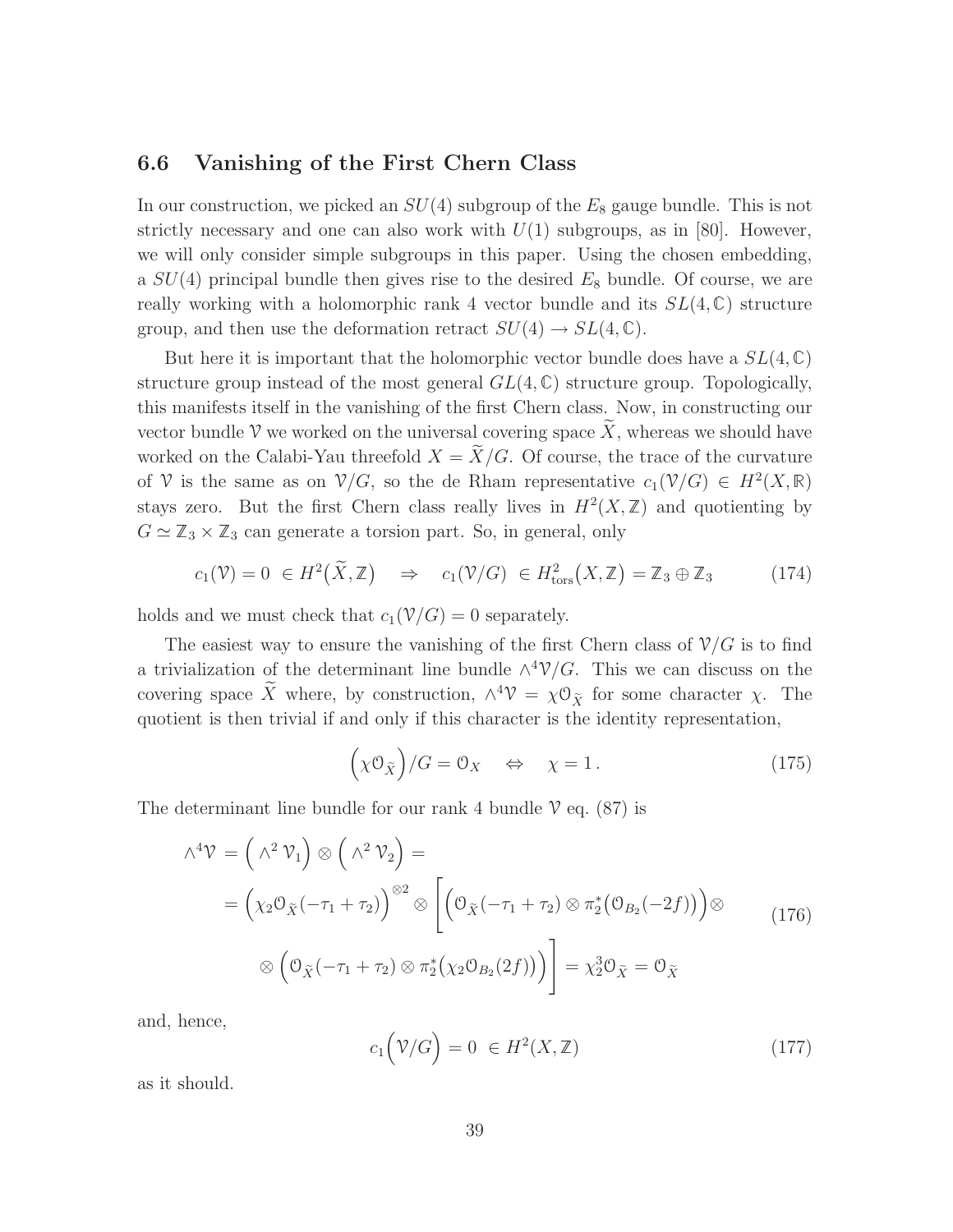### 6.6 Vanishing of the First Chern Class

In our construction, we picked an $SU(4)$ subgroup of the $E_8$ gauge bundle. This is not strictly necessary and one can also work with $U(1)$ subgroups, as in [80]. However, we will only consider simple subgroups in this paper. Using the chosen embedding, a $SU(4)$ principal bundle then gives rise to the desired $E_8$ bundle. Of course, we are really working with a holomorphic rank 4 vector bundle and its $SL(4,\mathbb{C})$ structure group, and then use the deformation retract $SU(4) \to SL(4,\mathbb{C})$.

But here it is important that the holomorphic vector bundle does have a $SL(4,\mathbb{C})$ structure group instead of the most general $GL(4,\mathbb{C})$ structure group. Topologically, this manifests itself in the vanishing of the first Chern class. Now, in constructing our vector bundle $\mathcal{V}$ we worked on the universal covering space $\widetilde{X}$, whereas we should have worked on the Calabi-Yau threefold $X = \widetilde{X}/G$. Of course, the trace of the curvature of $\mathcal{V}$ is the same as on $\mathcal{V}/G$, so the de Rham representative $c_1(\mathcal{V}/G) \in H^2(X,\mathbb{R})$ stays zero. But the first Chern class really lives in $H^2(X,\mathbb{Z})$ and quotienting by $G \simeq \mathbb{Z}_3 \times \mathbb{Z}_3$ can generate a torsion part. So, in general, only

$$c_1(\mathcal{V}) = 0 \ \in H^2\big(\widetilde{X},\mathbb{Z}\big) \quad \Rightarrow \quad c_1(\mathcal{V}/G) \ \in H^2_{\text{tors}}\big(X,\mathbb{Z}\big) = \mathbb{Z}_3 \oplus \mathbb{Z}_3 \tag{174}$$

holds and we must check that $c_1(\mathcal{V}/G) = 0$ separately.

The easiest way to ensure the vanishing of the first Chern class of $\mathcal{V}/G$ is to find a trivialization of the determinant line bundle $\wedge^4\mathcal{V}/G$. This we can discuss on the covering space $\widetilde{X}$ where, by construction, $\wedge^4\mathcal{V} = \chi\mathcal{O}_{\widetilde{X}}$ for some character $\chi$. The quotient is then trivial if and only if this character is the identity representation,

$$\Big(\chi\mathcal{O}_{\widetilde{X}}\Big)/G = \mathcal{O}_X \quad \Leftrightarrow \quad \chi = 1\,. \tag{175}$$

The determinant line bundle for our rank 4 bundle $\mathcal{V}$ eq. (87) is

$$\begin{aligned}
\wedge^4\mathcal{V} &= \Big(\wedge^2\,\mathcal{V}_1\Big) \otimes \Big(\wedge^2\,\mathcal{V}_2\Big) = \\
&= \Big(\chi_2\mathcal{O}_{\widetilde{X}}(-\tau_1+\tau_2)\Big)^{\otimes 2} \otimes \bigg[\Big(\mathcal{O}_{\widetilde{X}}(-\tau_1+\tau_2) \otimes \pi_2^*\big(\mathcal{O}_{B_2}(-2f)\big)\Big)\otimes \\
&\quad \otimes \Big(\mathcal{O}_{\widetilde{X}}(-\tau_1+\tau_2) \otimes \pi_2^*\big(\chi_2\mathcal{O}_{B_2}(2f)\big)\Big)\bigg] = \chi_2^3\mathcal{O}_{\widetilde{X}} = \mathcal{O}_{\widetilde{X}}
\end{aligned} \tag{176}$$

and, hence,

$$c_1\Big(\mathcal{V}/G\Big) = 0 \ \in H^2(X,\mathbb{Z}) \tag{177}$$

as it should.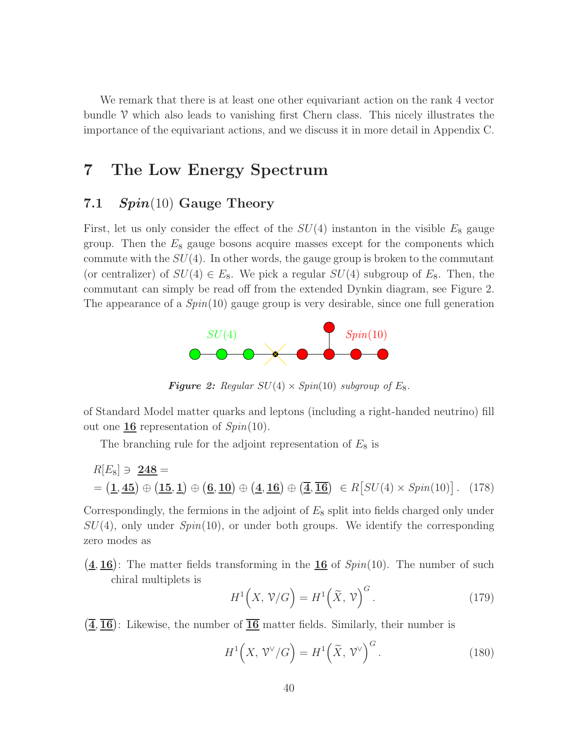We remark that there is at least one other equivariant action on the rank 4 vector bundle $\mathcal{V}$ which also leads to vanishing first Chern class. This nicely illustrates the importance of the equivariant actions, and we discuss it in more detail in Appendix C.

# 7 The Low Energy Spectrum

## 7.1 $Spin(10)$ Gauge Theory

First, let us only consider the effect of the $SU(4)$ instanton in the visible $E_8$ gauge group. Then the $E_8$ gauge bosons acquire masses except for the components which commute with the $SU(4)$. In other words, the gauge group is broken to the commutant (or centralizer) of $SU(4) \in E_8$. We pick a regular $SU(4)$ subgroup of $E_8$. Then, the commutant can simply be read off from the extended Dynkin diagram, see Figure 2. The appearance of a $Spin(10)$ gauge group is very desirable, since one full generation of Standard Model matter quarks and leptons (including a right-handed neutrino) fill out one $\underline{\mathbf{16}}$ representation of $Spin(10)$.

***Figure 2:*** *Regular $SU(4) \times Spin(10)$ subgroup of $E_8$.*

The branching rule for the adjoint representation of $E_8$ is

$$
\begin{aligned}
&R[E_8] \ni \underline{\mathbf{248}} = \\
&= \big(\underline{\mathbf{1}}, \underline{\mathbf{45}}\big) \oplus \big(\underline{\mathbf{15}}, \underline{\mathbf{1}}\big) \oplus \big(\underline{\mathbf{6}}, \underline{\mathbf{10}}\big) \oplus \big(\underline{\mathbf{4}}, \underline{\mathbf{16}}\big) \oplus \big(\overline{\underline{\mathbf{4}}}, \overline{\underline{\mathbf{16}}}\big) \ \in R\big[SU(4) \times Spin(10)\big]\,. \quad (178)
\end{aligned}
$$

Correspondingly, the fermions in the adjoint of $E_8$ split into fields charged only under $SU(4)$, only under $Spin(10)$, or under both groups. We identify the corresponding zero modes as

$\big(\underline{\mathbf{4}}, \underline{\mathbf{16}}\big)$: The matter fields transforming in the $\underline{\mathbf{16}}$ of $Spin(10)$. The number of such chiral multiplets is

$$
H^1\Big(X,\, \mathcal{V}/G\Big) = H^1\Big(\widetilde{X},\, \mathcal{V}\Big)^G. \quad (179)
$$

$\big(\overline{\underline{\mathbf{4}}}, \overline{\underline{\mathbf{16}}}\big)$: Likewise, the number of $\overline{\underline{\mathbf{16}}}$ matter fields. Similarly, their number is

$$
H^1\Big(X,\, \mathcal{V}^\vee/G\Big) = H^1\Big(\widetilde{X},\, \mathcal{V}^\vee\Big)^G. \quad (180)
$$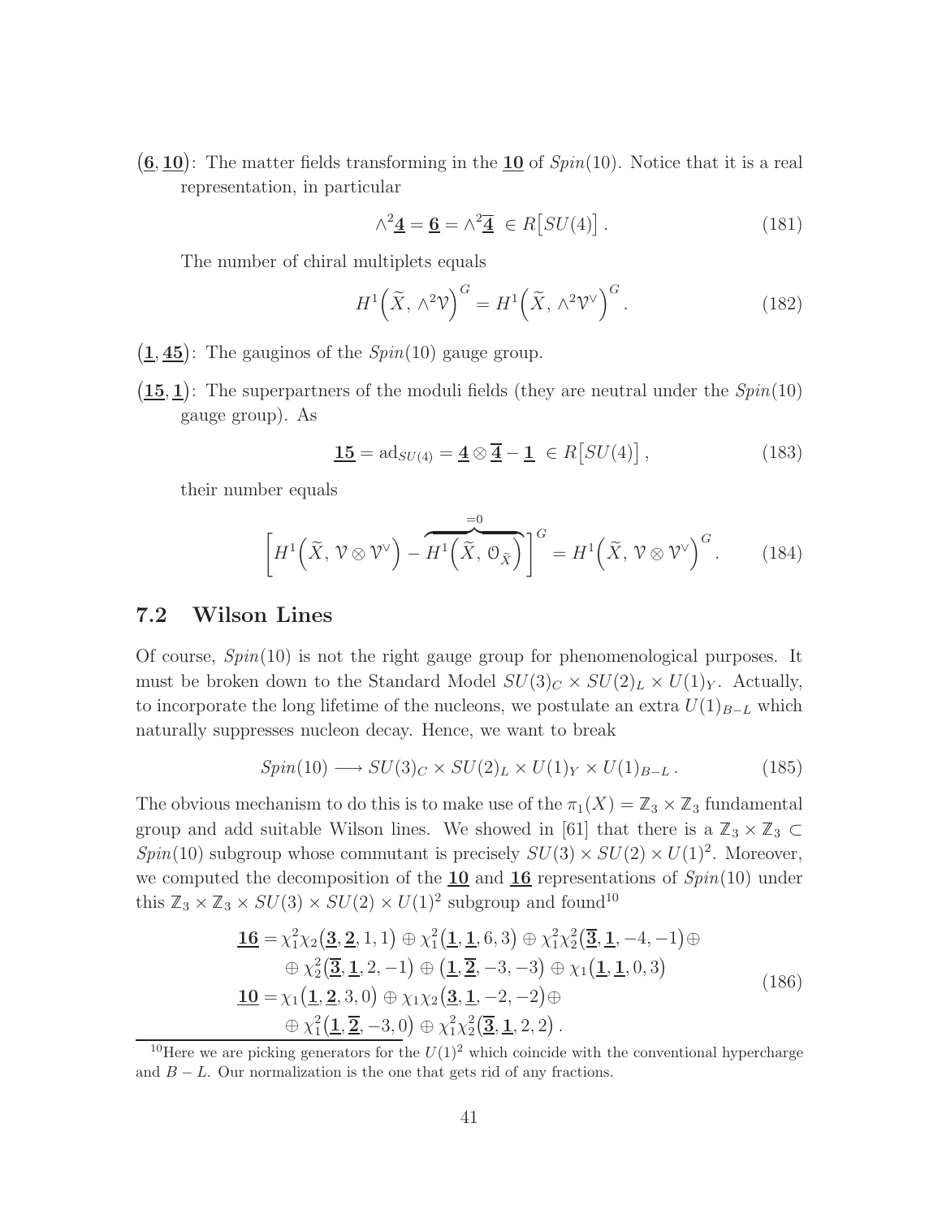$(\underline{\mathbf{6}}, \underline{\mathbf{10}})$: The matter fields transforming in the $\underline{\mathbf{10}}$ of $Spin(10)$. Notice that it is a real representation, in particular

$$\wedge^2 \underline{\mathbf{4}} = \underline{\mathbf{6}} = \wedge^2 \overline{\underline{\mathbf{4}}} \ \in R\big[SU(4)\big] \,. \tag{181}$$

The number of chiral multiplets equals

$$H^1\Big(\widetilde{X},\, \wedge^2 \mathcal{V}\Big)^G = H^1\Big(\widetilde{X},\, \wedge^2 \mathcal{V}^\vee\Big)^G. \tag{182}$$

$(\underline{\mathbf{1}}, \underline{\mathbf{45}})$: The gauginos of the $Spin(10)$ gauge group.

$(\underline{\mathbf{15}}, \underline{\mathbf{1}})$: The superpartners of the moduli fields (they are neutral under the $Spin(10)$ gauge group). As

$$\underline{\mathbf{15}} = \mathrm{ad}_{SU(4)} = \underline{\mathbf{4}} \otimes \overline{\underline{\mathbf{4}}} - \underline{\mathbf{1}} \ \in R\big[SU(4)\big] \,, \tag{183}$$

their number equals

$$\left[ H^1\Big(\widetilde{X},\, \mathcal{V} \otimes \mathcal{V}^\vee\Big) - \overbrace{H^1\Big(\widetilde{X},\, \mathcal{O}_{\widetilde{X}}\Big)}^{=0} \right]^G = H^1\Big(\widetilde{X},\, \mathcal{V} \otimes \mathcal{V}^\vee\Big)^G. \tag{184}$$

## 7.2 Wilson Lines

Of course, $Spin(10)$ is not the right gauge group for phenomenological purposes. It must be broken down to the Standard Model $SU(3)_C \times SU(2)_L \times U(1)_Y$. Actually, to incorporate the long lifetime of the nucleons, we postulate an extra $U(1)_{B-L}$ which naturally suppresses nucleon decay. Hence, we want to break

$$Spin(10) \longrightarrow SU(3)_C \times SU(2)_L \times U(1)_Y \times U(1)_{B-L} \,. \tag{185}$$

The obvious mechanism to do this is to make use of the $\pi_1(X) = \mathbb{Z}_3 \times \mathbb{Z}_3$ fundamental group and add suitable Wilson lines. We showed in [61] that there is a $\mathbb{Z}_3 \times \mathbb{Z}_3 \subset Spin(10)$ subgroup whose commutant is precisely $SU(3) \times SU(2) \times U(1)^2$. Moreover, we computed the decomposition of the $\underline{\mathbf{10}}$ and $\underline{\mathbf{16}}$ representations of $Spin(10)$ under this $\mathbb{Z}_3 \times \mathbb{Z}_3 \times SU(3) \times SU(2) \times U(1)^2$ subgroup and found[10]

$$\begin{aligned}
\underline{\mathbf{16}} = {}& \chi_1^2\chi_2\big(\underline{\mathbf{3}}, \underline{\mathbf{2}}, 1, 1\big) \oplus \chi_1^2\big(\underline{\mathbf{1}}, \underline{\mathbf{1}}, 6, 3\big) \oplus \chi_1^2\chi_2^2\big(\overline{\underline{\mathbf{3}}}, \underline{\mathbf{1}}, -4, -1\big) \oplus \\
& \oplus \chi_2^2\big(\overline{\underline{\mathbf{3}}}, \underline{\mathbf{1}}, 2, -1\big) \oplus \big(\underline{\mathbf{1}}, \overline{\underline{\mathbf{2}}}, -3, -3\big) \oplus \chi_1\big(\underline{\mathbf{1}}, \underline{\mathbf{1}}, 0, 3\big) \\
\underline{\mathbf{10}} = {}& \chi_1\big(\underline{\mathbf{1}}, \underline{\mathbf{2}}, 3, 0\big) \oplus \chi_1\chi_2\big(\underline{\mathbf{3}}, \underline{\mathbf{1}}, -2, -2\big) \oplus \\
& \oplus \chi_1^2\big(\underline{\mathbf{1}}, \overline{\underline{\mathbf{2}}}, -3, 0\big) \oplus \chi_1^2\chi_2^2\big(\overline{\underline{\mathbf{3}}}, \underline{\mathbf{1}}, 2, 2\big) \,.
\end{aligned} \tag{186}$$

[10] Here we are picking generators for the $U(1)^2$ which coincide with the conventional hypercharge and $B-L$. Our normalization is the one that gets rid of any fractions.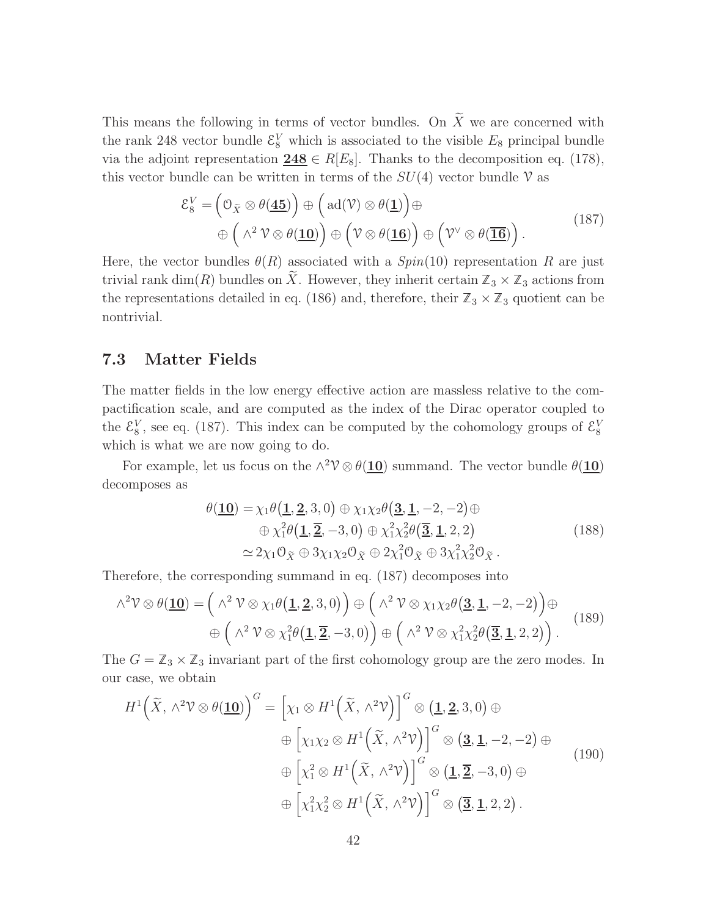This means the following in terms of vector bundles. On $\widetilde{X}$ we are concerned with the rank 248 vector bundle $\mathcal{E}_8^V$ which is associated to the visible $E_8$ principal bundle via the adjoint representation $\underline{\mathbf{248}} \in R[E_8]$. Thanks to the decomposition eq. (178), this vector bundle can be written in terms of the $SU(4)$ vector bundle $\mathcal{V}$ as

$$
\begin{split}
\mathcal{E}_8^V = \Big(\mathcal{O}_{\widetilde{X}} \otimes \theta(\underline{\mathbf{45}})\Big) \oplus \Big(\operatorname{ad}(\mathcal{V}) \otimes \theta(\underline{\mathbf{1}})\Big) \oplus \\
\oplus \Big(\wedge^2 \mathcal{V} \otimes \theta(\underline{\mathbf{10}})\Big) \oplus \Big(\mathcal{V} \otimes \theta(\underline{\mathbf{16}})\Big) \oplus \Big(\mathcal{V}^\vee \otimes \theta(\underline{\overline{\mathbf{16}}})\Big) .
\end{split} \tag{187}
$$

Here, the vector bundles $\theta(R)$ associated with a $Spin(10)$ representation $R$ are just trivial rank $\dim(R)$ bundles on $\widetilde{X}$. However, they inherit certain $\mathbb{Z}_3 \times \mathbb{Z}_3$ actions from the representations detailed in eq. (186) and, therefore, their $\mathbb{Z}_3 \times \mathbb{Z}_3$ quotient can be nontrivial.

### 7.3 Matter Fields

The matter fields in the low energy effective action are massless relative to the compactification scale, and are computed as the index of the Dirac operator coupled to the $\mathcal{E}_8^V$, see eq. (187). This index can be computed by the cohomology groups of $\mathcal{E}_8^V$ which is what we are now going to do.

For example, let us focus on the $\wedge^2\mathcal{V} \otimes \theta(\underline{\mathbf{10}})$ summand. The vector bundle $\theta(\underline{\mathbf{10}})$ decomposes as

$$
\begin{split}
\theta(\underline{\mathbf{10}}) = \chi_1 \theta\big(\underline{\mathbf{1}}, \underline{\mathbf{2}}, 3, 0\big) \oplus \chi_1\chi_2 \theta\big(\underline{\mathbf{3}}, \underline{\mathbf{1}}, -2, -2\big) \oplus \\
\oplus \chi_1^2 \theta\big(\underline{\mathbf{1}}, \underline{\overline{\mathbf{2}}}, -3, 0\big) \oplus \chi_1^2\chi_2^2 \theta\big(\underline{\overline{\mathbf{3}}}, \underline{\mathbf{1}}, 2, 2\big) \\
\simeq 2\chi_1 \mathcal{O}_{\widetilde{X}} \oplus 3\chi_1\chi_2 \mathcal{O}_{\widetilde{X}} \oplus 2\chi_1^2 \mathcal{O}_{\widetilde{X}} \oplus 3\chi_1^2\chi_2^2 \mathcal{O}_{\widetilde{X}} .
\end{split} \tag{188}
$$

Therefore, the corresponding summand in eq. (187) decomposes into

$$
\begin{split}
\wedge^2\mathcal{V} \otimes \theta(\underline{\mathbf{10}}) = \Big(\wedge^2 \mathcal{V} \otimes \chi_1 \theta\big(\underline{\mathbf{1}}, \underline{\mathbf{2}}, 3, 0\big)\Big) \oplus \Big(\wedge^2 \mathcal{V} \otimes \chi_1\chi_2 \theta\big(\underline{\mathbf{3}}, \underline{\mathbf{1}}, -2, -2\big)\Big) \oplus \\
\oplus \Big(\wedge^2 \mathcal{V} \otimes \chi_1^2 \theta\big(\underline{\mathbf{1}}, \underline{\overline{\mathbf{2}}}, -3, 0\big)\Big) \oplus \Big(\wedge^2 \mathcal{V} \otimes \chi_1^2\chi_2^2 \theta\big(\underline{\overline{\mathbf{3}}}, \underline{\mathbf{1}}, 2, 2\big)\Big) .
\end{split} \tag{189}
$$

The $G = \mathbb{Z}_3 \times \mathbb{Z}_3$ invariant part of the first cohomology group are the zero modes. In our case, we obtain

$$
\begin{split}
H^1\Big(\widetilde{X}, \wedge^2\mathcal{V} \otimes \theta(\underline{\mathbf{10}})\Big)^G = \Big[\chi_1 \otimes H^1\Big(\widetilde{X}, \wedge^2\mathcal{V}\Big)\Big]^G \otimes \big(\underline{\mathbf{1}}, \underline{\mathbf{2}}, 3, 0\big) \oplus \\
\oplus \Big[\chi_1\chi_2 \otimes H^1\Big(\widetilde{X}, \wedge^2\mathcal{V}\Big)\Big]^G \otimes \big(\underline{\mathbf{3}}, \underline{\mathbf{1}}, -2, -2\big) \oplus \\
\oplus \Big[\chi_1^2 \otimes H^1\Big(\widetilde{X}, \wedge^2\mathcal{V}\Big)\Big]^G \otimes \big(\underline{\mathbf{1}}, \underline{\overline{\mathbf{2}}}, -3, 0\big) \oplus \\
\oplus \Big[\chi_1^2\chi_2^2 \otimes H^1\Big(\widetilde{X}, \wedge^2\mathcal{V}\Big)\Big]^G \otimes \big(\underline{\overline{\mathbf{3}}}, \underline{\mathbf{1}}, 2, 2\big) .
\end{split} \tag{190}
$$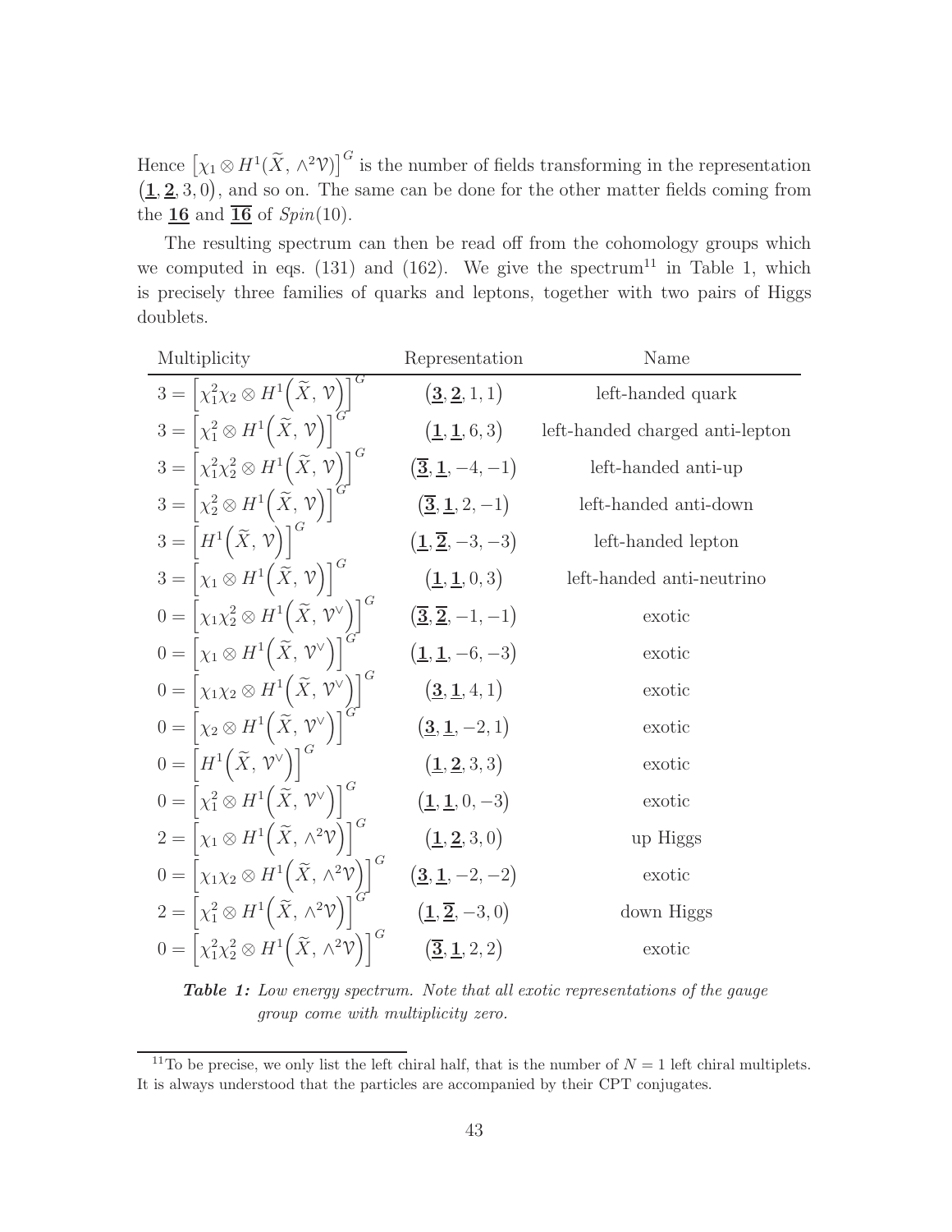Hence $\left[\chi_1 \otimes H^1(\widetilde{X}, \wedge^2 \mathcal{V})\right]^G$ is the number of fields transforming in the representation $\left(\underline{\mathbf{1}}, \underline{\mathbf{2}}, 3, 0\right)$, and so on. The same can be done for the other matter fields coming from the $\underline{\mathbf{16}}$ and $\underline{\overline{\mathbf{16}}}$ of $Spin(10)$.

The resulting spectrum can then be read off from the cohomology groups which we computed in eqs. (131) and (162). We give the spectrum[11] in Table 1, which is precisely three families of quarks and leptons, together with two pairs of Higgs doublets.

| Multiplicity | Representation | Name |
|---|---|---|
| $3 = \left[\chi_1^2\chi_2 \otimes H^1\Big(\widetilde{X}, \mathcal{V}\Big)\right]^G$ | $\big(\underline{\mathbf{3}}, \underline{\mathbf{2}}, 1, 1\big)$ | left-handed quark |
| $3 = \left[\chi_1^2 \otimes H^1\Big(\widetilde{X}, \mathcal{V}\Big)\right]^G$ | $\big(\underline{\mathbf{1}}, \underline{\mathbf{1}}, 6, 3\big)$ | left-handed charged anti-lepton |
| $3 = \left[\chi_1^2\chi_2^2 \otimes H^1\Big(\widetilde{X}, \mathcal{V}\Big)\right]^G$ | $\big(\underline{\overline{\mathbf{3}}}, \underline{\mathbf{1}}, -4, -1\big)$ | left-handed anti-up |
| $3 = \left[\chi_2^2 \otimes H^1\Big(\widetilde{X}, \mathcal{V}\Big)\right]^G$ | $\big(\underline{\overline{\mathbf{3}}}, \underline{\mathbf{1}}, 2, -1\big)$ | left-handed anti-down |
| $3 = \left[H^1\Big(\widetilde{X}, \mathcal{V}\Big)\right]^G$ | $\big(\underline{\mathbf{1}}, \underline{\overline{\mathbf{2}}}, -3, -3\big)$ | left-handed lepton |
| $3 = \left[\chi_1 \otimes H^1\Big(\widetilde{X}, \mathcal{V}\Big)\right]^G$ | $\big(\underline{\mathbf{1}}, \underline{\mathbf{1}}, 0, 3\big)$ | left-handed anti-neutrino |
| $0 = \left[\chi_1\chi_2^2 \otimes H^1\Big(\widetilde{X}, \mathcal{V}^\vee\Big)\right]^G$ | $\big(\underline{\overline{\mathbf{3}}}, \underline{\overline{\mathbf{2}}}, -1, -1\big)$ | exotic |
| $0 = \left[\chi_1 \otimes H^1\Big(\widetilde{X}, \mathcal{V}^\vee\Big)\right]^G$ | $\big(\underline{\mathbf{1}}, \underline{\mathbf{1}}, -6, -3\big)$ | exotic |
| $0 = \left[\chi_1\chi_2 \otimes H^1\Big(\widetilde{X}, \mathcal{V}^\vee\Big)\right]^G$ | $\big(\underline{\mathbf{3}}, \underline{\mathbf{1}}, 4, 1\big)$ | exotic |
| $0 = \left[\chi_2 \otimes H^1\Big(\widetilde{X}, \mathcal{V}^\vee\Big)\right]^G$ | $\big(\underline{\mathbf{3}}, \underline{\mathbf{1}}, -2, 1\big)$ | exotic |
| $0 = \left[H^1\Big(\widetilde{X}, \mathcal{V}^\vee\Big)\right]^G$ | $\big(\underline{\mathbf{1}}, \underline{\mathbf{2}}, 3, 3\big)$ | exotic |
| $0 = \left[\chi_1^2 \otimes H^1\Big(\widetilde{X}, \mathcal{V}^\vee\Big)\right]^G$ | $\big(\underline{\mathbf{1}}, \underline{\mathbf{1}}, 0, -3\big)$ | exotic |
| $2 = \left[\chi_1 \otimes H^1\Big(\widetilde{X}, \wedge^2\mathcal{V}\Big)\right]^G$ | $\big(\underline{\mathbf{1}}, \underline{\mathbf{2}}, 3, 0\big)$ | up Higgs |
| $0 = \left[\chi_1\chi_2 \otimes H^1\Big(\widetilde{X}, \wedge^2\mathcal{V}\Big)\right]^G$ | $\big(\underline{\mathbf{3}}, \underline{\mathbf{1}}, -2, -2\big)$ | exotic |
| $2 = \left[\chi_1^2 \otimes H^1\Big(\widetilde{X}, \wedge^2\mathcal{V}\Big)\right]^G$ | $\big(\underline{\mathbf{1}}, \underline{\overline{\mathbf{2}}}, -3, 0\big)$ | down Higgs |
| $0 = \left[\chi_1^2\chi_2^2 \otimes H^1\Big(\widetilde{X}, \wedge^2\mathcal{V}\Big)\right]^G$ | $\big(\underline{\overline{\mathbf{3}}}, \underline{\mathbf{1}}, 2, 2\big)$ | exotic |

***Table 1:*** *Low energy spectrum. Note that all exotic representations of the gauge group come with multiplicity zero.*

[11] To be precise, we only list the left chiral half, that is the number of $N = 1$ left chiral multiplets. It is always understood that the particles are accompanied by their CPT conjugates.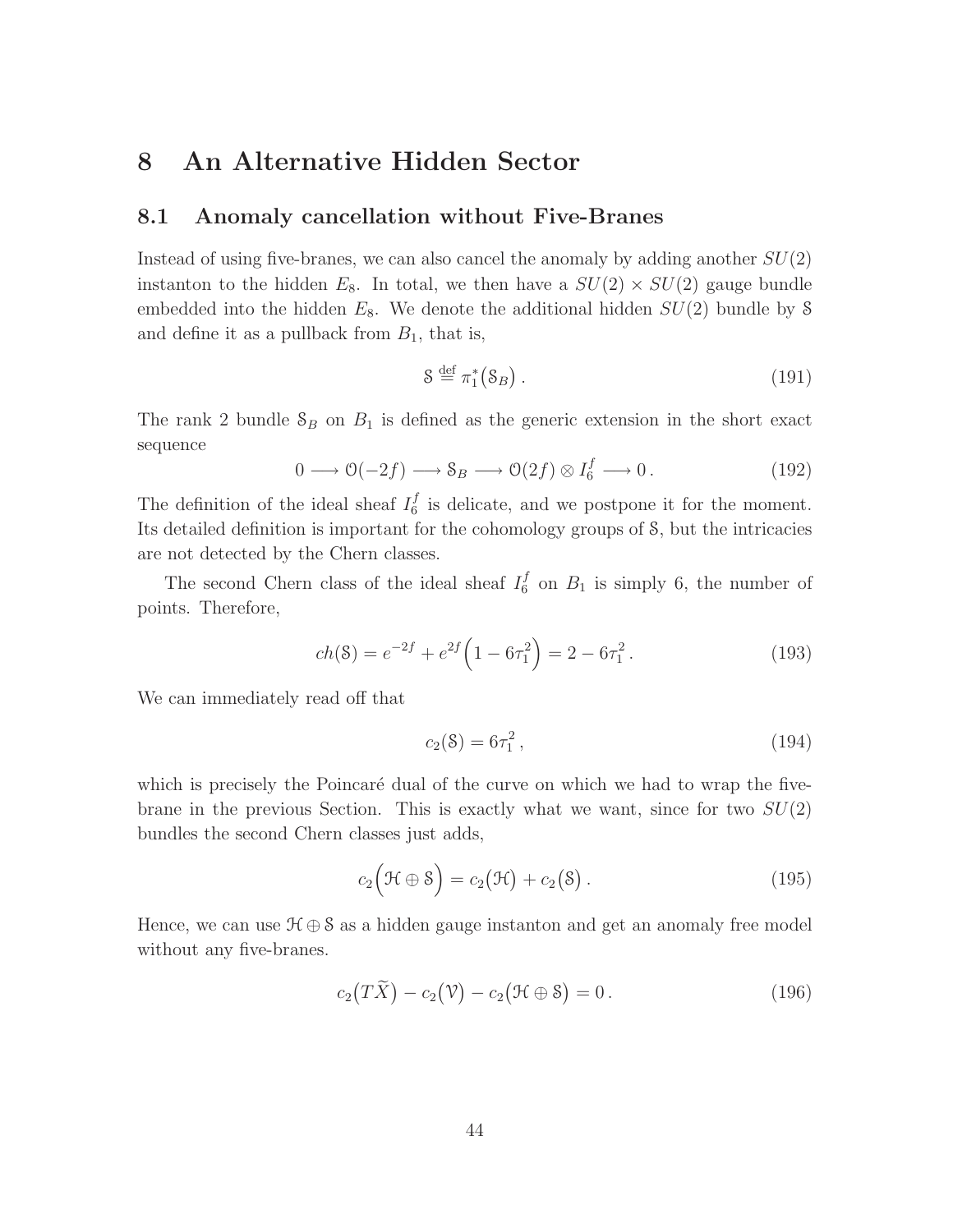# 8 An Alternative Hidden Sector

## 8.1 Anomaly cancellation without Five-Branes

Instead of using five-branes, we can also cancel the anomaly by adding another $SU(2)$ instanton to the hidden $E_8$. In total, we then have a $SU(2) \times SU(2)$ gauge bundle embedded into the hidden $E_8$. We denote the additional hidden $SU(2)$ bundle by $\mathcal{S}$ and define it as a pullback from $B_1$, that is,

$$\mathcal{S} \stackrel{\text{def}}{=} \pi_1^*\big(\mathcal{S}_B\big)\,. \tag{191}$$

The rank 2 bundle $\mathcal{S}_B$ on $B_1$ is defined as the generic extension in the short exact sequence

$$0 \longrightarrow \mathcal{O}(-2f) \longrightarrow \mathcal{S}_B \longrightarrow \mathcal{O}(2f) \otimes I_6^f \longrightarrow 0\,. \tag{192}$$

The definition of the ideal sheaf $I_6^f$ is delicate, and we postpone it for the moment. Its detailed definition is important for the cohomology groups of $\mathcal{S}$, but the intricacies are not detected by the Chern classes.

The second Chern class of the ideal sheaf $I_6^f$ on $B_1$ is simply 6, the number of points. Therefore,

$$ch(\mathcal{S}) = e^{-2f} + e^{2f}\Big(1 - 6\tau_1^2\Big) = 2 - 6\tau_1^2\,. \tag{193}$$

We can immediately read off that

$$c_2(\mathcal{S}) = 6\tau_1^2\,, \tag{194}$$

which is precisely the Poincaré dual of the curve on which we had to wrap the five-brane in the previous Section. This is exactly what we want, since for two $SU(2)$ bundles the second Chern classes just adds,

$$c_2\Big(\mathcal{H} \oplus \mathcal{S}\Big) = c_2\big(\mathcal{H}\big) + c_2\big(\mathcal{S}\big)\,. \tag{195}$$

Hence, we can use $\mathcal{H} \oplus \mathcal{S}$ as a hidden gauge instanton and get an anomaly free model without any five-branes.

$$c_2\big(T\widetilde{X}\big) - c_2\big(\mathcal{V}\big) - c_2\big(\mathcal{H} \oplus \mathcal{S}\big) = 0\,. \tag{196}$$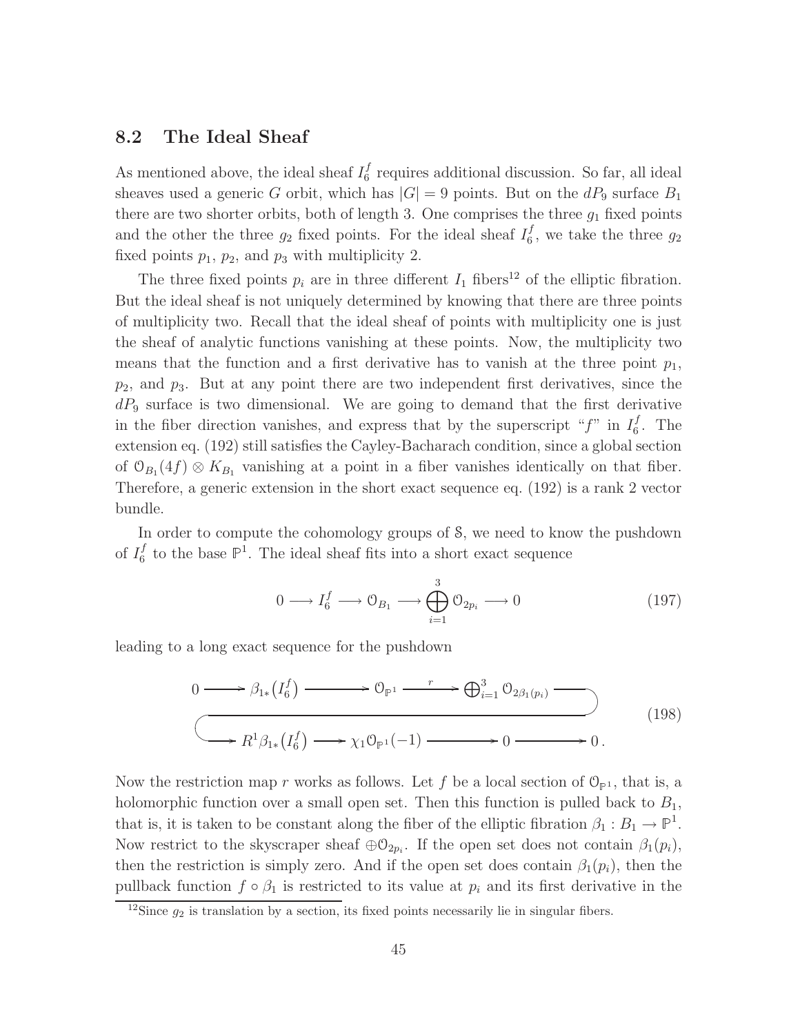## 8.2 The Ideal Sheaf

As mentioned above, the ideal sheaf $I_6^f$ requires additional discussion. So far, all ideal sheaves used a generic $G$ orbit, which has $|G| = 9$ points. But on the $dP_9$ surface $B_1$ there are two shorter orbits, both of length 3. One comprises the three $g_1$ fixed points and the other the three $g_2$ fixed points. For the ideal sheaf $I_6^f$, we take the three $g_2$ fixed points $p_1$, $p_2$, and $p_3$ with multiplicity 2.

The three fixed points $p_i$ are in three different $I_1$ fibers[12] of the elliptic fibration. But the ideal sheaf is not uniquely determined by knowing that there are three points of multiplicity two. Recall that the ideal sheaf of points with multiplicity one is just the sheaf of analytic functions vanishing at these points. Now, the multiplicity two means that the function and a first derivative has to vanish at the three point $p_1$, $p_2$, and $p_3$. But at any point there are two independent first derivatives, since the $dP_9$ surface is two dimensional. We are going to demand that the first derivative in the fiber direction vanishes, and express that by the superscript "$f$" in $I_6^f$. The extension eq. (192) still satisfies the Cayley-Bacharach condition, since a global section of $\mathcal{O}_{B_1}(4f) \otimes K_{B_1}$ vanishing at a point in a fiber vanishes identically on that fiber. Therefore, a generic extension in the short exact sequence eq. (192) is a rank 2 vector bundle.

In order to compute the cohomology groups of $\mathcal{S}$, we need to know the pushdown of $I_6^f$ to the base $\mathbb{P}^1$. The ideal sheaf fits into a short exact sequence

$$0 \longrightarrow I_6^f \longrightarrow \mathcal{O}_{B_1} \longrightarrow \bigoplus_{i=1}^{3} \mathcal{O}_{2p_i} \longrightarrow 0 \tag{197}$$

leading to a long exact sequence for the pushdown

$$\begin{array}{l} 0 \longrightarrow \beta_{1*}\big(I_6^f\big) \longrightarrow \mathcal{O}_{\mathbb{P}^1} \xrightarrow{\ r\ } \bigoplus_{i=1}^3 \mathcal{O}_{2\beta_1(p_i)} \longrightarrow \\ \longrightarrow R^1\beta_{1*}\big(I_6^f\big) \longrightarrow \chi_1 \mathcal{O}_{\mathbb{P}^1}(-1) \longrightarrow 0 \longrightarrow 0\,. \end{array} \tag{198}$$

Now the restriction map $r$ works as follows. Let $f$ be a local section of $\mathcal{O}_{\mathbb{P}^1}$, that is, a holomorphic function over a small open set. Then this function is pulled back to $B_1$, that is, it is taken to be constant along the fiber of the elliptic fibration $\beta_1 : B_1 \to \mathbb{P}^1$. Now restrict to the skyscraper sheaf $\oplus \mathcal{O}_{2p_i}$. If the open set does not contain $\beta_1(p_i)$, then the restriction is simply zero. And if the open set does contain $\beta_1(p_i)$, then the pullback function $f \circ \beta_1$ is restricted to its value at $p_i$ and its first derivative in the

[12] Since $g_2$ is translation by a section, its fixed points necessarily lie in singular fibers.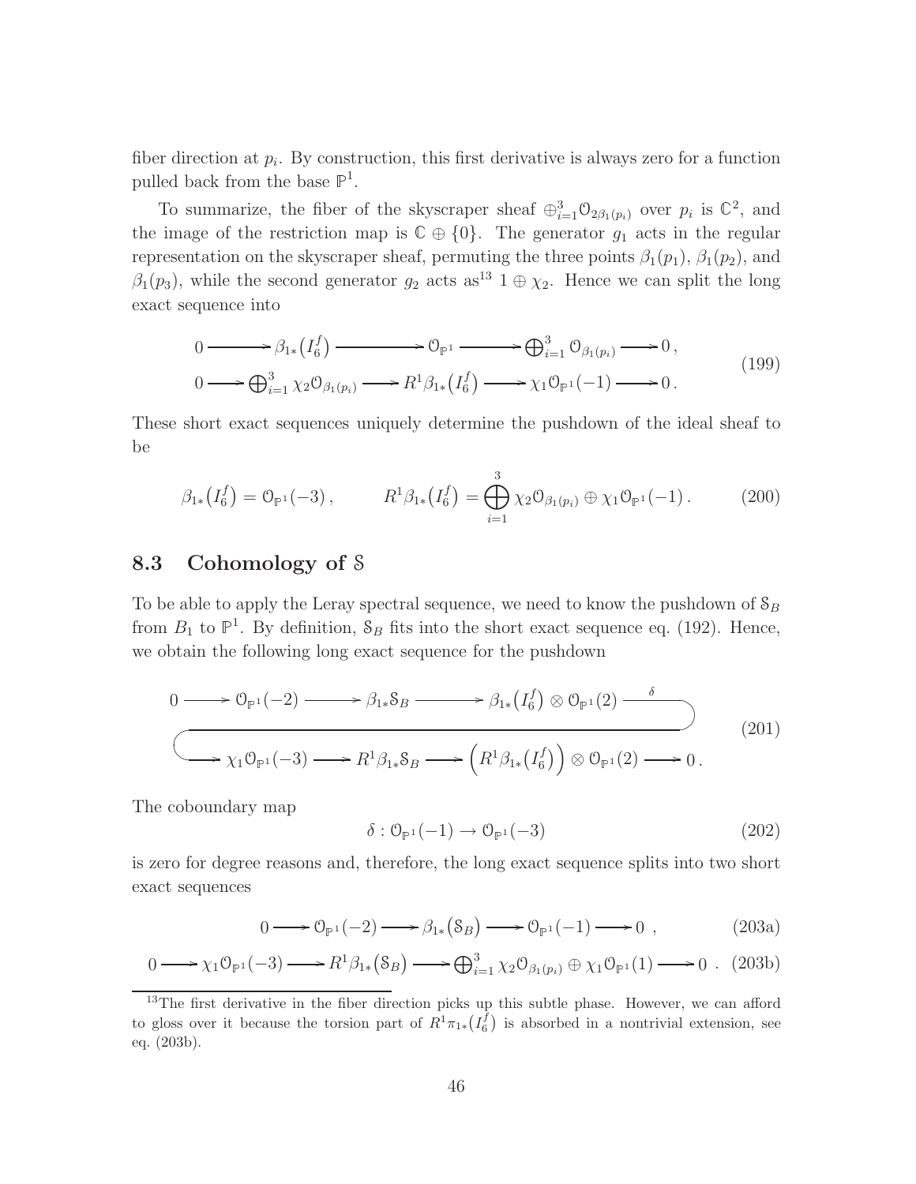fiber direction at $p_i$. By construction, this first derivative is always zero for a function pulled back from the base $\mathbb{P}^1$.

To summarize, the fiber of the skyscraper sheaf $\oplus_{i=1}^{3} \mathcal{O}_{2\beta_1(p_i)}$ over $p_i$ is $\mathbb{C}^2$, and the image of the restriction map is $\mathbb{C} \oplus \{0\}$. The generator $g_1$ acts in the regular representation on the skyscraper sheaf, permuting the three points $\beta_1(p_1)$, $\beta_1(p_2)$, and $\beta_1(p_3)$, while the second generator $g_2$ acts as[13] $1 \oplus \chi_2$. Hence we can split the long exact sequence into

$$
\begin{aligned}
&0 \longrightarrow \beta_{1*}\big(I_6^f\big) \longrightarrow \mathcal{O}_{\mathbb{P}^1} \longrightarrow \bigoplus_{i=1}^{3} \mathcal{O}_{\beta_1(p_i)} \longrightarrow 0\,, \\
&0 \longrightarrow \bigoplus_{i=1}^{3} \chi_2 \mathcal{O}_{\beta_1(p_i)} \longrightarrow R^1\beta_{1*}\big(I_6^f\big) \longrightarrow \chi_1 \mathcal{O}_{\mathbb{P}^1}(-1) \longrightarrow 0\,.
\end{aligned}
\tag{199}
$$

These short exact sequences uniquely determine the pushdown of the ideal sheaf to be

$$
\beta_{1*}\big(I_6^f\big) = \mathcal{O}_{\mathbb{P}^1}(-3)\,, \qquad R^1\beta_{1*}\big(I_6^f\big) = \bigoplus_{i=1}^{3} \chi_2 \mathcal{O}_{\beta_1(p_i)} \oplus \chi_1 \mathcal{O}_{\mathbb{P}^1}(-1)\,. \tag{200}
$$

### 8.3 Cohomology of $\mathcal{S}$

To be able to apply the Leray spectral sequence, we need to know the pushdown of $\mathcal{S}_B$ from $B_1$ to $\mathbb{P}^1$. By definition, $\mathcal{S}_B$ fits into the short exact sequence eq. (192). Hence, we obtain the following long exact sequence for the pushdown

$$
\begin{aligned}
0 \longrightarrow \mathcal{O}_{\mathbb{P}^1}(-2) \longrightarrow \beta_{1*}\mathcal{S}_B \longrightarrow \beta_{1*}\big(I_6^f\big) \otimes \mathcal{O}_{\mathbb{P}^1}(2) \xrightarrow{\ \delta\ } \\
\longrightarrow \chi_1 \mathcal{O}_{\mathbb{P}^1}(-3) \longrightarrow R^1\beta_{1*}\mathcal{S}_B \longrightarrow \Big(R^1\beta_{1*}\big(I_6^f\big)\Big) \otimes \mathcal{O}_{\mathbb{P}^1}(2) \longrightarrow 0\,.
\end{aligned}
\tag{201}
$$

The coboundary map

$$
\delta : \mathcal{O}_{\mathbb{P}^1}(-1) \to \mathcal{O}_{\mathbb{P}^1}(-3) \tag{202}
$$

is zero for degree reasons and, therefore, the long exact sequence splits into two short exact sequences

$$
0 \longrightarrow \mathcal{O}_{\mathbb{P}^1}(-2) \longrightarrow \beta_{1*}\big(\mathcal{S}_B\big) \longrightarrow \mathcal{O}_{\mathbb{P}^1}(-1) \longrightarrow 0\ , \tag{203a}
$$

$$
0 \longrightarrow \chi_1 \mathcal{O}_{\mathbb{P}^1}(-3) \longrightarrow R^1\beta_{1*}\big(\mathcal{S}_B\big) \longrightarrow \bigoplus_{i=1}^{3} \chi_2 \mathcal{O}_{\beta_1(p_i)} \oplus \chi_1 \mathcal{O}_{\mathbb{P}^1}(1) \longrightarrow 0\ . \tag{203b}
$$

---

[13] The first derivative in the fiber direction picks up this subtle phase. However, we can afford to gloss over it because the torsion part of $R^1\pi_{1*}\big(I_6^f\big)$ is absorbed in a nontrivial extension, see eq. (203b).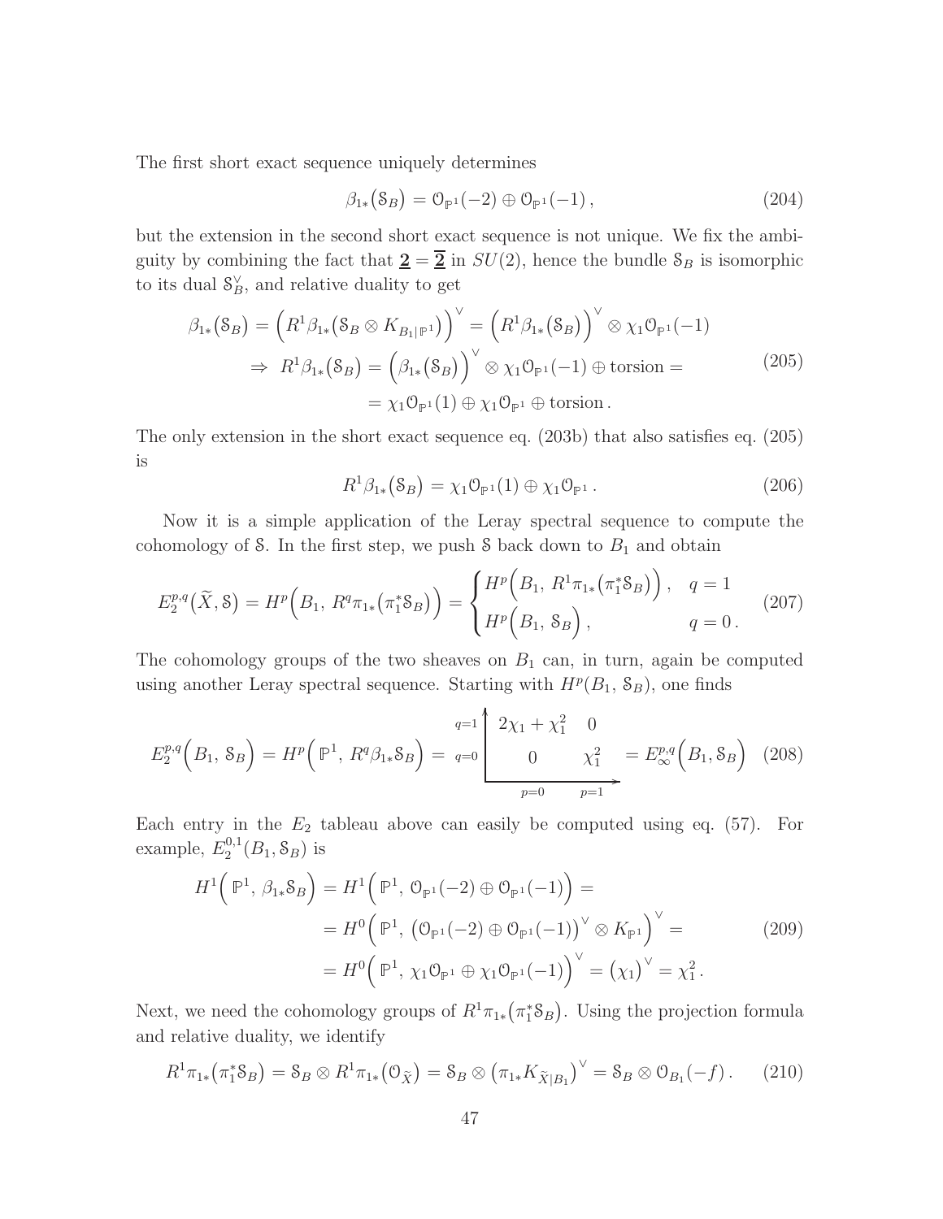The first short exact sequence uniquely determines

$$\beta_{1*}\big(\mathcal{S}_B\big) = \mathcal{O}_{\mathbb{P}^1}(-2) \oplus \mathcal{O}_{\mathbb{P}^1}(-1)\,, \tag{204}$$

but the extension in the second short exact sequence is not unique. We fix the ambiguity by combining the fact that $\underline{\mathbf{2}} = \overline{\underline{\mathbf{2}}}$ in $SU(2)$, hence the bundle $\mathcal{S}_B$ is isomorphic to its dual $\mathcal{S}_B^\vee$, and relative duality to get

$$\begin{aligned}
\beta_{1*}\big(\mathcal{S}_B\big) &= \Big(R^1\beta_{1*}\big(\mathcal{S}_B \otimes K_{B_1|\mathbb{P}^1}\big)\Big)^\vee = \Big(R^1\beta_{1*}\big(\mathcal{S}_B\big)\Big)^\vee \otimes \chi_1 \mathcal{O}_{\mathbb{P}^1}(-1) \\
\Rightarrow\; R^1\beta_{1*}\big(\mathcal{S}_B\big) &= \Big(\beta_{1*}\big(\mathcal{S}_B\big)\Big)^\vee \otimes \chi_1 \mathcal{O}_{\mathbb{P}^1}(-1) \oplus \text{torsion} = \\
&= \chi_1 \mathcal{O}_{\mathbb{P}^1}(1) \oplus \chi_1 \mathcal{O}_{\mathbb{P}^1} \oplus \text{torsion}\,.
\end{aligned} \tag{205}$$

The only extension in the short exact sequence eq. (203b) that also satisfies eq. (205) is

$$R^1\beta_{1*}\big(\mathcal{S}_B\big) = \chi_1 \mathcal{O}_{\mathbb{P}^1}(1) \oplus \chi_1 \mathcal{O}_{\mathbb{P}^1}\,. \tag{206}$$

Now it is a simple application of the Leray spectral sequence to compute the cohomology of $\mathcal{S}$. In the first step, we push $\mathcal{S}$ back down to $B_1$ and obtain

$$E_2^{p,q}\big(\widetilde{X}, \mathcal{S}\big) = H^p\Big(B_1,\, R^q\pi_{1*}\big(\pi_1^*\mathcal{S}_B\big)\Big) = \begin{cases} H^p\Big(B_1,\, R^1\pi_{1*}\big(\pi_1^*\mathcal{S}_B\big)\Big)\,, & q = 1 \\ H^p\Big(B_1,\, \mathcal{S}_B\Big)\,, & q = 0\,. \end{cases} \tag{207}$$

The cohomology groups of the two sheaves on $B_1$ can, in turn, again be computed using another Leray spectral sequence. Starting with $H^p(B_1, \mathcal{S}_B)$, one finds

$$E_2^{p,q}\Big(B_1,\, \mathcal{S}_B\Big) = H^p\Big(\,\mathbb{P}^1,\, R^q\beta_{1*}\mathcal{S}_B\Big) = \begin{array}{c|cc} q=1 & 2\chi_1 + \chi_1^2 & 0 \\ q=0 & 0 & \chi_1^2 \\ \hline & p=0 & p=1 \end{array} = E_\infty^{p,q}\Big(B_1, \mathcal{S}_B\Big) \tag{208}$$

Each entry in the $E_2$ tableau above can easily be computed using eq. (57). For example, $E_2^{0,1}(B_1, \mathcal{S}_B)$ is

$$\begin{aligned}
H^1\Big(\,\mathbb{P}^1,\, \beta_{1*}\mathcal{S}_B\Big) &= H^1\Big(\,\mathbb{P}^1,\, \mathcal{O}_{\mathbb{P}^1}(-2) \oplus \mathcal{O}_{\mathbb{P}^1}(-1)\Big) = \\
&= H^0\Big(\,\mathbb{P}^1,\, \big(\mathcal{O}_{\mathbb{P}^1}(-2) \oplus \mathcal{O}_{\mathbb{P}^1}(-1)\big)^\vee \otimes K_{\mathbb{P}^1}\Big)^\vee = \\
&= H^0\Big(\,\mathbb{P}^1,\, \chi_1 \mathcal{O}_{\mathbb{P}^1} \oplus \chi_1 \mathcal{O}_{\mathbb{P}^1}(-1)\Big)^\vee = \big(\chi_1\big)^\vee = \chi_1^2\,.
\end{aligned} \tag{209}$$

Next, we need the cohomology groups of $R^1\pi_{1*}\big(\pi_1^*\mathcal{S}_B\big)$. Using the projection formula and relative duality, we identify

$$R^1\pi_{1*}\big(\pi_1^*\mathcal{S}_B\big) = \mathcal{S}_B \otimes R^1\pi_{1*}\big(\mathcal{O}_{\widetilde{X}}\big) = \mathcal{S}_B \otimes \big(\pi_{1*}K_{\widetilde{X}|B_1}\big)^\vee = \mathcal{S}_B \otimes \mathcal{O}_{B_1}(-f)\,. \tag{210}$$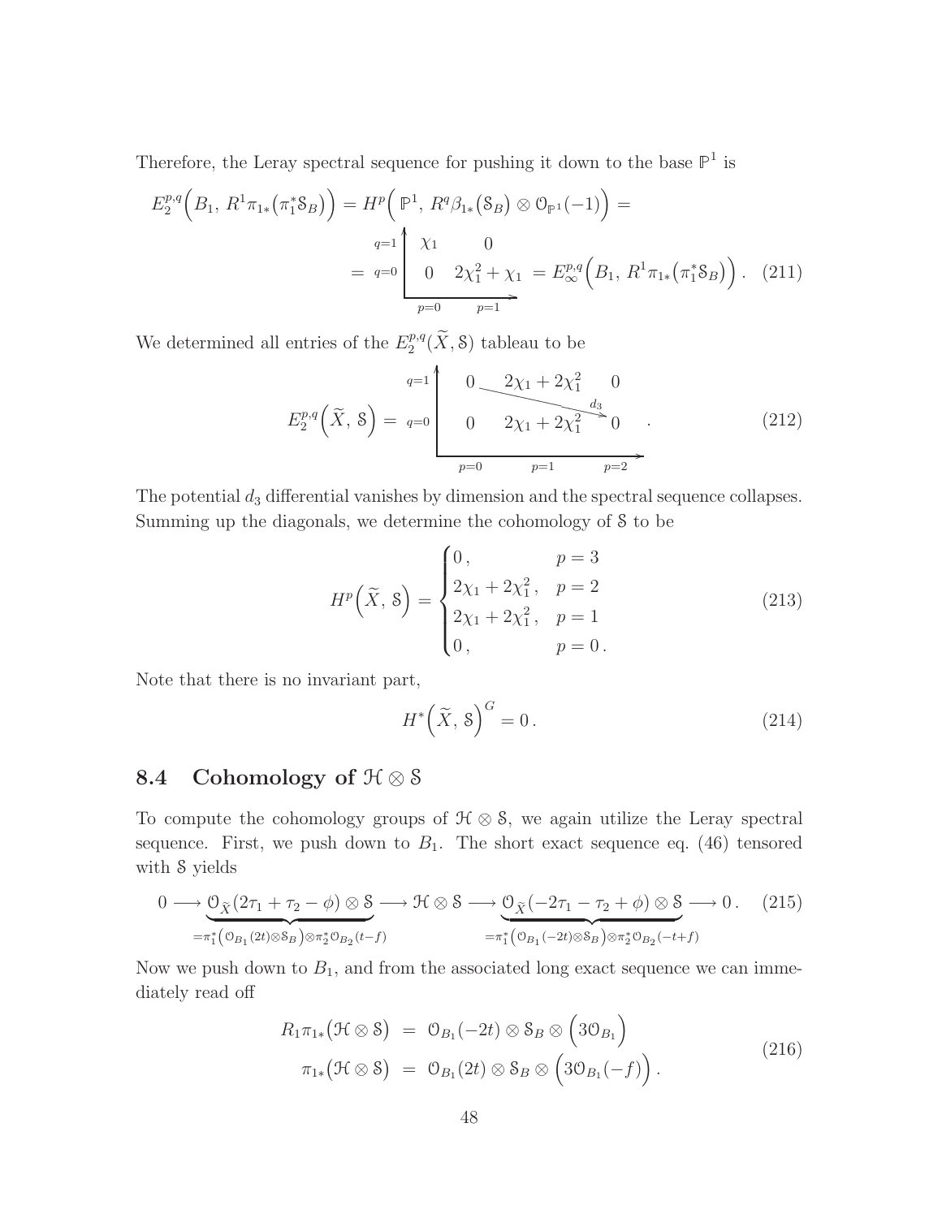Therefore, the Leray spectral sequence for pushing it down to the base $\mathbb{P}^1$ is

$$
E_2^{p,q}\Big(B_1,\, R^1\pi_{1*}\big(\pi_1^*\mathcal{S}_B\big)\Big) = H^p\Big(\,\mathbb{P}^1,\, R^q\beta_{1*}\big(\mathcal{S}_B\big)\otimes \mathcal{O}_{\mathbb{P}^1}(-1)\Big) =
$$

$$
= \begin{array}{c|cc}
q=1 & \chi_1 & 0 \\
q=0 & 0 & 2\chi_1^2+\chi_1 \\
\hline
 & p=0 & p=1
\end{array} = E_\infty^{p,q}\Big(B_1,\, R^1\pi_{1*}\big(\pi_1^*\mathcal{S}_B\big)\Big)\,. \tag{211}
$$

We determined all entries of the $E_2^{p,q}(\widetilde{X}, \mathcal{S})$ tableau to be

$$
E_2^{p,q}\Big(\widetilde{X},\, \mathcal{S}\Big) = \begin{array}{c|ccc}
q=1 & 0 & 2\chi_1+2\chi_1^2 & 0 \\
q=0 & 0 & 2\chi_1+2\chi_1^2 & 0 \\
\hline
 & p=0 & p=1 & p=2
\end{array}\,. \tag{212}
$$

(with a $d_3$ arrow drawn from the $(p,q)=(0,1)$ entry to the $(p,q)=(2,0)$ entry)

The potential $d_3$ differential vanishes by dimension and the spectral sequence collapses. Summing up the diagonals, we determine the cohomology of $\mathcal{S}$ to be

$$
H^p\Big(\widetilde{X},\, \mathcal{S}\Big) = \begin{cases} 0\,, & p=3 \\ 2\chi_1+2\chi_1^2\,, & p=2 \\ 2\chi_1+2\chi_1^2\,, & p=1 \\ 0\,, & p=0\,. \end{cases} \tag{213}
$$

Note that there is no invariant part,

$$
H^*\Big(\widetilde{X},\, \mathcal{S}\Big)^G = 0\,. \tag{214}
$$

## 8.4 Cohomology of $\mathcal{H}\otimes\mathcal{S}$

To compute the cohomology groups of $\mathcal{H}\otimes\mathcal{S}$, we again utilize the Leray spectral sequence. First, we push down to $B_1$. The short exact sequence eq. (46) tensored with $\mathcal{S}$ yields

$$
0 \longrightarrow \underbrace{\mathcal{O}_{\widetilde{X}}(2\tau_1+\tau_2-\phi)\otimes\mathcal{S}}_{=\pi_1^*\big(\mathcal{O}_{B_1}(2t)\otimes\mathcal{S}_B\big)\otimes\pi_2^*\mathcal{O}_{B_2}(t-f)} \longrightarrow \mathcal{H}\otimes\mathcal{S} \longrightarrow \underbrace{\mathcal{O}_{\widetilde{X}}(-2\tau_1-\tau_2+\phi)\otimes\mathcal{S}}_{=\pi_1^*\big(\mathcal{O}_{B_1}(-2t)\otimes\mathcal{S}_B\big)\otimes\pi_2^*\mathcal{O}_{B_2}(-t+f)} \longrightarrow 0\,. \tag{215}
$$

Now we push down to $B_1$, and from the associated long exact sequence we can immediately read off

$$
\begin{aligned}
R_1\pi_{1*}\big(\mathcal{H}\otimes\mathcal{S}\big) &= \mathcal{O}_{B_1}(-2t)\otimes\mathcal{S}_B\otimes\Big(3\mathcal{O}_{B_1}\Big) \\
\pi_{1*}\big(\mathcal{H}\otimes\mathcal{S}\big) &= \mathcal{O}_{B_1}(2t)\otimes\mathcal{S}_B\otimes\Big(3\mathcal{O}_{B_1}(-f)\Big)\,.
\end{aligned} \tag{216}
$$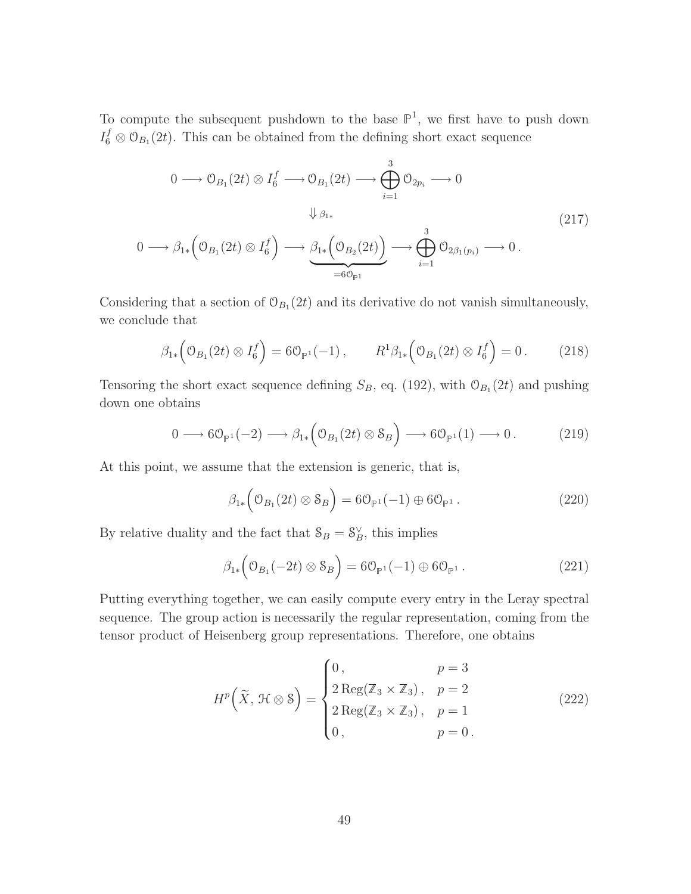To compute the subsequent pushdown to the base $\mathbb{P}^1$, we first have to push down $I_6^f \otimes \mathcal{O}_{B_1}(2t)$. This can be obtained from the defining short exact sequence

$$
\begin{array}{c}
0 \longrightarrow \mathcal{O}_{B_1}(2t) \otimes I_6^f \longrightarrow \mathcal{O}_{B_1}(2t) \longrightarrow \displaystyle\bigoplus_{i=1}^{3} \mathcal{O}_{2p_i} \longrightarrow 0 \\
\Downarrow \beta_{1*} \\
0 \longrightarrow \beta_{1*}\Big(\mathcal{O}_{B_1}(2t) \otimes I_6^f\Big) \longrightarrow \underbrace{\beta_{1*}\Big(\mathcal{O}_{B_2}(2t)\Big)}_{=6\mathcal{O}_{\mathbb{P}^1}} \longrightarrow \displaystyle\bigoplus_{i=1}^{3} \mathcal{O}_{2\beta_1(p_i)} \longrightarrow 0\,.
\end{array}
\tag{217}
$$

Considering that a section of $\mathcal{O}_{B_1}(2t)$ and its derivative do not vanish simultaneously, we conclude that

$$
\beta_{1*}\Big(\mathcal{O}_{B_1}(2t) \otimes I_6^f\Big) = 6\mathcal{O}_{\mathbb{P}^1}(-1)\,, \qquad R^1\beta_{1*}\Big(\mathcal{O}_{B_1}(2t) \otimes I_6^f\Big) = 0\,. \tag{218}
$$

Tensoring the short exact sequence defining $S_B$, eq. (192), with $\mathcal{O}_{B_1}(2t)$ and pushing down one obtains

$$
0 \longrightarrow 6\mathcal{O}_{\mathbb{P}^1}(-2) \longrightarrow \beta_{1*}\Big(\mathcal{O}_{B_1}(2t) \otimes \mathcal{S}_B\Big) \longrightarrow 6\mathcal{O}_{\mathbb{P}^1}(1) \longrightarrow 0\,. \tag{219}
$$

At this point, we assume that the extension is generic, that is,

$$
\beta_{1*}\Big(\mathcal{O}_{B_1}(2t) \otimes \mathcal{S}_B\Big) = 6\mathcal{O}_{\mathbb{P}^1}(-1) \oplus 6\mathcal{O}_{\mathbb{P}^1}\,. \tag{220}
$$

By relative duality and the fact that $\mathcal{S}_B = \mathcal{S}_B^\vee$, this implies

$$
\beta_{1*}\Big(\mathcal{O}_{B_1}(-2t) \otimes \mathcal{S}_B\Big) = 6\mathcal{O}_{\mathbb{P}^1}(-1) \oplus 6\mathcal{O}_{\mathbb{P}^1}\,. \tag{221}
$$

Putting everything together, we can easily compute every entry in the Leray spectral sequence. The group action is necessarily the regular representation, coming from the tensor product of Heisenberg group representations. Therefore, one obtains

$$
H^p\Big(\widetilde{X},\, \mathcal{H} \otimes \mathcal{S}\Big) =
\begin{cases}
0\,, & p = 3 \\
2\,\mathrm{Reg}(\mathbb{Z}_3 \times \mathbb{Z}_3)\,, & p = 2 \\
2\,\mathrm{Reg}(\mathbb{Z}_3 \times \mathbb{Z}_3)\,, & p = 1 \\
0\,, & p = 0\,.
\end{cases}
\tag{222}
$$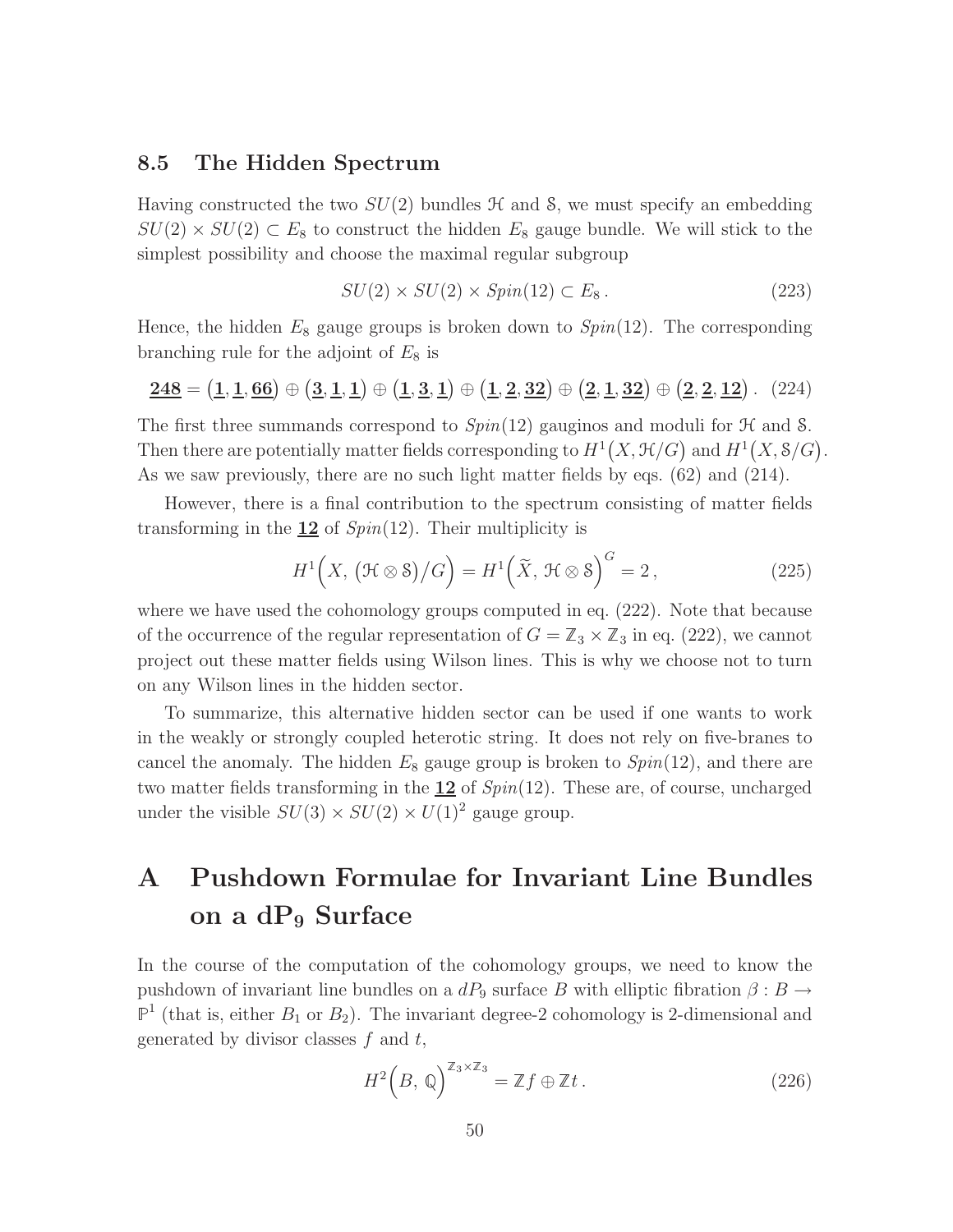### 8.5 The Hidden Spectrum

Having constructed the two $SU(2)$ bundles $\mathcal{H}$ and $\mathcal{S}$, we must specify an embedding $SU(2) \times SU(2) \subset E_8$ to construct the hidden $E_8$ gauge bundle. We will stick to the simplest possibility and choose the maximal regular subgroup

$$SU(2) \times SU(2) \times Spin(12) \subset E_8\,. \tag{223}$$

Hence, the hidden $E_8$ gauge groups is broken down to $Spin(12)$. The corresponding branching rule for the adjoint of $E_8$ is

$$\underline{\mathbf{248}} = \big(\underline{\mathbf{1}}, \underline{\mathbf{1}}, \underline{\mathbf{66}}\big) \oplus \big(\underline{\mathbf{3}}, \underline{\mathbf{1}}, \underline{\mathbf{1}}\big) \oplus \big(\underline{\mathbf{1}}, \underline{\mathbf{3}}, \underline{\mathbf{1}}\big) \oplus \big(\underline{\mathbf{1}}, \underline{\mathbf{2}}, \underline{\mathbf{32}}\big) \oplus \big(\underline{\mathbf{2}}, \underline{\mathbf{1}}, \underline{\mathbf{32}}\big) \oplus \big(\underline{\mathbf{2}}, \underline{\mathbf{2}}, \underline{\mathbf{12}}\big)\,. \tag{224}$$

The first three summands correspond to $Spin(12)$ gauginos and moduli for $\mathcal{H}$ and $\mathcal{S}$. Then there are potentially matter fields corresponding to $H^1\big(X, \mathcal{H}/G\big)$ and $H^1\big(X, \mathcal{S}/G\big)$. As we saw previously, there are no such light matter fields by eqs. (62) and (214).

However, there is a final contribution to the spectrum consisting of matter fields transforming in the $\underline{\mathbf{12}}$ of $Spin(12)$. Their multiplicity is

$$H^1\Big(X,\, \big(\mathcal{H} \otimes \mathcal{S}\big)/G\Big) = H^1\Big(\widetilde{X},\, \mathcal{H} \otimes \mathcal{S}\Big)^G = 2\,, \tag{225}$$

where we have used the cohomology groups computed in eq. (222). Note that because of the occurrence of the regular representation of $G = \mathbb{Z}_3 \times \mathbb{Z}_3$ in eq. (222), we cannot project out these matter fields using Wilson lines. This is why we choose not to turn on any Wilson lines in the hidden sector.

To summarize, this alternative hidden sector can be used if one wants to work in the weakly or strongly coupled heterotic string. It does not rely on five-branes to cancel the anomaly. The hidden $E_8$ gauge group is broken to $Spin(12)$, and there are two matter fields transforming in the $\underline{\mathbf{12}}$ of $Spin(12)$. These are, of course, uncharged under the visible $SU(3) \times SU(2) \times U(1)^2$ gauge group.

# A Pushdown Formulae for Invariant Line Bundles on a $\mathrm{dP}_9$ Surface

In the course of the computation of the cohomology groups, we need to know the pushdown of invariant line bundles on a $dP_9$ surface $B$ with elliptic fibration $\beta : B \to \mathbb{P}^1$ (that is, either $B_1$ or $B_2$). The invariant degree-2 cohomology is 2-dimensional and generated by divisor classes $f$ and $t$,

$$H^2\Big(B,\, \mathbb{Q}\Big)^{\mathbb{Z}_3 \times \mathbb{Z}_3} = \mathbb{Z} f \oplus \mathbb{Z} t\,. \tag{226}$$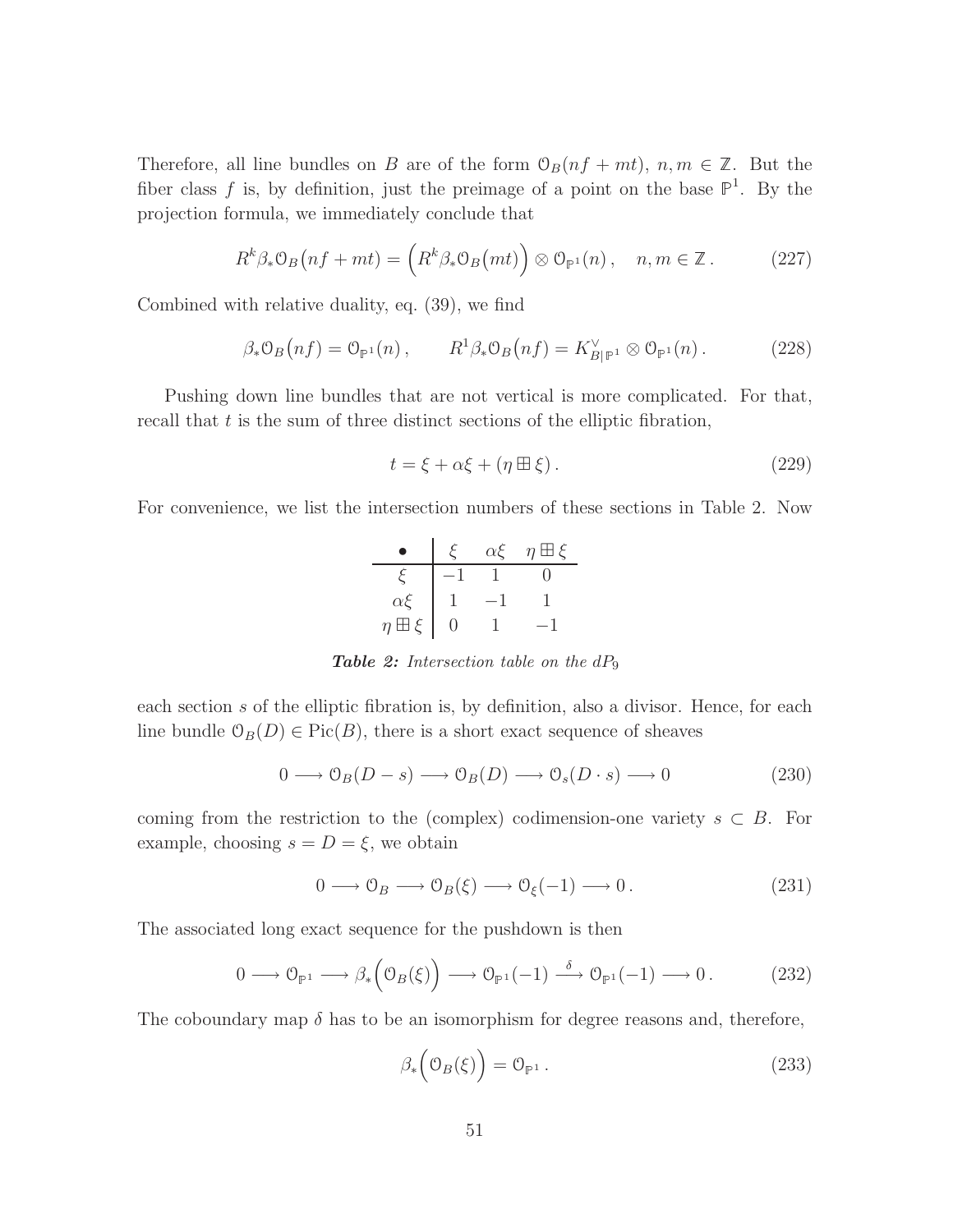Therefore, all line bundles on $B$ are of the form $\mathcal{O}_B(nf + mt)$, $n, m \in \mathbb{Z}$. But the fiber class $f$ is, by definition, just the preimage of a point on the base $\mathbb{P}^1$. By the projection formula, we immediately conclude that

$$R^k\beta_*\mathcal{O}_B\big(nf + mt\big) = \Big(R^k\beta_*\mathcal{O}_B\big(mt\big)\Big) \otimes \mathcal{O}_{\mathbb{P}^1}(n)\,, \quad n, m \in \mathbb{Z}\,. \tag{227}$$

Combined with relative duality, eq. (39), we find

$$\beta_*\mathcal{O}_B\big(nf\big) = \mathcal{O}_{\mathbb{P}^1}(n)\,, \qquad R^1\beta_*\mathcal{O}_B\big(nf\big) = K^\vee_{B|\mathbb{P}^1} \otimes \mathcal{O}_{\mathbb{P}^1}(n)\,. \tag{228}$$

Pushing down line bundles that are not vertical is more complicated. For that, recall that $t$ is the sum of three distinct sections of the elliptic fibration,

$$t = \xi + \alpha\xi + (\eta \boxplus \xi)\,. \tag{229}$$

For convenience, we list the intersection numbers of these sections in Table 2. Now

| $\bullet$ | $\xi$ | $\alpha\xi$ | $\eta \boxplus \xi$ |
|---|---|---|---|
| $\xi$ | $-1$ | $1$ | $0$ |
| $\alpha\xi$ | $1$ | $-1$ | $1$ |
| $\eta \boxplus \xi$ | $0$ | $1$ | $-1$ |

***Table 2:*** *Intersection table on the $dP_9$*

each section $s$ of the elliptic fibration is, by definition, also a divisor. Hence, for each line bundle $\mathcal{O}_B(D) \in \mathrm{Pic}(B)$, there is a short exact sequence of sheaves

$$0 \longrightarrow \mathcal{O}_B(D - s) \longrightarrow \mathcal{O}_B(D) \longrightarrow \mathcal{O}_s(D \cdot s) \longrightarrow 0 \tag{230}$$

coming from the restriction to the (complex) codimension-one variety $s \subset B$. For example, choosing $s = D = \xi$, we obtain

$$0 \longrightarrow \mathcal{O}_B \longrightarrow \mathcal{O}_B(\xi) \longrightarrow \mathcal{O}_\xi(-1) \longrightarrow 0\,. \tag{231}$$

The associated long exact sequence for the pushdown is then

$$0 \longrightarrow \mathcal{O}_{\mathbb{P}^1} \longrightarrow \beta_*\Big(\mathcal{O}_B(\xi)\Big) \longrightarrow \mathcal{O}_{\mathbb{P}^1}(-1) \xrightarrow{\;\delta\;} \mathcal{O}_{\mathbb{P}^1}(-1) \longrightarrow 0\,. \tag{232}$$

The coboundary map $\delta$ has to be an isomorphism for degree reasons and, therefore,

$$\beta_*\Big(\mathcal{O}_B(\xi)\Big) = \mathcal{O}_{\mathbb{P}^1}\,. \tag{233}$$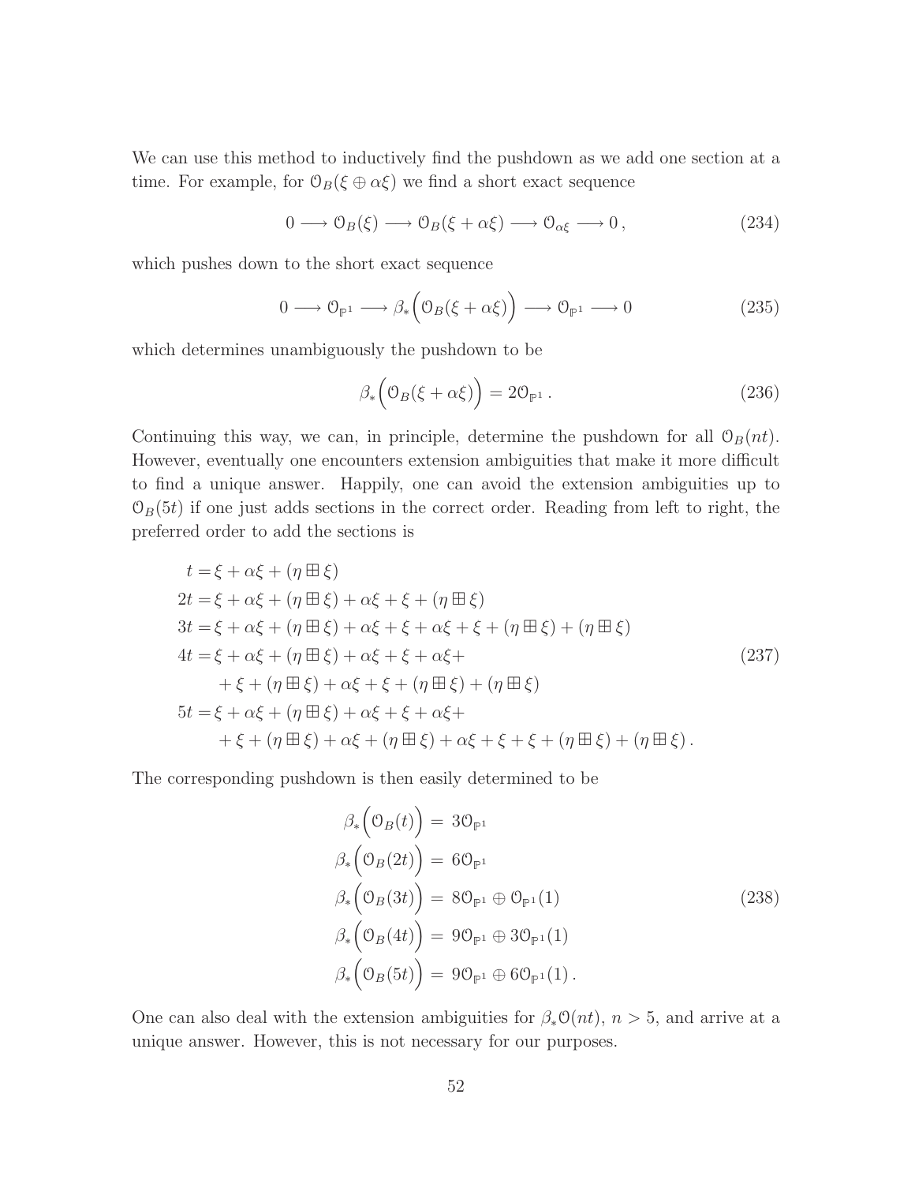We can use this method to inductively find the pushdown as we add one section at a time. For example, for $\mathcal{O}_B(\xi \oplus \alpha\xi)$ we find a short exact sequence

$$0 \longrightarrow \mathcal{O}_B(\xi) \longrightarrow \mathcal{O}_B(\xi + \alpha\xi) \longrightarrow \mathcal{O}_{\alpha\xi} \longrightarrow 0\,, \tag{234}$$

which pushes down to the short exact sequence

$$0 \longrightarrow \mathcal{O}_{\mathbb{P}^1} \longrightarrow \beta_*\Big(\mathcal{O}_B(\xi + \alpha\xi)\Big) \longrightarrow \mathcal{O}_{\mathbb{P}^1} \longrightarrow 0 \tag{235}$$

which determines unambiguously the pushdown to be

$$\beta_*\Big(\mathcal{O}_B(\xi + \alpha\xi)\Big) = 2\mathcal{O}_{\mathbb{P}^1}\,. \tag{236}$$

Continuing this way, we can, in principle, determine the pushdown for all $\mathcal{O}_B(nt)$. However, eventually one encounters extension ambiguities that make it more difficult to find a unique answer. Happily, one can avoid the extension ambiguities up to $\mathcal{O}_B(5t)$ if one just adds sections in the correct order. Reading from left to right, the preferred order to add the sections is

$$\begin{aligned}
t =& \xi + \alpha\xi + (\eta \boxplus \xi) \\
2t =& \xi + \alpha\xi + (\eta \boxplus \xi) + \alpha\xi + \xi + (\eta \boxplus \xi) \\
3t =& \xi + \alpha\xi + (\eta \boxplus \xi) + \alpha\xi + \xi + \alpha\xi + \xi + (\eta \boxplus \xi) + (\eta \boxplus \xi) \\
4t =& \xi + \alpha\xi + (\eta \boxplus \xi) + \alpha\xi + \xi + \alpha\xi + \\
& + \xi + (\eta \boxplus \xi) + \alpha\xi + \xi + (\eta \boxplus \xi) + (\eta \boxplus \xi) \\
5t =& \xi + \alpha\xi + (\eta \boxplus \xi) + \alpha\xi + \xi + \alpha\xi + \\
& + \xi + (\eta \boxplus \xi) + \alpha\xi + (\eta \boxplus \xi) + \alpha\xi + \xi + \xi + (\eta \boxplus \xi) + (\eta \boxplus \xi)\,.
\end{aligned} \tag{237}$$

The corresponding pushdown is then easily determined to be

$$\begin{aligned}
\beta_*\Big(\mathcal{O}_B(t)\Big) &= 3\mathcal{O}_{\mathbb{P}^1} \\
\beta_*\Big(\mathcal{O}_B(2t)\Big) &= 6\mathcal{O}_{\mathbb{P}^1} \\
\beta_*\Big(\mathcal{O}_B(3t)\Big) &= 8\mathcal{O}_{\mathbb{P}^1} \oplus \mathcal{O}_{\mathbb{P}^1}(1) \\
\beta_*\Big(\mathcal{O}_B(4t)\Big) &= 9\mathcal{O}_{\mathbb{P}^1} \oplus 3\mathcal{O}_{\mathbb{P}^1}(1) \\
\beta_*\Big(\mathcal{O}_B(5t)\Big) &= 9\mathcal{O}_{\mathbb{P}^1} \oplus 6\mathcal{O}_{\mathbb{P}^1}(1)\,.
\end{aligned} \tag{238}$$

One can also deal with the extension ambiguities for $\beta_*\mathcal{O}(nt)$, $n > 5$, and arrive at a unique answer. However, this is not necessary for our purposes.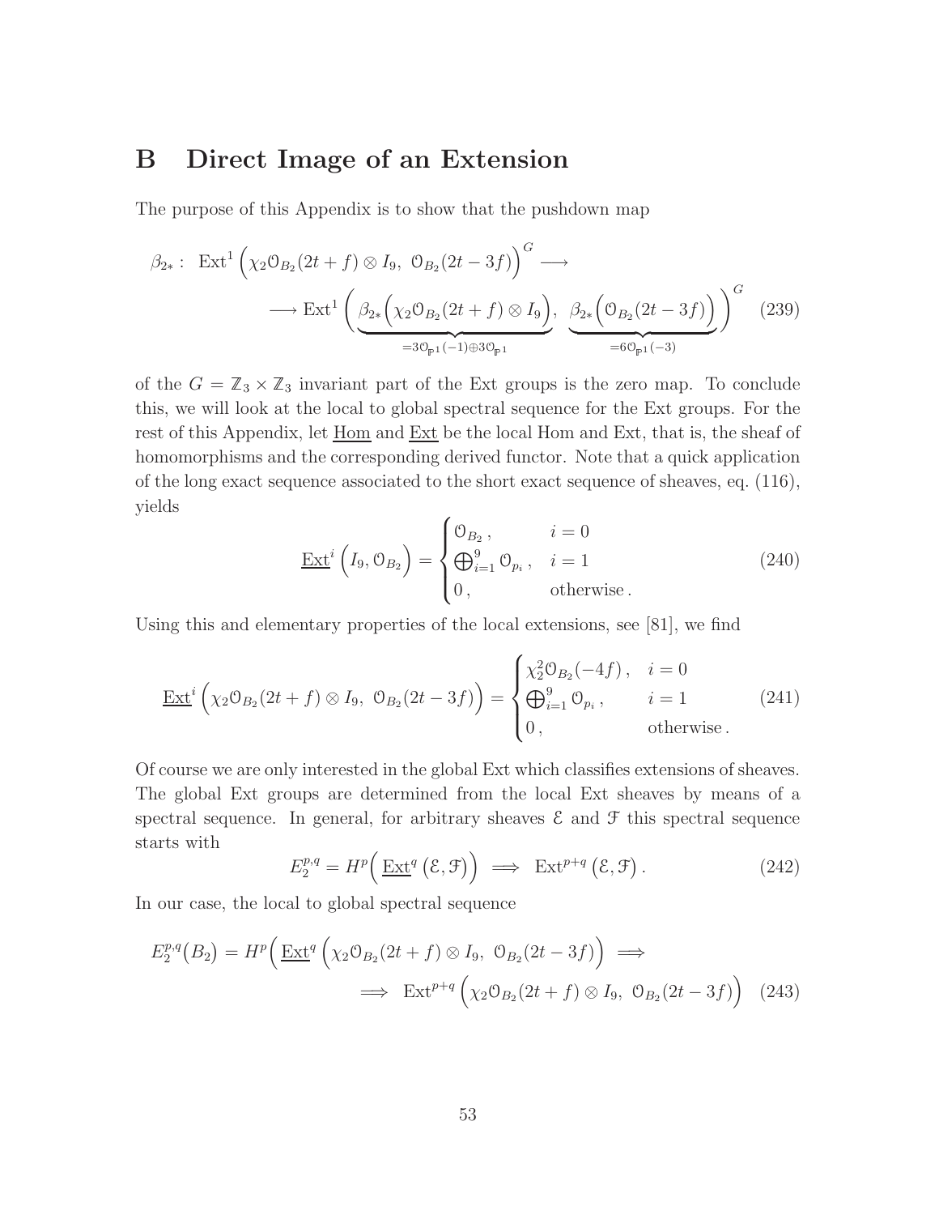# B Direct Image of an Extension

The purpose of this Appendix is to show that the pushdown map

$$
\begin{aligned}
\beta_{2*}: \ \operatorname{Ext}^1\Big(\chi_2 \mathcal{O}_{B_2}(2t+f)\otimes I_9,\ \mathcal{O}_{B_2}(2t-3f)\Big)^G \longrightarrow \\
\longrightarrow \operatorname{Ext}^1\bigg(\underbrace{\beta_{2*}\Big(\chi_2 \mathcal{O}_{B_2}(2t+f)\otimes I_9\Big)}_{=3\mathcal{O}_{\mathbb{P}^1}(-1)\oplus 3\mathcal{O}_{\mathbb{P}^1}},\ \underbrace{\beta_{2*}\Big(\mathcal{O}_{B_2}(2t-3f)\Big)}_{=6\mathcal{O}_{\mathbb{P}^1}(-3)}\bigg)^G
\end{aligned}
\tag{239}
$$

of the $G = \mathbb{Z}_3 \times \mathbb{Z}_3$ invariant part of the Ext groups is the zero map. To conclude this, we will look at the local to global spectral sequence for the Ext groups. For the rest of this Appendix, let $\underline{\operatorname{Hom}}$ and $\underline{\operatorname{Ext}}$ be the local Hom and Ext, that is, the sheaf of homomorphisms and the corresponding derived functor. Note that a quick application of the long exact sequence associated to the short exact sequence of sheaves, eq. (116), yields

$$
\underline{\operatorname{Ext}}^i\Big(I_9, \mathcal{O}_{B_2}\Big) = \begin{cases} \mathcal{O}_{B_2}, & i=0 \\ \bigoplus_{i=1}^{9} \mathcal{O}_{p_i}, & i=1 \\ 0, & \text{otherwise}. \end{cases}
\tag{240}
$$

Using this and elementary properties of the local extensions, see [81], we find

$$
\underline{\operatorname{Ext}}^i\Big(\chi_2 \mathcal{O}_{B_2}(2t+f)\otimes I_9,\ \mathcal{O}_{B_2}(2t-3f)\Big) = \begin{cases} \chi_2^2 \mathcal{O}_{B_2}(-4f), & i=0 \\ \bigoplus_{i=1}^{9} \mathcal{O}_{p_i}, & i=1 \\ 0, & \text{otherwise}. \end{cases}
\tag{241}
$$

Of course we are only interested in the global Ext which classifies extensions of sheaves. The global Ext groups are determined from the local Ext sheaves by means of a spectral sequence. In general, for arbitrary sheaves $\mathcal{E}$ and $\mathcal{F}$ this spectral sequence starts with

$$
E_2^{p,q} = H^p\Big(\underline{\operatorname{Ext}}^q\big(\mathcal{E},\mathcal{F}\big)\Big) \implies \operatorname{Ext}^{p+q}\big(\mathcal{E},\mathcal{F}\big).
\tag{242}
$$

In our case, the local to global spectral sequence

$$
\begin{aligned}
E_2^{p,q}\big(B_2\big) = H^p\Big(\underline{\operatorname{Ext}}^q\Big(\chi_2 \mathcal{O}_{B_2}(2t+f)\otimes I_9,\ \mathcal{O}_{B_2}(2t-3f)\Big) \implies \\
\implies \operatorname{Ext}^{p+q}\Big(\chi_2 \mathcal{O}_{B_2}(2t+f)\otimes I_9,\ \mathcal{O}_{B_2}(2t-3f)\Big)
\end{aligned}
\tag{243}
$$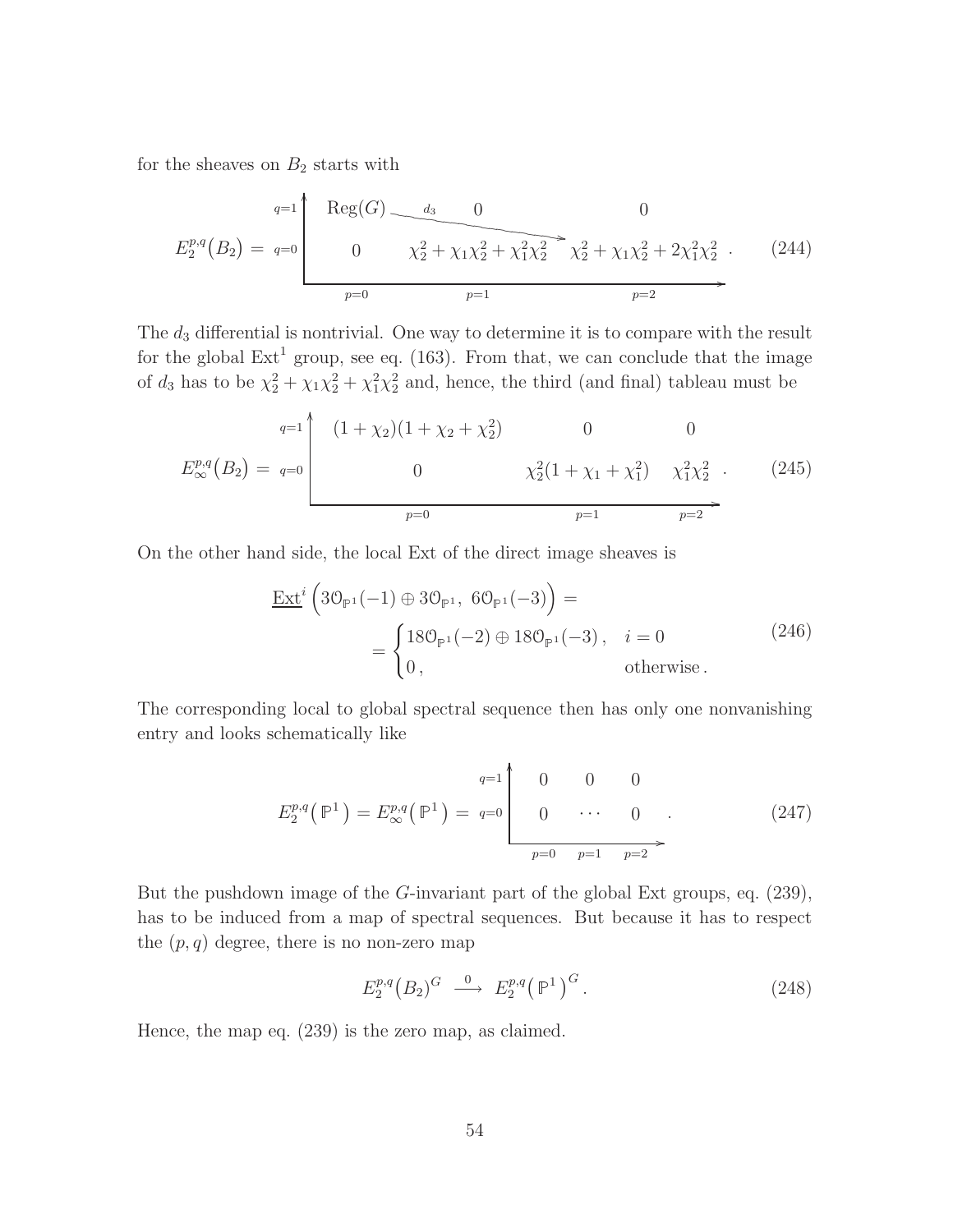for the sheaves on $B_2$ starts with

$$
E_2^{p,q}\big(B_2\big) = \begin{array}{c|ccc}
q=1 & \mathrm{Reg}(G) \xrightarrow{\ d_3\ } & 0 & 0 \\
q=0 & 0 & \chi_2^2 + \chi_1\chi_2^2 + \chi_1^2\chi_2^2 & \chi_2^2 + \chi_1\chi_2^2 + 2\chi_1^2\chi_2^2 \\
\hline
 & p=0 & p=1 & p=2
\end{array} \; . \tag{244}
$$

The $d_3$ differential is nontrivial. One way to determine it is to compare with the result for the global $\mathrm{Ext}^1$ group, see eq. (163). From that, we can conclude that the image of $d_3$ has to be $\chi_2^2 + \chi_1\chi_2^2 + \chi_1^2\chi_2^2$ and, hence, the third (and final) tableau must be

$$
E_\infty^{p,q}\big(B_2\big) = \begin{array}{c|ccc}
q=1 & (1+\chi_2)(1+\chi_2+\chi_2^2) & 0 & 0 \\
q=0 & 0 & \chi_2^2(1+\chi_1+\chi_1^2) & \chi_1^2\chi_2^2 \\
\hline
 & p=0 & p=1 & p=2
\end{array} \; . \tag{245}
$$

On the other hand side, the local Ext of the direct image sheaves is

$$
\begin{aligned}
&\underline{\mathrm{Ext}}^i\Big(3\mathcal{O}_{\mathbb{P}^1}(-1) \oplus 3\mathcal{O}_{\mathbb{P}^1},\ 6\mathcal{O}_{\mathbb{P}^1}(-3)\Big) = \\
&\qquad = \begin{cases} 18\mathcal{O}_{\mathbb{P}^1}(-2) \oplus 18\mathcal{O}_{\mathbb{P}^1}(-3)\,, & i=0 \\ 0\,, & \text{otherwise}\,. \end{cases}
\end{aligned} \tag{246}
$$

The corresponding local to global spectral sequence then has only one nonvanishing entry and looks schematically like

$$
E_2^{p,q}\big(\mathbb{P}^1\big) = E_\infty^{p,q}\big(\mathbb{P}^1\big) = \begin{array}{c|ccc}
q=1 & 0 & 0 & 0 \\
q=0 & 0 & \cdots & 0 \\
\hline
 & p=0 & p=1 & p=2
\end{array} \; . \tag{247}
$$

But the pushdown image of the $G$-invariant part of the global Ext groups, eq. (239), has to be induced from a map of spectral sequences. But because it has to respect the $(p,q)$ degree, there is no non-zero map

$$
E_2^{p,q}\big(B_2\big)^G \ \xrightarrow{\ 0\ }\ E_2^{p,q}\big(\mathbb{P}^1\big)^G\,. \tag{248}
$$

Hence, the map eq. (239) is the zero map, as claimed.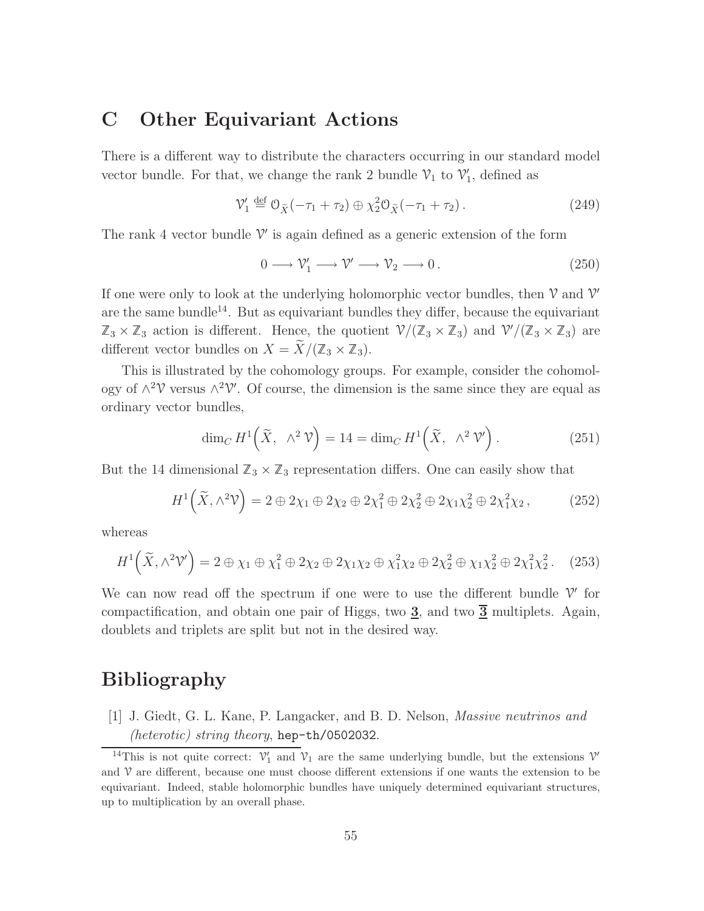# C Other Equivariant Actions

There is a different way to distribute the characters occurring in our standard model vector bundle. For that, we change the rank 2 bundle $\mathcal{V}_1$ to $\mathcal{V}_1'$, defined as

$$\mathcal{V}_1' \stackrel{\text{def}}{=} \mathcal{O}_{\widetilde{X}}(-\tau_1 + \tau_2) \oplus \chi_2^2 \mathcal{O}_{\widetilde{X}}(-\tau_1 + \tau_2) \,. \tag{249}$$

The rank 4 vector bundle $\mathcal{V}'$ is again defined as a generic extension of the form

$$0 \longrightarrow \mathcal{V}_1' \longrightarrow \mathcal{V}' \longrightarrow \mathcal{V}_2 \longrightarrow 0 \,. \tag{250}$$

If one were only to look at the underlying holomorphic vector bundles, then $\mathcal{V}$ and $\mathcal{V}'$ are the same bundle[14]. But as equivariant bundles they differ, because the equivariant $\mathbb{Z}_3 \times \mathbb{Z}_3$ action is different. Hence, the quotient $\mathcal{V}/(\mathbb{Z}_3 \times \mathbb{Z}_3)$ and $\mathcal{V}'/(\mathbb{Z}_3 \times \mathbb{Z}_3)$ are different vector bundles on $X = \widetilde{X}/(\mathbb{Z}_3 \times \mathbb{Z}_3)$.

This is illustrated by the cohomology groups. For example, consider the cohomology of $\wedge^2 \mathcal{V}$ versus $\wedge^2 \mathcal{V}'$. Of course, the dimension is the same since they are equal as ordinary vector bundles,

$$\dim_C H^1\Big(\widetilde{X}, \;\wedge^2 \mathcal{V}\Big) = 14 = \dim_C H^1\Big(\widetilde{X}, \;\wedge^2 \mathcal{V}'\Big) \,. \tag{251}$$

But the 14 dimensional $\mathbb{Z}_3 \times \mathbb{Z}_3$ representation differs. One can easily show that

$$H^1\Big(\widetilde{X}, \wedge^2 \mathcal{V}\Big) = 2 \oplus 2\chi_1 \oplus 2\chi_2 \oplus 2\chi_1^2 \oplus 2\chi_2^2 \oplus 2\chi_1\chi_2^2 \oplus 2\chi_1^2\chi_2 \,, \tag{252}$$

whereas

$$H^1\Big(\widetilde{X}, \wedge^2 \mathcal{V}'\Big) = 2 \oplus \chi_1 \oplus \chi_1^2 \oplus 2\chi_2 \oplus 2\chi_1\chi_2 \oplus \chi_1^2\chi_2 \oplus 2\chi_2^2 \oplus \chi_1\chi_2^2 \oplus 2\chi_1^2\chi_2^2 \,. \tag{253}$$

We can now read off the spectrum if one were to use the different bundle $\mathcal{V}'$ for compactification, and obtain one pair of Higgs, two $\underline{\mathbf{3}}$, and two $\underline{\overline{\mathbf{3}}}$ multiplets. Again, doublets and triplets are split but not in the desired way.

# Bibliography

[1] J. Giedt, G. L. Kane, P. Langacker, and B. D. Nelson, *Massive neutrinos and (heterotic) string theory*, hep-th/0502032.

---

[14] This is not quite correct: $\mathcal{V}_1'$ and $\mathcal{V}_1$ are the same underlying bundle, but the extensions $\mathcal{V}'$ and $\mathcal{V}$ are different, because one must choose different extensions if one wants the extension to be equivariant. Indeed, stable holomorphic bundles have uniquely determined equivariant structures, up to multiplication by an overall phase.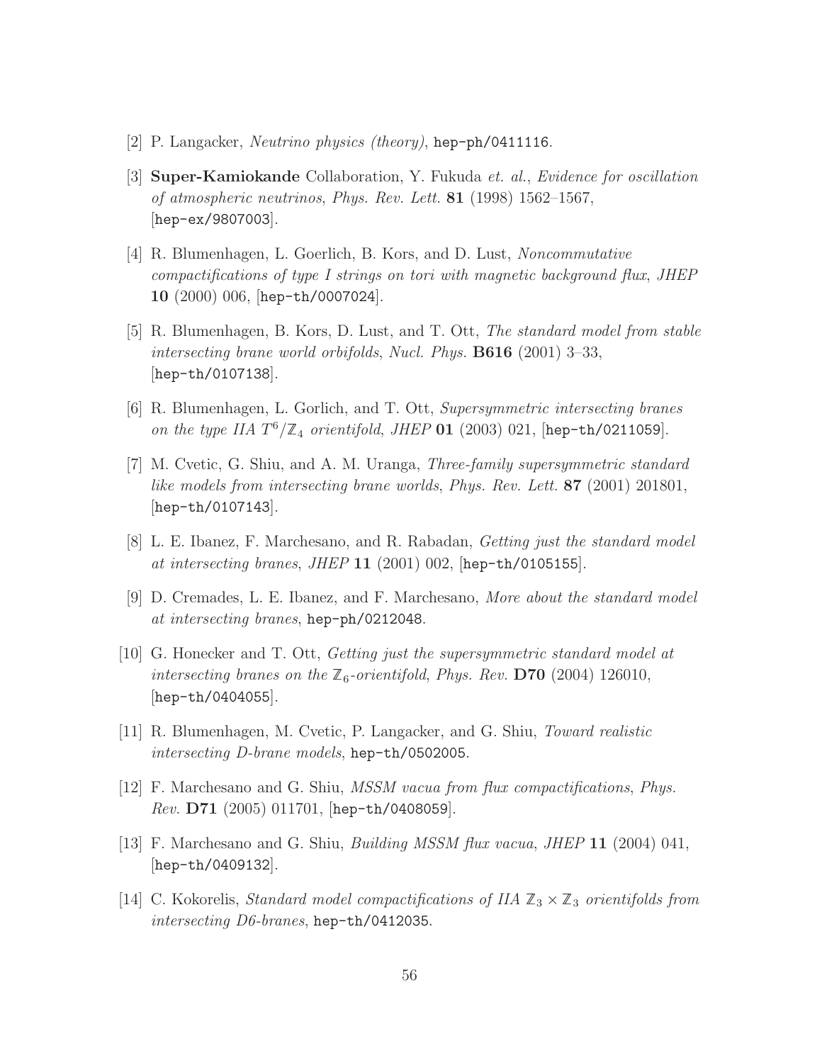[2] P. Langacker, *Neutrino physics (theory)*, hep-ph/0411116.

[3] **Super-Kamiokande** Collaboration, Y. Fukuda *et. al.*, *Evidence for oscillation of atmospheric neutrinos*, *Phys. Rev. Lett.* **81** (1998) 1562–1567, [hep-ex/9807003].

[4] R. Blumenhagen, L. Goerlich, B. Kors, and D. Lust, *Noncommutative compactifications of type I strings on tori with magnetic background flux*, *JHEP* **10** (2000) 006, [hep-th/0007024].

[5] R. Blumenhagen, B. Kors, D. Lust, and T. Ott, *The standard model from stable intersecting brane world orbifolds*, *Nucl. Phys.* **B616** (2001) 3–33, [hep-th/0107138].

[6] R. Blumenhagen, L. Gorlich, and T. Ott, *Supersymmetric intersecting branes on the type IIA $T^6/\mathbb{Z}_4$ orientifold*, *JHEP* **01** (2003) 021, [hep-th/0211059].

[7] M. Cvetic, G. Shiu, and A. M. Uranga, *Three-family supersymmetric standard like models from intersecting brane worlds*, *Phys. Rev. Lett.* **87** (2001) 201801, [hep-th/0107143].

[8] L. E. Ibanez, F. Marchesano, and R. Rabadan, *Getting just the standard model at intersecting branes*, *JHEP* **11** (2001) 002, [hep-th/0105155].

[9] D. Cremades, L. E. Ibanez, and F. Marchesano, *More about the standard model at intersecting branes*, hep-ph/0212048.

[10] G. Honecker and T. Ott, *Getting just the supersymmetric standard model at intersecting branes on the $\mathbb{Z}_6$-orientifold*, *Phys. Rev.* **D70** (2004) 126010, [hep-th/0404055].

[11] R. Blumenhagen, M. Cvetic, P. Langacker, and G. Shiu, *Toward realistic intersecting D-brane models*, hep-th/0502005.

[12] F. Marchesano and G. Shiu, *MSSM vacua from flux compactifications*, *Phys. Rev.* **D71** (2005) 011701, [hep-th/0408059].

[13] F. Marchesano and G. Shiu, *Building MSSM flux vacua*, *JHEP* **11** (2004) 041, [hep-th/0409132].

[14] C. Kokorelis, *Standard model compactifications of IIA $\mathbb{Z}_3 \times \mathbb{Z}_3$ orientifolds from intersecting D6-branes*, hep-th/0412035.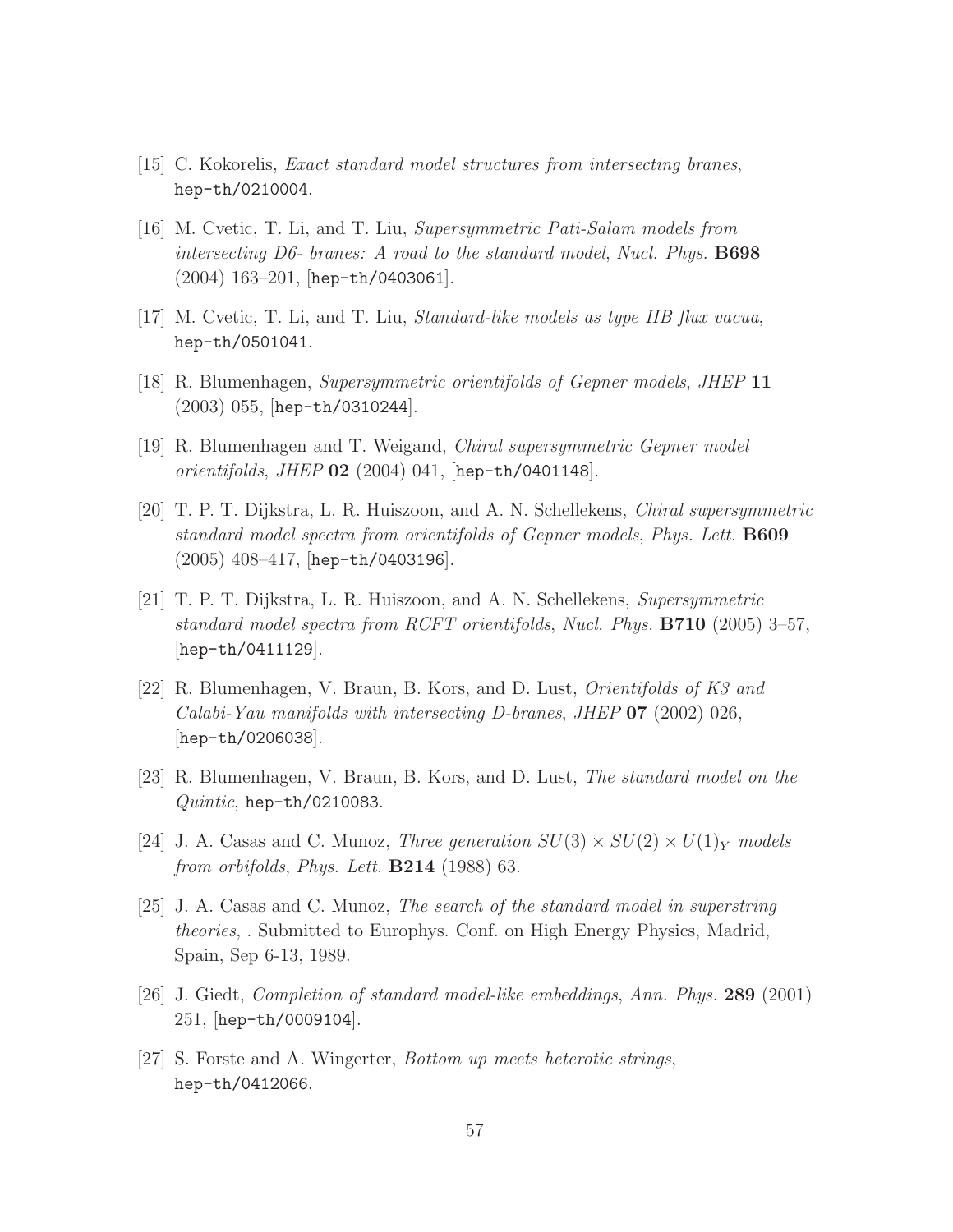[15] C. Kokorelis, *Exact standard model structures from intersecting branes*, `hep-th/0210004`.

[16] M. Cvetic, T. Li, and T. Liu, *Supersymmetric Pati-Salam models from intersecting D6- branes: A road to the standard model*, *Nucl. Phys.* **B698** (2004) 163–201, [`hep-th/0403061`].

[17] M. Cvetic, T. Li, and T. Liu, *Standard-like models as type IIB flux vacua*, `hep-th/0501041`.

[18] R. Blumenhagen, *Supersymmetric orientifolds of Gepner models*, *JHEP* **11** (2003) 055, [`hep-th/0310244`].

[19] R. Blumenhagen and T. Weigand, *Chiral supersymmetric Gepner model orientifolds*, *JHEP* **02** (2004) 041, [`hep-th/0401148`].

[20] T. P. T. Dijkstra, L. R. Huiszoon, and A. N. Schellekens, *Chiral supersymmetric standard model spectra from orientifolds of Gepner models*, *Phys. Lett.* **B609** (2005) 408–417, [`hep-th/0403196`].

[21] T. P. T. Dijkstra, L. R. Huiszoon, and A. N. Schellekens, *Supersymmetric standard model spectra from RCFT orientifolds*, *Nucl. Phys.* **B710** (2005) 3–57, [`hep-th/0411129`].

[22] R. Blumenhagen, V. Braun, B. Kors, and D. Lust, *Orientifolds of K3 and Calabi-Yau manifolds with intersecting D-branes*, *JHEP* **07** (2002) 026, [`hep-th/0206038`].

[23] R. Blumenhagen, V. Braun, B. Kors, and D. Lust, *The standard model on the Quintic*, `hep-th/0210083`.

[24] J. A. Casas and C. Munoz, *Three generation $SU(3) \times SU(2) \times U(1)_Y$ models from orbifolds*, *Phys. Lett.* **B214** (1988) 63.

[25] J. A. Casas and C. Munoz, *The search of the standard model in superstring theories*, . Submitted to Europhys. Conf. on High Energy Physics, Madrid, Spain, Sep 6-13, 1989.

[26] J. Giedt, *Completion of standard model-like embeddings*, *Ann. Phys.* **289** (2001) 251, [`hep-th/0009104`].

[27] S. Forste and A. Wingerter, *Bottom up meets heterotic strings*, `hep-th/0412066`.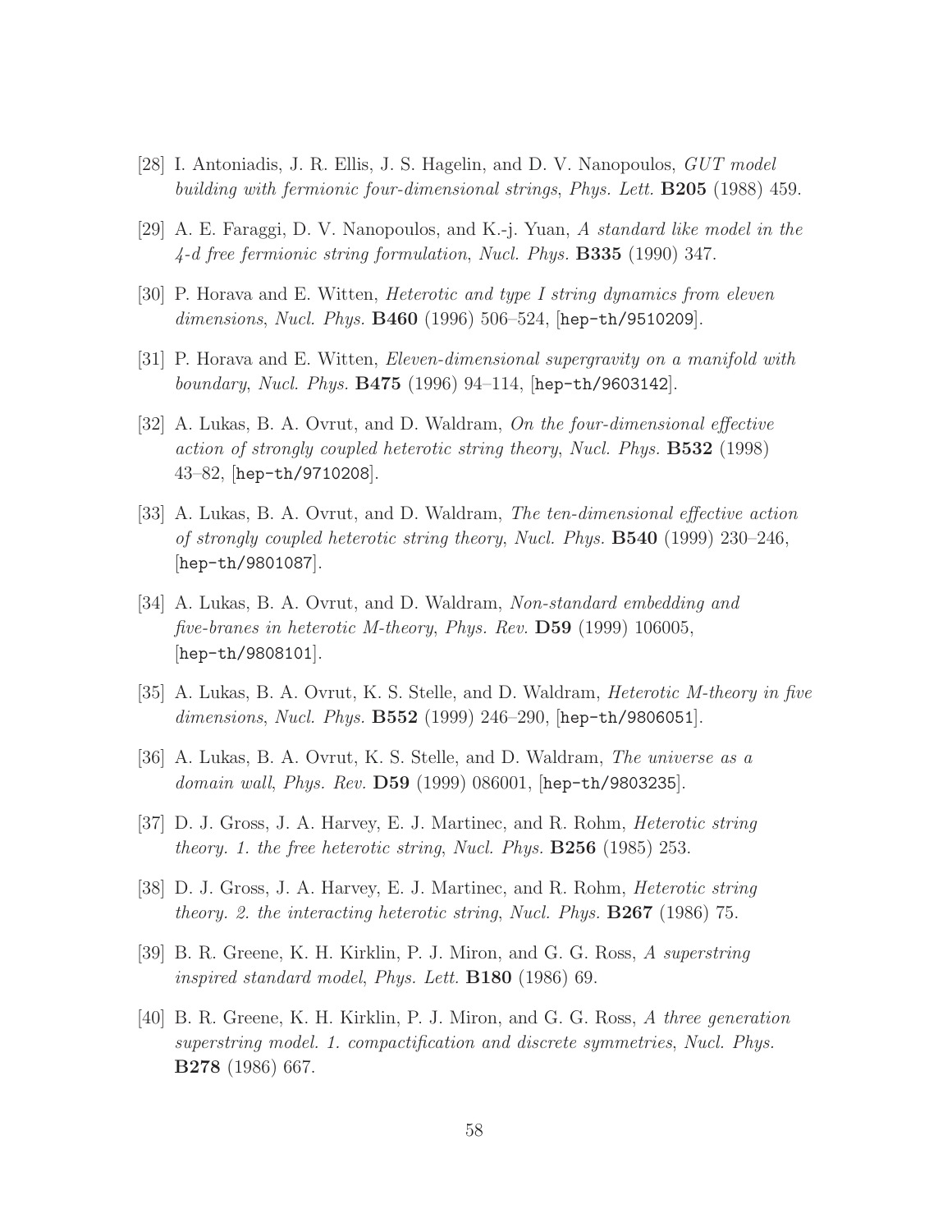[28] I. Antoniadis, J. R. Ellis, J. S. Hagelin, and D. V. Nanopoulos, *GUT model building with fermionic four-dimensional strings*, *Phys. Lett.* **B205** (1988) 459.

[29] A. E. Faraggi, D. V. Nanopoulos, and K.-j. Yuan, *A standard like model in the 4-d free fermionic string formulation*, *Nucl. Phys.* **B335** (1990) 347.

[30] P. Horava and E. Witten, *Heterotic and type I string dynamics from eleven dimensions*, *Nucl. Phys.* **B460** (1996) 506–524, [hep-th/9510209].

[31] P. Horava and E. Witten, *Eleven-dimensional supergravity on a manifold with boundary*, *Nucl. Phys.* **B475** (1996) 94–114, [hep-th/9603142].

[32] A. Lukas, B. A. Ovrut, and D. Waldram, *On the four-dimensional effective action of strongly coupled heterotic string theory*, *Nucl. Phys.* **B532** (1998) 43–82, [hep-th/9710208].

[33] A. Lukas, B. A. Ovrut, and D. Waldram, *The ten-dimensional effective action of strongly coupled heterotic string theory*, *Nucl. Phys.* **B540** (1999) 230–246, [hep-th/9801087].

[34] A. Lukas, B. A. Ovrut, and D. Waldram, *Non-standard embedding and five-branes in heterotic M-theory*, *Phys. Rev.* **D59** (1999) 106005, [hep-th/9808101].

[35] A. Lukas, B. A. Ovrut, K. S. Stelle, and D. Waldram, *Heterotic M-theory in five dimensions*, *Nucl. Phys.* **B552** (1999) 246–290, [hep-th/9806051].

[36] A. Lukas, B. A. Ovrut, K. S. Stelle, and D. Waldram, *The universe as a domain wall*, *Phys. Rev.* **D59** (1999) 086001, [hep-th/9803235].

[37] D. J. Gross, J. A. Harvey, E. J. Martinec, and R. Rohm, *Heterotic string theory. 1. the free heterotic string*, *Nucl. Phys.* **B256** (1985) 253.

[38] D. J. Gross, J. A. Harvey, E. J. Martinec, and R. Rohm, *Heterotic string theory. 2. the interacting heterotic string*, *Nucl. Phys.* **B267** (1986) 75.

[39] B. R. Greene, K. H. Kirklin, P. J. Miron, and G. G. Ross, *A superstring inspired standard model*, *Phys. Lett.* **B180** (1986) 69.

[40] B. R. Greene, K. H. Kirklin, P. J. Miron, and G. G. Ross, *A three generation superstring model. 1. compactification and discrete symmetries*, *Nucl. Phys.* **B278** (1986) 667.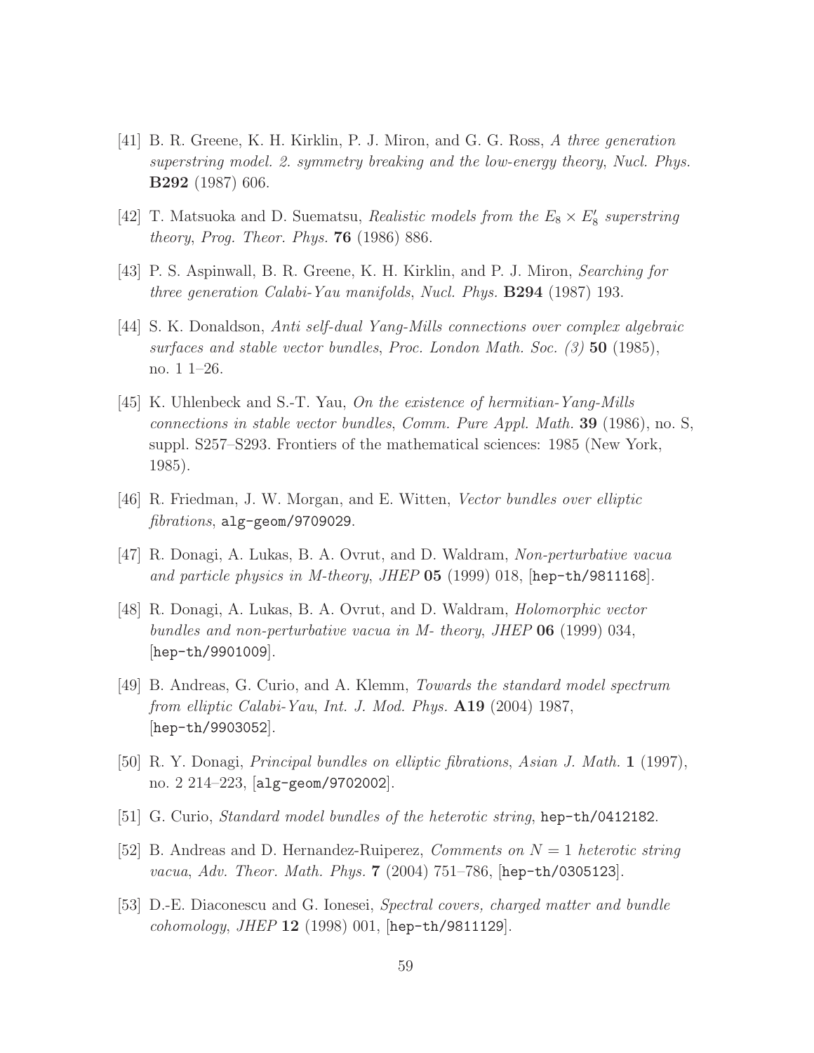[41] B. R. Greene, K. H. Kirklin, P. J. Miron, and G. G. Ross, *A three generation superstring model. 2. symmetry breaking and the low-energy theory*, *Nucl. Phys.* **B292** (1987) 606.

[42] T. Matsuoka and D. Suematsu, *Realistic models from the $E_8 \times E_8'$ superstring theory*, *Prog. Theor. Phys.* **76** (1986) 886.

[43] P. S. Aspinwall, B. R. Greene, K. H. Kirklin, and P. J. Miron, *Searching for three generation Calabi-Yau manifolds*, *Nucl. Phys.* **B294** (1987) 193.

[44] S. K. Donaldson, *Anti self-dual Yang-Mills connections over complex algebraic surfaces and stable vector bundles*, *Proc. London Math. Soc. (3)* **50** (1985), no. 1 1–26.

[45] K. Uhlenbeck and S.-T. Yau, *On the existence of hermitian-Yang-Mills connections in stable vector bundles*, *Comm. Pure Appl. Math.* **39** (1986), no. S, suppl. S257–S293. Frontiers of the mathematical sciences: 1985 (New York, 1985).

[46] R. Friedman, J. W. Morgan, and E. Witten, *Vector bundles over elliptic fibrations*, `alg-geom/9709029`.

[47] R. Donagi, A. Lukas, B. A. Ovrut, and D. Waldram, *Non-perturbative vacua and particle physics in M-theory*, *JHEP* **05** (1999) 018, [`hep-th/9811168`].

[48] R. Donagi, A. Lukas, B. A. Ovrut, and D. Waldram, *Holomorphic vector bundles and non-perturbative vacua in M- theory*, *JHEP* **06** (1999) 034, [`hep-th/9901009`].

[49] B. Andreas, G. Curio, and A. Klemm, *Towards the standard model spectrum from elliptic Calabi-Yau*, *Int. J. Mod. Phys.* **A19** (2004) 1987, [`hep-th/9903052`].

[50] R. Y. Donagi, *Principal bundles on elliptic fibrations*, *Asian J. Math.* **1** (1997), no. 2 214–223, [`alg-geom/9702002`].

[51] G. Curio, *Standard model bundles of the heterotic string*, `hep-th/0412182`.

[52] B. Andreas and D. Hernandez-Ruiperez, *Comments on $N = 1$ heterotic string vacua*, *Adv. Theor. Math. Phys.* **7** (2004) 751–786, [`hep-th/0305123`].

[53] D.-E. Diaconescu and G. Ionesei, *Spectral covers, charged matter and bundle cohomology*, *JHEP* **12** (1998) 001, [`hep-th/9811129`].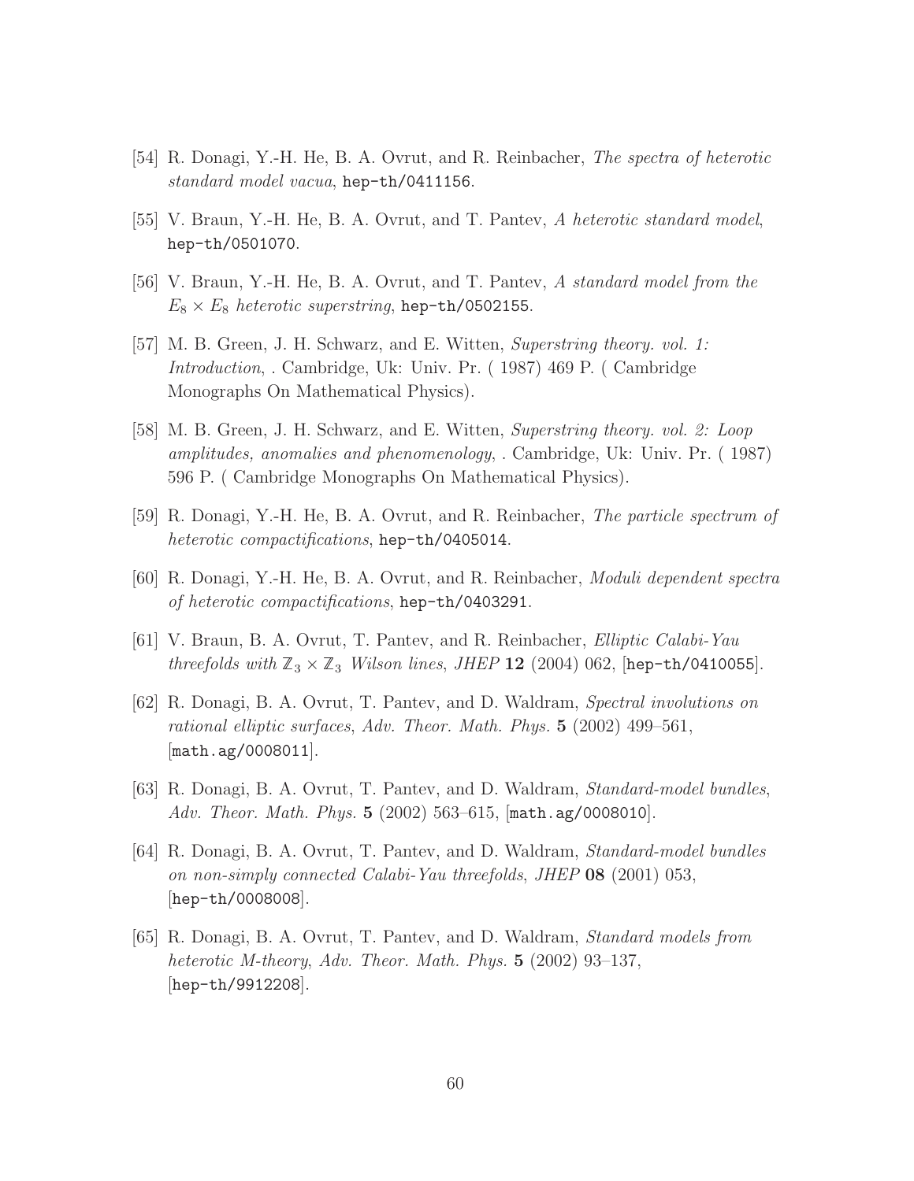[54] R. Donagi, Y.-H. He, B. A. Ovrut, and R. Reinbacher, *The spectra of heterotic standard model vacua*, hep-th/0411156.

[55] V. Braun, Y.-H. He, B. A. Ovrut, and T. Pantev, *A heterotic standard model*, hep-th/0501070.

[56] V. Braun, Y.-H. He, B. A. Ovrut, and T. Pantev, *A standard model from the $E_8 \times E_8$ heterotic superstring*, hep-th/0502155.

[57] M. B. Green, J. H. Schwarz, and E. Witten, *Superstring theory. vol. 1: Introduction*, . Cambridge, Uk: Univ. Pr. ( 1987) 469 P. ( Cambridge Monographs On Mathematical Physics).

[58] M. B. Green, J. H. Schwarz, and E. Witten, *Superstring theory. vol. 2: Loop amplitudes, anomalies and phenomenology*, . Cambridge, Uk: Univ. Pr. ( 1987) 596 P. ( Cambridge Monographs On Mathematical Physics).

[59] R. Donagi, Y.-H. He, B. A. Ovrut, and R. Reinbacher, *The particle spectrum of heterotic compactifications*, hep-th/0405014.

[60] R. Donagi, Y.-H. He, B. A. Ovrut, and R. Reinbacher, *Moduli dependent spectra of heterotic compactifications*, hep-th/0403291.

[61] V. Braun, B. A. Ovrut, T. Pantev, and R. Reinbacher, *Elliptic Calabi-Yau threefolds with $\mathbb{Z}_3 \times \mathbb{Z}_3$ Wilson lines*, *JHEP* **12** (2004) 062, [hep-th/0410055].

[62] R. Donagi, B. A. Ovrut, T. Pantev, and D. Waldram, *Spectral involutions on rational elliptic surfaces*, *Adv. Theor. Math. Phys.* **5** (2002) 499–561, [math.ag/0008011].

[63] R. Donagi, B. A. Ovrut, T. Pantev, and D. Waldram, *Standard-model bundles*, *Adv. Theor. Math. Phys.* **5** (2002) 563–615, [math.ag/0008010].

[64] R. Donagi, B. A. Ovrut, T. Pantev, and D. Waldram, *Standard-model bundles on non-simply connected Calabi-Yau threefolds*, *JHEP* **08** (2001) 053, [hep-th/0008008].

[65] R. Donagi, B. A. Ovrut, T. Pantev, and D. Waldram, *Standard models from heterotic M-theory*, *Adv. Theor. Math. Phys.* **5** (2002) 93–137, [hep-th/9912208].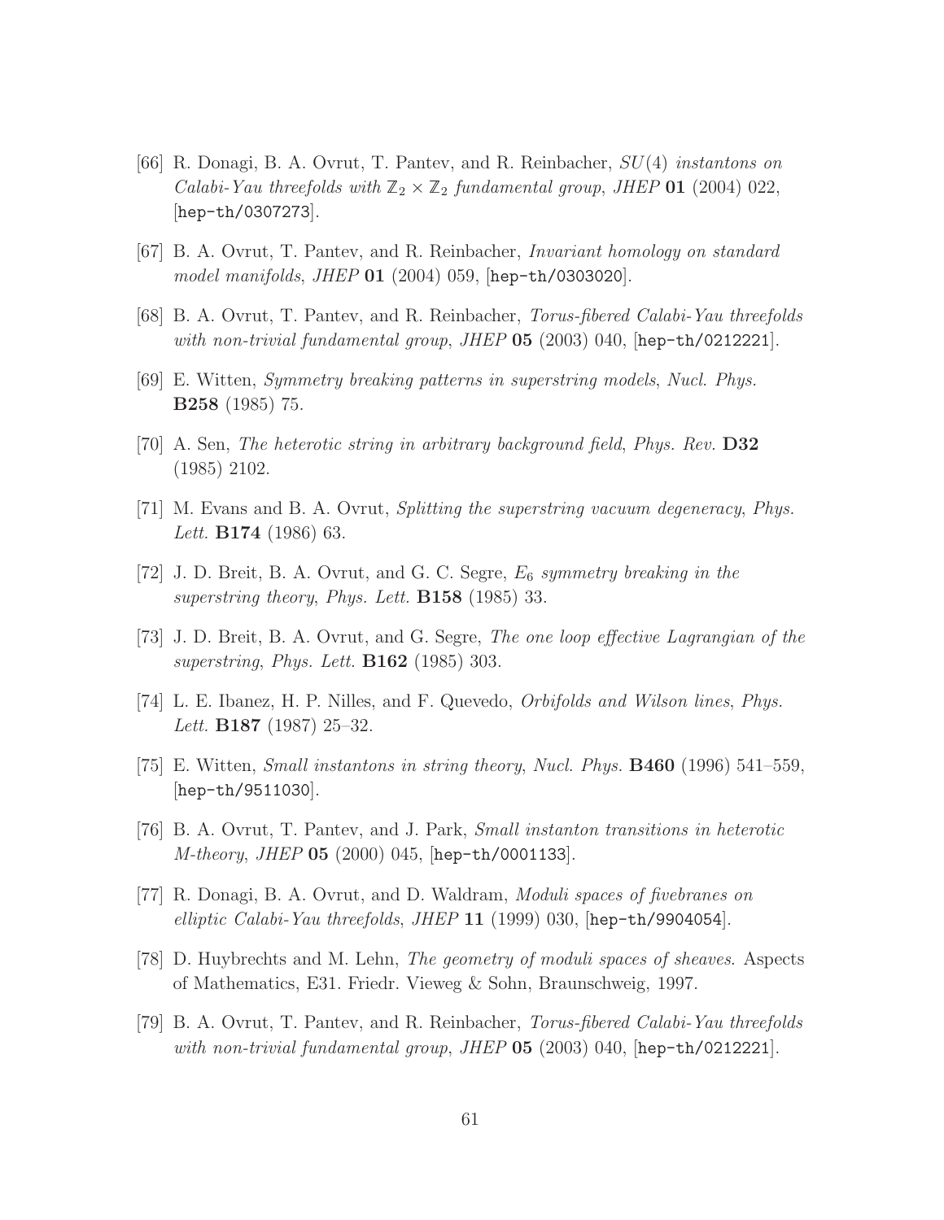[66] R. Donagi, B. A. Ovrut, T. Pantev, and R. Reinbacher, *$SU(4)$ instantons on Calabi-Yau threefolds with $\mathbb{Z}_2 \times \mathbb{Z}_2$ fundamental group*, *JHEP* **01** (2004) 022, [hep-th/0307273].

[67] B. A. Ovrut, T. Pantev, and R. Reinbacher, *Invariant homology on standard model manifolds*, *JHEP* **01** (2004) 059, [hep-th/0303020].

[68] B. A. Ovrut, T. Pantev, and R. Reinbacher, *Torus-fibered Calabi-Yau threefolds with non-trivial fundamental group*, *JHEP* **05** (2003) 040, [hep-th/0212221].

[69] E. Witten, *Symmetry breaking patterns in superstring models*, *Nucl. Phys.* **B258** (1985) 75.

[70] A. Sen, *The heterotic string in arbitrary background field*, *Phys. Rev.* **D32** (1985) 2102.

[71] M. Evans and B. A. Ovrut, *Splitting the superstring vacuum degeneracy*, *Phys. Lett.* **B174** (1986) 63.

[72] J. D. Breit, B. A. Ovrut, and G. C. Segre, *$E_6$ symmetry breaking in the superstring theory*, *Phys. Lett.* **B158** (1985) 33.

[73] J. D. Breit, B. A. Ovrut, and G. Segre, *The one loop effective Lagrangian of the superstring*, *Phys. Lett.* **B162** (1985) 303.

[74] L. E. Ibanez, H. P. Nilles, and F. Quevedo, *Orbifolds and Wilson lines*, *Phys. Lett.* **B187** (1987) 25–32.

[75] E. Witten, *Small instantons in string theory*, *Nucl. Phys.* **B460** (1996) 541–559, [hep-th/9511030].

[76] B. A. Ovrut, T. Pantev, and J. Park, *Small instanton transitions in heterotic M-theory*, *JHEP* **05** (2000) 045, [hep-th/0001133].

[77] R. Donagi, B. A. Ovrut, and D. Waldram, *Moduli spaces of fivebranes on elliptic Calabi-Yau threefolds*, *JHEP* **11** (1999) 030, [hep-th/9904054].

[78] D. Huybrechts and M. Lehn, *The geometry of moduli spaces of sheaves*. Aspects of Mathematics, E31. Friedr. Vieweg & Sohn, Braunschweig, 1997.

[79] B. A. Ovrut, T. Pantev, and R. Reinbacher, *Torus-fibered Calabi-Yau threefolds with non-trivial fundamental group*, *JHEP* **05** (2003) 040, [hep-th/0212221].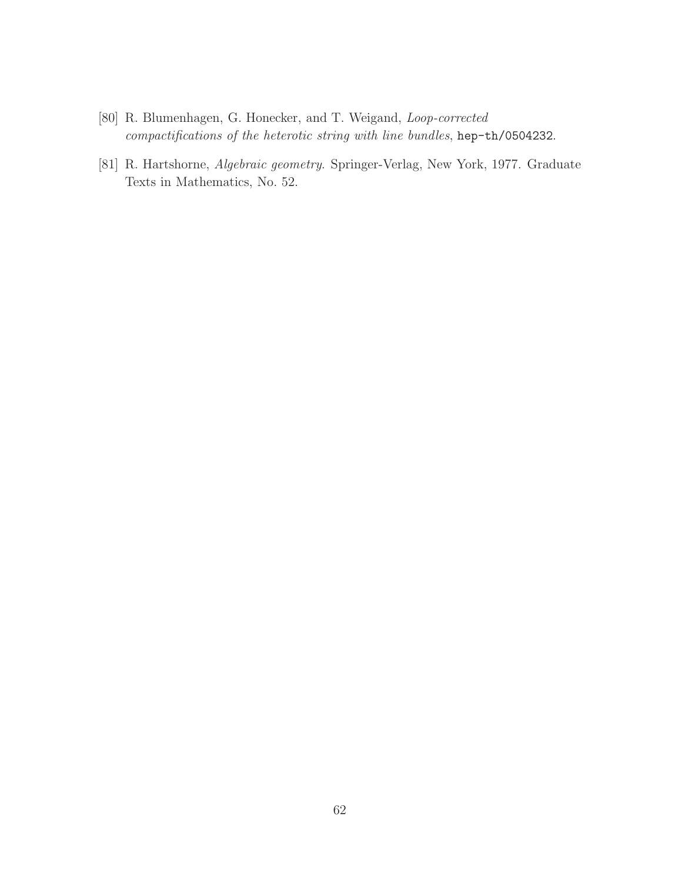[80] R. Blumenhagen, G. Honecker, and T. Weigand, *Loop-corrected compactifications of the heterotic string with line bundles*, `hep-th/0504232`.

[81] R. Hartshorne, *Algebraic geometry*. Springer-Verlag, New York, 1977. Graduate Texts in Mathematics, No. 52.